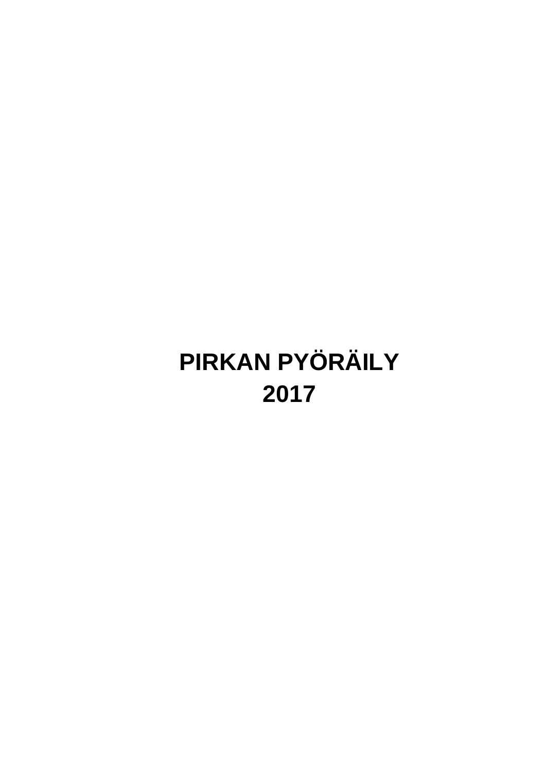# PIRKAN PYÖRÄILY 2017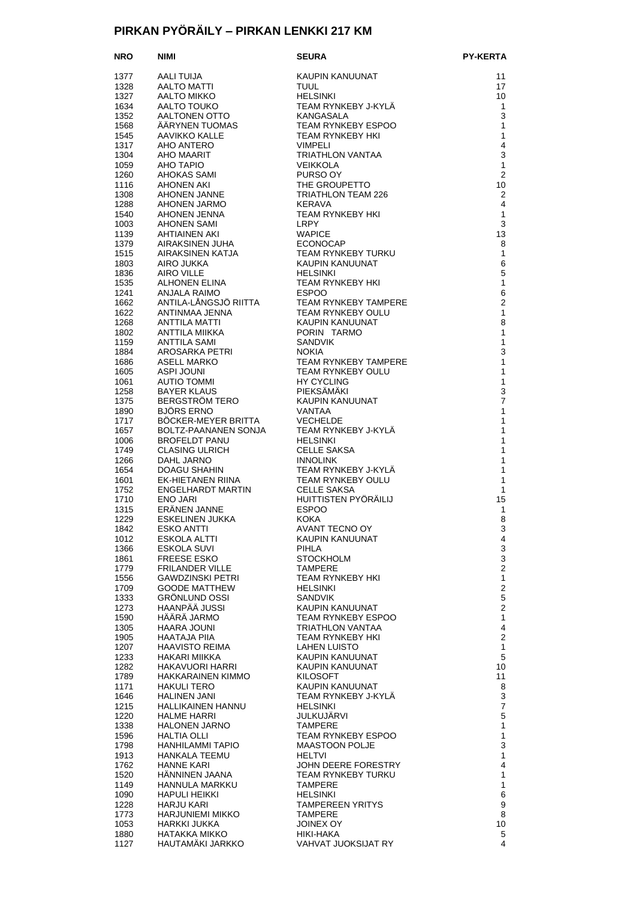# PIRKAN PYÖRÄILY – PIRKAN LENKKI 217 KM

| NRO | NIMI | SEURA | PY-KERTA |
|---|---|---|---|
| 1377 | AALI TUIJA | KAUPIN KANUUNAT | 11 |
| 1328 | AALTO MATTI | TUUL | 17 |
| 1327 | AALTO MIKKO | HELSINKI | 10 |
| 1634 | AALTO TOUKO | TEAM RYNKEBY J-KYLÄ | 1 |
| 1352 | AALTONEN OTTO | KANGASALA | 3 |
| 1568 | ÄÄRYNEN TUOMAS | TEAM RYNKEBY ESPOO | 1 |
| 1545 | AAVIKKO KALLE | TEAM RYNKEBY HKI | 1 |
| 1317 | AHO ANTERO | VIMPELI | 4 |
| 1304 | AHO MAARIT | TRIATHLON VANTAA | 3 |
| 1059 | AHO TAPIO | VEIKKOLA | 1 |
| 1260 | AHOKAS SAMI | PURSO OY | 2 |
| 1116 | AHONEN AKI | THE GROUPETTO | 10 |
| 1308 | AHONEN JANNE | TRIATHLON TEAM 226 | 2 |
| 1288 | AHONEN JARMO | KERAVA | 4 |
| 1540 | AHONEN JENNA | TEAM RYNKEBY HKI | 1 |
| 1003 | AHONEN SAMI | LRPY | 3 |
| 1139 | AHTIAINEN AKI | WAPICE | 13 |
| 1379 | AIRAKSINEN JUHA | ECONOCAP | 8 |
| 1515 | AIRAKSINEN KATJA | TEAM RYNKEBY TURKU | 1 |
| 1803 | AIRO JUKKA | KAUPIN KANUUNAT | 6 |
| 1836 | AIRO VILLE | HELSINKI | 5 |
| 1535 | ALHONEN ELINA | TEAM RYNKEBY HKI | 1 |
| 1241 | ANJALA RAIMO | ESPOO | 6 |
| 1662 | ANTILA-LÅNGSJÖ RIITTA | TEAM RYNKEBY TAMPERE | 2 |
| 1622 | ANTINMAA JENNA | TEAM RYNKEBY OULU | 1 |
| 1268 | ANTTILA MATTI | KAUPIN KANUUNAT | 8 |
| 1802 | ANTTILA MIIKKA | PORIN TARMO | 1 |
| 1159 | ANTTILA SAMI | SANDVIK | 1 |
| 1884 | AROSARKA PETRI | NOKIA | 3 |
| 1686 | ASELL MARKO | TEAM RYNKEBY TAMPERE | 1 |
| 1605 | ASPI JOUNI | TEAM RYNKEBY OULU | 1 |
| 1061 | AUTIO TOMMI | HY CYCLING | 1 |
| 1258 | BAYER KLAUS | PIEKSÄMÄKI | 3 |
| 1375 | BERGSTRÖM TERO | KAUPIN KANUUNAT | 7 |
| 1890 | BJÖRS ERNO | VANTAA | 1 |
| 1717 | BÖCKER-MEYER BRITTA | VECHELDE | 1 |
| 1657 | BOLTZ-PAANANEN SONJA | TEAM RYNKEBY J-KYLÄ | 1 |
| 1006 | BROFELDT PANU | HELSINKI | 1 |
| 1749 | CLASING ULRICH | CELLE SAKSA | 1 |
| 1266 | DAHL JARNO | INNOLINK | 1 |
| 1654 | DOAGU SHAHIN | TEAM RYNKEBY J-KYLÄ | 1 |
| 1601 | EK-HIETANEN RIINA | TEAM RYNKEBY OULU | 1 |
| 1752 | ENGELHARDT MARTIN | CELLE SAKSA | 1 |
| 1710 | ENO JARI | HUITTISTEN PYÖRÄILIJ | 15 |
| 1315 | ERÄNEN JANNE | ESPOO | 1 |
| 1229 | ESKELINEN JUKKA | KOKA | 8 |
| 1842 | ESKO ANTTI | AVANT TECNO OY | 3 |
| 1012 | ESKOLA ALTTI | KAUPIN KANUUNAT | 4 |
| 1366 | ESKOLA SUVI | PIHLA | 3 |
| 1861 | FREESE ESKO | STOCKHOLM | 3 |
| 1779 | FRILANDER VILLE | TAMPERE | 2 |
| 1556 | GAWDZINSKI PETRI | TEAM RYNKEBY HKI | 1 |
| 1709 | GOODE MATTHEW | HELSINKI | 2 |
| 1333 | GRÖNLUND OSSI | SANDVIK | 5 |
| 1273 | HAANPÄÄ JUSSI | KAUPIN KANUUNAT | 2 |
| 1590 | HÄÄRÄ JARMO | TEAM RYNKEBY ESPOO | 1 |
| 1305 | HAARA JOUNI | TRIATHLON VANTAA | 4 |
| 1905 | HAATAJA PIIA | TEAM RYNKEBY HKI | 2 |
| 1207 | HAAVISTO REIMA | LAHEN LUISTO | 1 |
| 1233 | HAKARI MIIKKA | KAUPIN KANUUNAT | 5 |
| 1282 | HAKAVUORI HARRI | KAUPIN KANUUNAT | 10 |
| 1789 | HAKKARAINEN KIMMO | KILOSOFT | 11 |
| 1171 | HAKULI TERO | KAUPIN KANUUNAT | 8 |
| 1646 | HALINEN JANI | TEAM RYNKEBY J-KYLÄ | 3 |
| 1215 | HALLIKAINEN HANNU | HELSINKI | 7 |
| 1220 | HALME HARRI | JULKUJÄRVI | 5 |
| 1338 | HALONEN JARNO | TAMPERE | 1 |
| 1596 | HALTIA OLLI | TEAM RYNKEBY ESPOO | 1 |
| 1798 | HANHILAMMI TAPIO | MAASTOON POLJE | 3 |
| 1913 | HANKALA TEEMU | HELTVI | 1 |
| 1762 | HANNE KARI | JOHN DEERE FORESTRY | 4 |
| 1520 | HÄNNINEN JAANA | TEAM RYNKEBY TURKU | 1 |
| 1149 | HANNULA MARKKU | TAMPERE | 1 |
| 1090 | HAPULI HEIKKI | HELSINKI | 6 |
| 1228 | HARJU KARI | TAMPEREEN YRITYS | 9 |
| 1773 | HARJUNIEMI MIKKO | TAMPERE | 8 |
| 1053 | HARKKI JUKKA | JOINEX OY | 10 |
| 1880 | HATAKKA MIKKO | HIKI-HAKA | 5 |
| 1127 | HAUTAMÄKI JARKKO | VAHVAT JUOKSIJAT RY | 4 |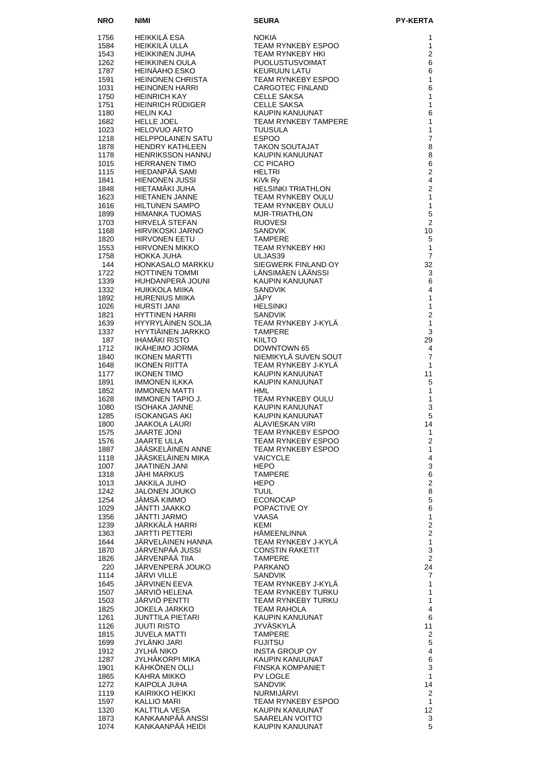| NRO | NIMI | SEURA | PY-KERTA |
|---|---|---|---|
| 1756 | HEIKKILÄ ESA | NOKIA | 1 |
| 1584 | HEIKKILÄ ULLA | TEAM RYNKEBY ESPOO | 1 |
| 1543 | HEIKKINEN JUHA | TEAM RYNKEBY HKI | 2 |
| 1262 | HEIKKINEN OULA | PUOLUSTUSVOIMAT | 6 |
| 1787 | HEINÄAHO ESKO | KEURUUN LATU | 6 |
| 1591 | HEINONEN CHRISTA | TEAM RYNKEBY ESPOO | 1 |
| 1031 | HEINONEN HARRI | CARGOTEC FINLAND | 6 |
| 1750 | HEINRICH KAY | CELLE SAKSA | 1 |
| 1751 | HEINRICH RÜDIGER | CELLE SAKSA | 1 |
| 1180 | HELIN KAJ | KAUPIN KANUUNAT | 6 |
| 1682 | HELLE JOEL | TEAM RYNKEBY TAMPERE | 1 |
| 1023 | HELOVUO ARTO | TUUSULA | 1 |
| 1218 | HELPPOLAINEN SATU | ESPOO | 7 |
| 1878 | HENDRY KATHLEEN | TAKON SOUTAJAT | 8 |
| 1178 | HENRIKSSON HANNU | KAUPIN KANUUNAT | 8 |
| 1015 | HERRANEN TIMO | CC PICARO | 6 |
| 1115 | HIEDANPÄÄ SAMI | HELTRI | 2 |
| 1841 | HIENONEN JUSSI | KiVk Ry | 4 |
| 1848 | HIETAMÄKI JUHA | HELSINKI TRIATHLON | 2 |
| 1623 | HIETANEN JANNE | TEAM RYNKEBY OULU | 1 |
| 1616 | HILTUNEN SAMPO | TEAM RYNKEBY OULU | 1 |
| 1899 | HIMANKA TUOMAS | MJR-TRIATHLON | 5 |
| 1703 | HIRVELÄ STEFAN | RUOVESI | 2 |
| 1168 | HIRVIKOSKI JARNO | SANDVIK | 10 |
| 1820 | HIRVONEN EETU | TAMPERE | 5 |
| 1553 | HIRVONEN MIKKO | TEAM RYNKEBY HKI | 1 |
| 1758 | HOKKA JUHA | ULJAS39 | 7 |
| 144 | HONKASALO MARKKU | SIEGWERK FINLAND OY | 32 |
| 1722 | HOTTINEN TOMMI | LÄNSIMÄEN LÄÄNSSI | 3 |
| 1339 | HUHDANPERÄ JOUNI | KAUPIN KANUUNAT | 6 |
| 1332 | HUIKKOLA MIIKA | SANDVIK | 4 |
| 1892 | HURENIUS MIIKA | JÄPY | 1 |
| 1026 | HURSTI JANI | HELSINKI | 1 |
| 1821 | HYTTINEN HARRI | SANDVIK | 2 |
| 1639 | HYYRYLÄINEN SOLJA | TEAM RYNKEBY J-KYLÄ | 1 |
| 1337 | HYYTIÄINEN JARKKO | TAMPERE | 3 |
| 187 | IHAMÄKI RISTO | KIILTO | 29 |
| 1712 | IKÄHEIMO JORMA | DOWNTOWN 65 | 4 |
| 1840 | IKONEN MARTTI | NIEMIKYLÄ SUVEN SOUT | 7 |
| 1648 | IKONEN RIITTA | TEAM RYNKEBY J-KYLÄ | 1 |
| 1177 | IKONEN TIMO | KAUPIN KANUUNAT | 11 |
| 1891 | IMMONEN ILKKA | KAUPIN KANUUNAT | 5 |
| 1852 | IMMONEN MATTI | HML | 1 |
| 1628 | IMMONEN TAPIO J. | TEAM RYNKEBY OULU | 1 |
| 1080 | ISOHAKA JANNE | KAUPIN KANUUNAT | 3 |
| 1285 | ISOKANGAS AKI | KAUPIN KANUUNAT | 5 |
| 1800 | JAAKOLA LAURI | ALAVIESKAN VIRI | 14 |
| 1575 | JAARTE JONI | TEAM RYNKEBY ESPOO | 1 |
| 1576 | JAARTE ULLA | TEAM RYNKEBY ESPOO | 2 |
| 1887 | JÄÄSKELÄINEN ANNE | TEAM RYNKEBY ESPOO | 1 |
| 1118 | JÄÄSKELÄINEN MIKA | VAICYCLE | 4 |
| 1007 | JAATINEN JANI | HEPO | 3 |
| 1318 | JÄHI MARKUS | TAMPERE | 6 |
| 1013 | JAKKILA JUHO | HEPO | 2 |
| 1242 | JALONEN JOUKO | TUUL | 8 |
| 1254 | JÄMSÄ KIMMO | ECONOCAP | 5 |
| 1029 | JÄNTTI JAAKKO | POPACTIVE OY | 6 |
| 1356 | JÄNTTI JARMO | VAASA | 1 |
| 1239 | JÄRKKÄLÄ HARRI | KEMI | 2 |
| 1363 | JARTTI PETTERI | HÄMEENLINNA | 2 |
| 1644 | JÄRVELÄINEN HANNA | TEAM RYNKEBY J-KYLÄ | 1 |
| 1870 | JÄRVENPÄÄ JUSSI | CONSTIN RAKETIT | 3 |
| 1826 | JÄRVENPÄÄ TIIA | TAMPERE | 2 |
| 220 | JÄRVENPERÄ JOUKO | PARKANO | 24 |
| 1114 | JÄRVI VILLE | SANDVIK | 7 |
| 1645 | JÄRVINEN EEVA | TEAM RYNKEBY J-KYLÄ | 1 |
| 1507 | JÄRVIÖ HELENA | TEAM RYNKEBY TURKU | 1 |
| 1503 | JÄRVIÖ PENTTI | TEAM RYNKEBY TURKU | 1 |
| 1825 | JOKELA JARKKO | TEAM RAHOLA | 4 |
| 1261 | JUNTTILA PIETARI | KAUPIN KANUUNAT | 6 |
| 1126 | JUUTI RISTO | JYVÄSKYLÄ | 11 |
| 1815 | JUVELA MATTI | TAMPERE | 2 |
| 1699 | JYLÄNKI JARI | FUJITSU | 5 |
| 1912 | JYLHÄ NIKO | INSTA GROUP OY | 4 |
| 1287 | JYLHÄKORPI MIKA | KAUPIN KANUUNAT | 6 |
| 1901 | KÄHKÖNEN OLLI | FINSKA KOMPANIET | 3 |
| 1865 | KAHRA MIKKO | PV LOGLE | 1 |
| 1272 | KAIPOLA JUHA | SANDVIK | 14 |
| 1119 | KAIRIKKO HEIKKI | NURMIJÄRVI | 2 |
| 1597 | KALLIO MARI | TEAM RYNKEBY ESPOO | 1 |
| 1320 | KALTTILA VESA | KAUPIN KANUUNAT | 12 |
| 1873 | KANKAANPÄÄ ANSSI | SAARELAN VOITTO | 3 |
| 1074 | KANKAANPÄÄ HEIDI | KAUPIN KANUUNAT | 5 |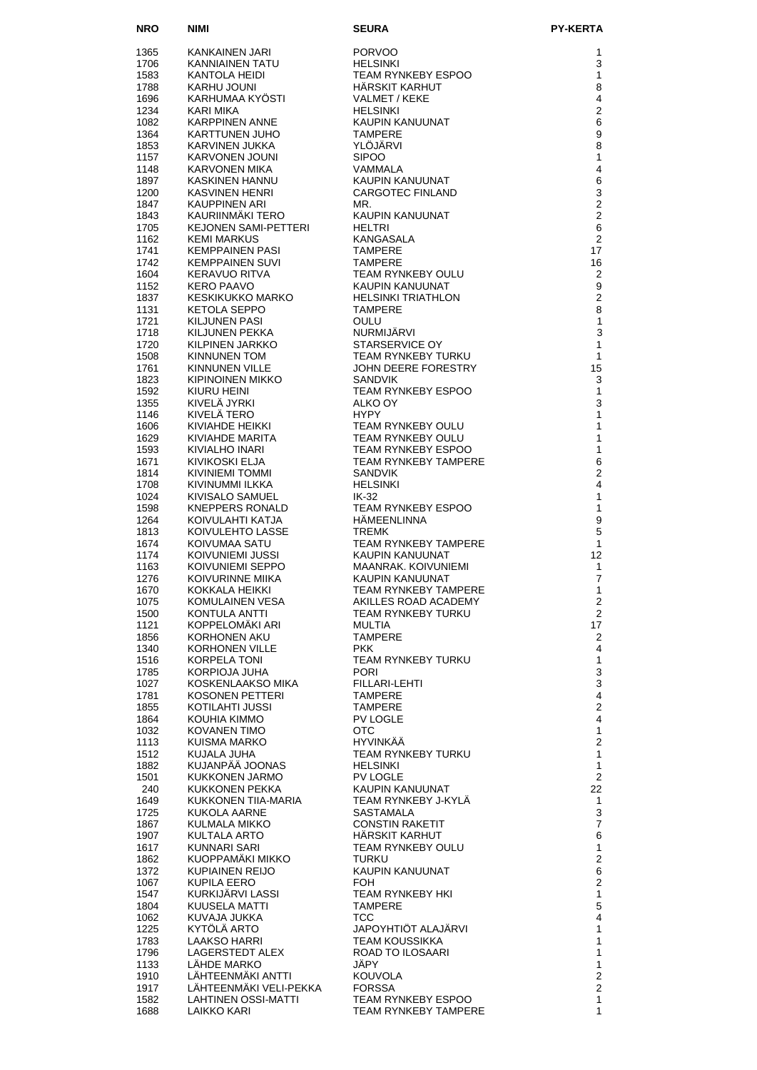| NRO | NIMI | SEURA | PY-KERTA |
|---|---|---|---|
| 1365 | KANKAINEN JARI | PORVOO | 1 |
| 1706 | KANNIAINEN TATU | HELSINKI | 3 |
| 1583 | KANTOLA HEIDI | TEAM RYNKEBY ESPOO | 1 |
| 1788 | KARHU JOUNI | HÄRSKIT KARHUT | 8 |
| 1696 | KARHUMAA KYÖSTI | VALMET / KEKE | 4 |
| 1234 | KARI MIKA | HELSINKI | 2 |
| 1082 | KARPPINEN ANNE | KAUPIN KANUUNAT | 6 |
| 1364 | KARTTUNEN JUHO | TAMPERE | 9 |
| 1853 | KARVINEN JUKKA | YLÖJÄRVI | 8 |
| 1157 | KARVONEN JOUNI | SIPOO | 1 |
| 1148 | KARVONEN MIKA | VAMMALA | 4 |
| 1897 | KASKINEN HANNU | KAUPIN KANUUNAT | 6 |
| 1200 | KASVINEN HENRI | CARGOTEC FINLAND | 3 |
| 1847 | KAUPPINEN ARI | MR. | 2 |
| 1843 | KAURIINMÄKI TERO | KAUPIN KANUUNAT | 2 |
| 1705 | KEJONEN SAMI-PETTERI | HELTRI | 6 |
| 1162 | KEMI MARKUS | KANGASALA | 2 |
| 1741 | KEMPPAINEN PASI | TAMPERE | 17 |
| 1742 | KEMPPAINEN SUVI | TAMPERE | 16 |
| 1604 | KERAVUO RITVA | TEAM RYNKEBY OULU | 2 |
| 1152 | KERO PAAVO | KAUPIN KANUUNAT | 9 |
| 1837 | KESKIKUKKO MARKO | HELSINKI TRIATHLON | 2 |
| 1131 | KETOLA SEPPO | TAMPERE | 8 |
| 1721 | KILJUNEN PASI | OULU | 1 |
| 1718 | KILJUNEN PEKKA | NURMIJÄRVI | 3 |
| 1720 | KILPINEN JARKKO | STARSERVICE OY | 1 |
| 1508 | KINNUNEN TOM | TEAM RYNKEBY TURKU | 1 |
| 1761 | KINNUNEN VILLE | JOHN DEERE FORESTRY | 15 |
| 1823 | KIPINOINEN MIKKO | SANDVIK | 3 |
| 1592 | KIURU HEINI | TEAM RYNKEBY ESPOO | 1 |
| 1355 | KIVELÄ JYRKI | ALKO OY | 3 |
| 1146 | KIVELÄ TERO | HYPY | 1 |
| 1606 | KIVIAHDE HEIKKI | TEAM RYNKEBY OULU | 1 |
| 1629 | KIVIAHDE MARITA | TEAM RYNKEBY OULU | 1 |
| 1593 | KIVIALHO INARI | TEAM RYNKEBY ESPOO | 1 |
| 1671 | KIVIKOSKI ELJA | TEAM RYNKEBY TAMPERE | 6 |
| 1814 | KIVINIEMI TOMMI | SANDVIK | 2 |
| 1708 | KIVINUMMI ILKKA | HELSINKI | 4 |
| 1024 | KIVISALO SAMUEL | IK-32 | 1 |
| 1598 | KNEPPERS RONALD | TEAM RYNKEBY ESPOO | 1 |
| 1264 | KOIVULAHTI KATJA | HÄMEENLINNA | 9 |
| 1813 | KOIVULEHTO LASSE | TREMK | 5 |
| 1674 | KOIVUMAA SATU | TEAM RYNKEBY TAMPERE | 1 |
| 1174 | KOIVUNIEMI JUSSI | KAUPIN KANUUNAT | 12 |
| 1163 | KOIVUNIEMI SEPPO | MAANRAK. KOIVUNIEMI | 1 |
| 1276 | KOIVURINNE MIIKA | KAUPIN KANUUNAT | 7 |
| 1670 | KOKKALA HEIKKI | TEAM RYNKEBY TAMPERE | 1 |
| 1075 | KOMULAINEN VESA | AKILLES ROAD ACADEMY | 2 |
| 1500 | KONTULA ANTTI | TEAM RYNKEBY TURKU | 2 |
| 1121 | KOPPELOMÄKI ARI | MULTIA | 17 |
| 1856 | KORHONEN AKU | TAMPERE | 2 |
| 1340 | KORHONEN VILLE | PKK | 4 |
| 1516 | KORPELA TONI | TEAM RYNKEBY TURKU | 1 |
| 1785 | KORPIOJA JUHA | PORI | 3 |
| 1027 | KOSKENLAAKSO MIKA | FILLARI-LEHTI | 3 |
| 1781 | KOSONEN PETTERI | TAMPERE | 4 |
| 1855 | KOTILAHTI JUSSI | TAMPERE | 2 |
| 1864 | KOUHIA KIMMO | PV LOGLE | 4 |
| 1032 | KOVANEN TIMO | OTC | 1 |
| 1113 | KUISMA MARKO | HYVINKÄÄ | 2 |
| 1512 | KUJALA JUHA | TEAM RYNKEBY TURKU | 1 |
| 1882 | KUJANPÄÄ JOONAS | HELSINKI | 1 |
| 1501 | KUKKONEN JARMO | PV LOGLE | 2 |
| 240 | KUKKONEN PEKKA | KAUPIN KANUUNAT | 22 |
| 1649 | KUKKONEN TIIA-MARIA | TEAM RYNKEBY J-KYLÄ | 1 |
| 1725 | KUKOLA AARNE | SASTAMALA | 3 |
| 1867 | KULMALA MIKKO | CONSTIN RAKETIT | 7 |
| 1907 | KULTALA ARTO | HÄRSKIT KARHUT | 6 |
| 1617 | KUNNARI SARI | TEAM RYNKEBY OULU | 1 |
| 1862 | KUOPPAMÄKI MIKKO | TURKU | 2 |
| 1372 | KUPIAINEN REIJO | KAUPIN KANUUNAT | 6 |
| 1067 | KUPILA EERO | FOH | 2 |
| 1547 | KURKIJÄRVI LASSI | TEAM RYNKEBY HKI | 1 |
| 1804 | KUUSELA MATTI | TAMPERE | 5 |
| 1062 | KUVAJA JUKKA | TCC | 4 |
| 1225 | KYTÖLÄ ARTO | JAPOYHTIÖT ALAJÄRVI | 1 |
| 1783 | LAAKSO HARRI | TEAM KOUSSIKKA | 1 |
| 1796 | LAGERSTEDT ALEX | ROAD TO ILOSAARI | 1 |
| 1133 | LÄHDE MARKO | JÄPY | 1 |
| 1910 | LÄHTEENMÄKI ANTTI | KOUVOLA | 2 |
| 1917 | LÄHTEENMÄKI VELI-PEKKA | FORSSA | 2 |
| 1582 | LAHTINEN OSSI-MATTI | TEAM RYNKEBY ESPOO | 1 |
| 1688 | LAIKKO KARI | TEAM RYNKEBY TAMPERE | 1 |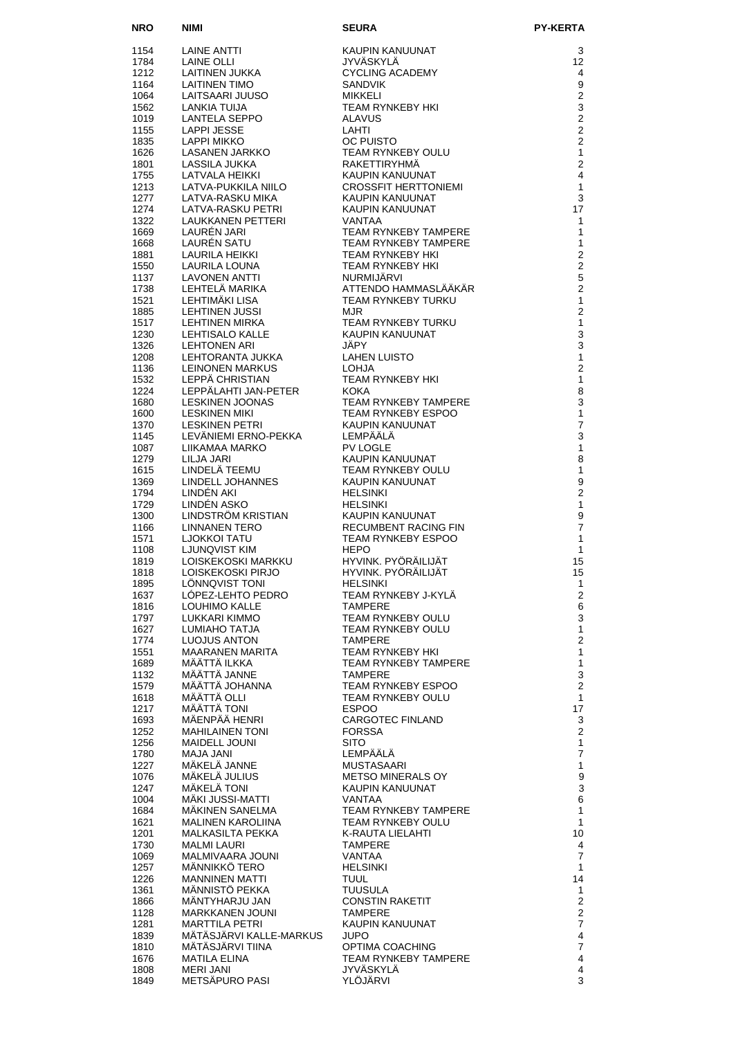| NRO | NIMI | SEURA | PY-KERTA |
|---|---|---|---|
| 1154 | LAINE ANTTI | KAUPIN KANUUNAT | 3 |
| 1784 | LAINE OLLI | JYVÄSKYLÄ | 12 |
| 1212 | LAITINEN JUKKA | CYCLING ACADEMY | 4 |
| 1164 | LAITINEN TIMO | SANDVIK | 9 |
| 1064 | LAITSAARI JUUSO | MIKKELI | 2 |
| 1562 | LANKIA TUIJA | TEAM RYNKEBY HKI | 3 |
| 1019 | LANTELA SEPPO | ALAVUS | 2 |
| 1155 | LAPPI JESSE | LAHTI | 2 |
| 1835 | LAPPI MIKKO | OC PUISTO | 2 |
| 1626 | LASANEN JARKKO | TEAM RYNKEBY OULU | 1 |
| 1801 | LASSILA JUKKA | RAKETTIRYHMÄ | 2 |
| 1755 | LATVALA HEIKKI | KAUPIN KANUUNAT | 4 |
| 1213 | LATVA-PUKKILA NIILO | CROSSFIT HERTTONIEMI | 1 |
| 1277 | LATVA-RASKU MIKA | KAUPIN KANUUNAT | 3 |
| 1274 | LATVA-RASKU PETRI | KAUPIN KANUUNAT | 17 |
| 1322 | LAUKKANEN PETTERI | VANTAA | 1 |
| 1669 | LAURÉN JARI | TEAM RYNKEBY TAMPERE | 1 |
| 1668 | LAURÉN SATU | TEAM RYNKEBY TAMPERE | 1 |
| 1881 | LAURILA HEIKKI | TEAM RYNKEBY HKI | 2 |
| 1550 | LAURILA LOUNA | TEAM RYNKEBY HKI | 2 |
| 1137 | LAVONEN ANTTI | NURMIJÄRVI | 5 |
| 1738 | LEHTELÄ MARIKA | ATTENDO HAMMASLÄÄKÄR | 2 |
| 1521 | LEHTIMÄKI LISA | TEAM RYNKEBY TURKU | 1 |
| 1885 | LEHTINEN JUSSI | MJR | 2 |
| 1517 | LEHTINEN MIRKA | TEAM RYNKEBY TURKU | 1 |
| 1230 | LEHTISALO KALLE | KAUPIN KANUUNAT | 3 |
| 1326 | LEHTONEN ARI | JÄPY | 3 |
| 1208 | LEHTORANTA JUKKA | LAHEN LUISTO | 1 |
| 1136 | LEINONEN MARKUS | LOHJA | 2 |
| 1532 | LEPPÄ CHRISTIAN | TEAM RYNKEBY HKI | 1 |
| 1224 | LEPPÄLAHTI JAN-PETER | KOKA | 8 |
| 1680 | LESKINEN JOONAS | TEAM RYNKEBY TAMPERE | 3 |
| 1600 | LESKINEN MIKI | TEAM RYNKEBY ESPOO | 1 |
| 1370 | LESKINEN PETRI | KAUPIN KANUUNAT | 7 |
| 1145 | LEVÄNIEMI ERNO-PEKKA | LEMPÄÄLÄ | 3 |
| 1087 | LIIKAMAA MARKO | PV LOGLE | 1 |
| 1279 | LILJA JARI | KAUPIN KANUUNAT | 8 |
| 1615 | LINDELÄ TEEMU | TEAM RYNKEBY OULU | 1 |
| 1369 | LINDELL JOHANNES | KAUPIN KANUUNAT | 9 |
| 1794 | LINDÉN AKI | HELSINKI | 2 |
| 1729 | LINDÉN ASKO | HELSINKI | 1 |
| 1300 | LINDSTRÖM KRISTIAN | KAUPIN KANUUNAT | 9 |
| 1166 | LINNANEN TERO | RECUMBENT RACING FIN | 7 |
| 1571 | LJOKKOI TATU | TEAM RYNKEBY ESPOO | 1 |
| 1108 | LJUNQVIST KIM | HEPO | 1 |
| 1819 | LOISKEKOSKI MARKKU | HYVINK. PYÖRÄILIJÄT | 15 |
| 1818 | LOISKEKOSKI PIRJO | HYVINK. PYÖRÄILIJÄT | 15 |
| 1895 | LÖNNQVIST TONI | HELSINKI | 1 |
| 1637 | LÓPEZ-LEHTO PEDRO | TEAM RYNKEBY J-KYLÄ | 2 |
| 1816 | LOUHIMO KALLE | TAMPERE | 6 |
| 1797 | LUKKARI KIMMO | TEAM RYNKEBY OULU | 3 |
| 1627 | LUMIAHO TATJA | TEAM RYNKEBY OULU | 1 |
| 1774 | LUOJUS ANTON | TAMPERE | 2 |
| 1551 | MAARANEN MARITA | TEAM RYNKEBY HKI | 1 |
| 1689 | MÄÄTTÄ ILKKA | TEAM RYNKEBY TAMPERE | 1 |
| 1132 | MÄÄTTÄ JANNE | TAMPERE | 3 |
| 1579 | MÄÄTTÄ JOHANNA | TEAM RYNKEBY ESPOO | 2 |
| 1618 | MÄÄTTÄ OLLI | TEAM RYNKEBY OULU | 1 |
| 1217 | MÄÄTTÄ TONI | ESPOO | 17 |
| 1693 | MÄENPÄÄ HENRI | CARGOTEC FINLAND | 3 |
| 1252 | MAHILAINEN TONI | FORSSA | 2 |
| 1256 | MAIDELL JOUNI | SITO | 1 |
| 1780 | MAJA JANI | LEMPÄÄLÄ | 7 |
| 1227 | MÄKELÄ JANNE | MUSTASAARI | 1 |
| 1076 | MÄKELÄ JULIUS | METSO MINERALS OY | 9 |
| 1247 | MÄKELÄ TONI | KAUPIN KANUUNAT | 3 |
| 1004 | MÄKI JUSSI-MATTI | VANTAA | 6 |
| 1684 | MÄKINEN SANELMA | TEAM RYNKEBY TAMPERE | 1 |
| 1621 | MALINEN KAROLIINA | TEAM RYNKEBY OULU | 1 |
| 1201 | MALKASILTA PEKKA | K-RAUTA LIELAHTI | 10 |
| 1730 | MALMI LAURI | TAMPERE | 4 |
| 1069 | MALMIVAARA JOUNI | VANTAA | 7 |
| 1257 | MÄNNIKKÖ TERO | HELSINKI | 1 |
| 1226 | MANNINEN MATTI | TUUL | 14 |
| 1361 | MÄNNISTÖ PEKKA | TUUSULA | 1 |
| 1866 | MÄNTYHARJU JAN | CONSTIN RAKETIT | 2 |
| 1128 | MARKKANEN JOUNI | TAMPERE | 2 |
| 1281 | MARTTILA PETRI | KAUPIN KANUUNAT | 7 |
| 1839 | MÄTÄSJÄRVI KALLE-MARKUS | JUPO | 4 |
| 1810 | MÄTÄSJÄRVI TIINA | OPTIMA COACHING | 7 |
| 1676 | MATILA ELINA | TEAM RYNKEBY TAMPERE | 4 |
| 1808 | MERI JANI | JYVÄSKYLÄ | 4 |
| 1849 | METSÄPURO PASI | YLÖJÄRVI | 3 |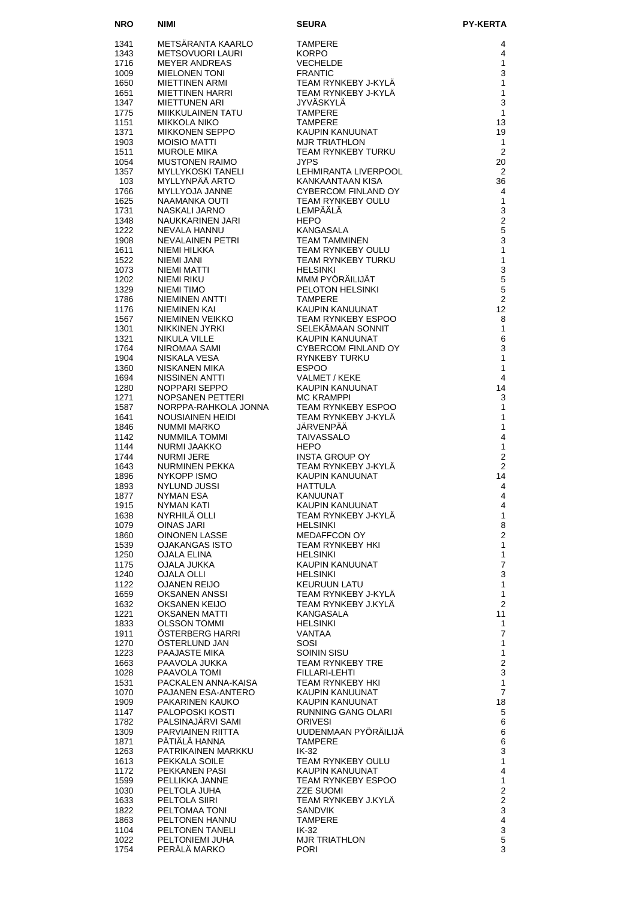| NRO | NIMI | SEURA | PY-KERTA |
|---|---|---|---|
| 1341 | METSÄRANTA KAARLO | TAMPERE | 4 |
| 1343 | METSOVUORI LAURI | KORPO | 4 |
| 1716 | MEYER ANDREAS | VECHELDE | 1 |
| 1009 | MIELONEN TONI | FRANTIC | 3 |
| 1650 | MIETTINEN ARMI | TEAM RYNKEBY J-KYLÄ | 1 |
| 1651 | MIETTINEN HARRI | TEAM RYNKEBY J-KYLÄ | 1 |
| 1347 | MIETTUNEN ARI | JYVÄSKYLÄ | 3 |
| 1775 | MIIKKULAINEN TATU | TAMPERE | 1 |
| 1151 | MIKKOLA NIKO | TAMPERE | 13 |
| 1371 | MIKKONEN SEPPO | KAUPIN KANUUNAT | 19 |
| 1903 | MOISIO MATTI | MJR TRIATHLON | 1 |
| 1511 | MUROLE MIKA | TEAM RYNKEBY TURKU | 2 |
| 1054 | MUSTONEN RAIMO | JYPS | 20 |
| 1357 | MYLLYKOSKI TANELI | LEHMIRANTA LIVERPOOL | 2 |
| 103 | MYLLYNPÄÄ ARTO | KANKAANTAAN KISA | 36 |
| 1766 | MYLLYOJA JANNE | CYBERCOM FINLAND OY | 4 |
| 1625 | NAAMANKA OUTI | TEAM RYNKEBY OULU | 1 |
| 1731 | NASKALI JARNO | LEMPÄÄLÄ | 3 |
| 1348 | NAUKKARINEN JARI | HEPO | 2 |
| 1222 | NEVALA HANNU | KANGASALA | 5 |
| 1908 | NEVALAINEN PETRI | TEAM TAMMINEN | 3 |
| 1611 | NIEMI HILKKA | TEAM RYNKEBY OULU | 1 |
| 1522 | NIEMI JANI | TEAM RYNKEBY TURKU | 1 |
| 1073 | NIEMI MATTI | HELSINKI | 3 |
| 1202 | NIEMI RIKU | MMM PYÖRÄILIJÄT | 5 |
| 1329 | NIEMI TIMO | PELOTON HELSINKI | 5 |
| 1786 | NIEMINEN ANTTI | TAMPERE | 2 |
| 1176 | NIEMINEN KAI | KAUPIN KANUUNAT | 12 |
| 1567 | NIEMINEN VEIKKO | TEAM RYNKEBY ESPOO | 8 |
| 1301 | NIKKINEN JYRKI | SELEKÄMAAN SONNIT | 1 |
| 1321 | NIKULA VILLE | KAUPIN KANUUNAT | 6 |
| 1764 | NIROMAA SAMI | CYBERCOM FINLAND OY | 3 |
| 1904 | NISKALA VESA | RYNKEBY TURKU | 1 |
| 1360 | NISKANEN MIKA | ESPOO | 1 |
| 1694 | NISSINEN ANTTI | VALMET / KEKE | 4 |
| 1280 | NOPPARI SEPPO | KAUPIN KANUUNAT | 14 |
| 1271 | NOPSANEN PETTERI | MC KRAMPPI | 3 |
| 1587 | NORPPA-RAHKOLA JONNA | TEAM RYNKEBY ESPOO | 1 |
| 1641 | NOUSIAINEN HEIDI | TEAM RYNKEBY J-KYLÄ | 1 |
| 1846 | NUMMI MARKO | JÄRVENPÄÄ | 1 |
| 1142 | NUMMILA TOMMI | TAIVASSALO | 4 |
| 1144 | NURMI JAAKKO | HEPO | 1 |
| 1744 | NURMI JERE | INSTA GROUP OY | 2 |
| 1643 | NURMINEN PEKKA | TEAM RYNKEBY J-KYLÄ | 2 |
| 1896 | NYKOPP ISMO | KAUPIN KANUUNAT | 14 |
| 1893 | NYLUND JUSSI | HATTULA | 4 |
| 1877 | NYMAN ESA | KANUUNAT | 4 |
| 1915 | NYMAN KATI | KAUPIN KANUUNAT | 4 |
| 1638 | NYRHILÄ OLLI | TEAM RYNKEBY J-KYLÄ | 1 |
| 1079 | OINAS JARI | HELSINKI | 8 |
| 1860 | OINONEN LASSE | MEDAFFCON OY | 2 |
| 1539 | OJAKANGAS ISTO | TEAM RYNKEBY HKI | 1 |
| 1250 | OJALA ELINA | HELSINKI | 1 |
| 1175 | OJALA JUKKA | KAUPIN KANUUNAT | 7 |
| 1240 | OJALA OLLI | HELSINKI | 3 |
| 1122 | OJANEN REIJO | KEURUUN LATU | 1 |
| 1659 | OKSANEN ANSSI | TEAM RYNKEBY J-KYLÄ | 1 |
| 1632 | OKSANEN KEIJO | TEAM RYNKEBY J.KYLÄ | 2 |
| 1221 | OKSANEN MATTI | KANGASALA | 11 |
| 1833 | OLSSON TOMMI | HELSINKI | 1 |
| 1911 | ÖSTERBERG HARRI | VANTAA | 7 |
| 1270 | ÖSTERLUND JAN | SOSI | 1 |
| 1223 | PAAJASTE MIKA | SOININ SISU | 1 |
| 1663 | PAAVOLA JUKKA | TEAM RYNKEBY TRE | 2 |
| 1028 | PAAVOLA TOMI | FILLARI-LEHTI | 3 |
| 1531 | PACKALEN ANNA-KAISA | TEAM RYNKEBY HKI | 1 |
| 1070 | PAJANEN ESA-ANTERO | KAUPIN KANUUNAT | 7 |
| 1909 | PAKARINEN KAUKO | KAUPIN KANUUNAT | 18 |
| 1147 | PALOPOSKI KOSTI | RUNNING GANG OLARI | 5 |
| 1782 | PALSINAJÄRVI SAMI | ORIVESI | 6 |
| 1309 | PARVIAINEN RIITTA | UUDENMAAN PYÖRÄILIJÄ | 6 |
| 1871 | PÄTIÄLÄ HANNA | TAMPERE | 6 |
| 1263 | PATRIKAINEN MARKKU | IK-32 | 3 |
| 1613 | PEKKALA SOILE | TEAM RYNKEBY OULU | 1 |
| 1172 | PEKKANEN PASI | KAUPIN KANUUNAT | 4 |
| 1599 | PELLIKKA JANNE | TEAM RYNKEBY ESPOO | 1 |
| 1030 | PELTOLA JUHA | ZZE SUOMI | 2 |
| 1633 | PELTOLA SIIRI | TEAM RYNKEBY J.KYLÄ | 2 |
| 1822 | PELTOMAA TONI | SANDVIK | 3 |
| 1863 | PELTONEN HANNU | TAMPERE | 4 |
| 1104 | PELTONEN TANELI | IK-32 | 3 |
| 1022 | PELTONIEMI JUHA | MJR TRIATHLON | 5 |
| 1754 | PERÄLÄ MARKO | PORI | 3 |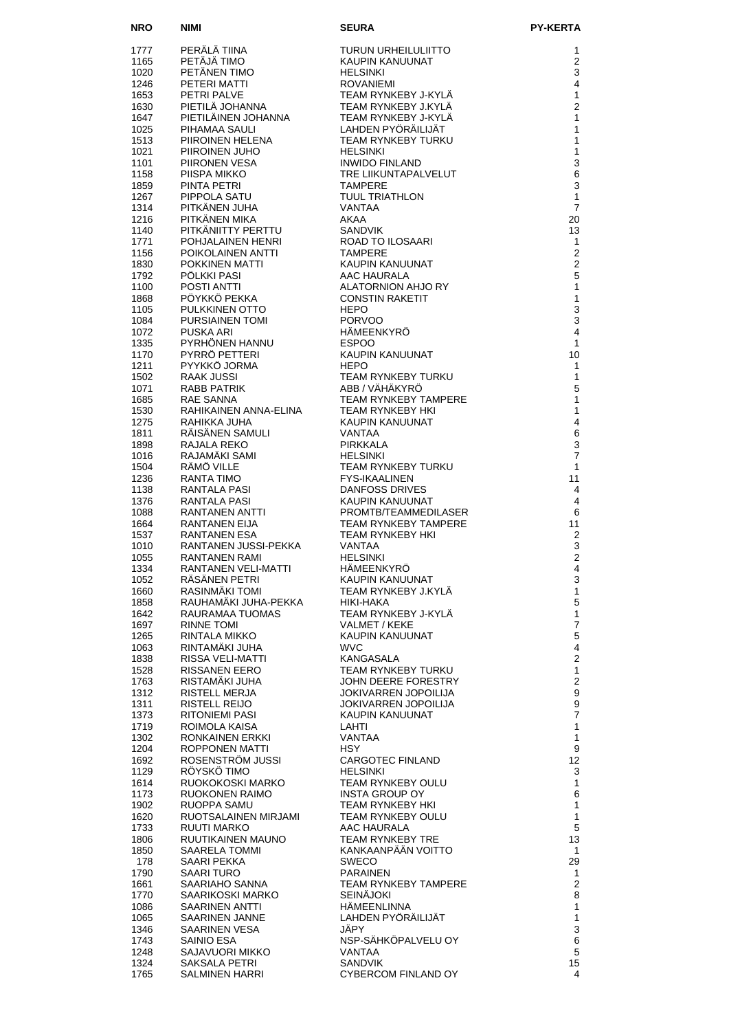| NRO | NIMI | SEURA | PY-KERTA |
|---|---|---|---|
| 1777 | PERÄLÄ TIINA | TURUN URHEILULIITTO | 1 |
| 1165 | PETÄJÄ TIMO | KAUPIN KANUUNAT | 2 |
| 1020 | PETÄNEN TIMO | HELSINKI | 3 |
| 1246 | PETERI MATTI | ROVANIEMI | 4 |
| 1653 | PETRI PALVE | TEAM RYNKEBY J-KYLÄ | 1 |
| 1630 | PIETILÄ JOHANNA | TEAM RYNKEBY J.KYLÄ | 2 |
| 1647 | PIETILÄINEN JOHANNA | TEAM RYNKEBY J-KYLÄ | 1 |
| 1025 | PIHAMAA SAULI | LAHDEN PYÖRÄILIJÄT | 1 |
| 1513 | PIIROINEN HELENA | TEAM RYNKEBY TURKU | 1 |
| 1021 | PIIROINEN JUHO | HELSINKI | 1 |
| 1101 | PIIRONEN VESA | INWIDO FINLAND | 3 |
| 1158 | PIISPA MIKKO | TRE LIIKUNTAPALVELUT | 6 |
| 1859 | PINTA PETRI | TAMPERE | 3 |
| 1267 | PIPPOLA SATU | TUUL TRIATHLON | 1 |
| 1314 | PITKÄNEN JUHA | VANTAA | 7 |
| 1216 | PITKÄNEN MIKA | AKAA | 20 |
| 1140 | PITKÄNIITTY PERTTU | SANDVIK | 13 |
| 1771 | POHJALAINEN HENRI | ROAD TO ILOSAARI | 1 |
| 1156 | POIKOLAINEN ANTTI | TAMPERE | 2 |
| 1830 | POKKINEN MATTI | KAUPIN KANUUNAT | 2 |
| 1792 | PÖLKKI PASI | AAC HAURALA | 5 |
| 1100 | POSTI ANTTI | ALATORNION AHJO RY | 1 |
| 1868 | PÖYKKÖ PEKKA | CONSTIN RAKETIT | 1 |
| 1105 | PULKKINEN OTTO | HEPO | 3 |
| 1084 | PURSIAINEN TOMI | PORVOO | 3 |
| 1072 | PUSKA ARI | HÄMEENKYRÖ | 4 |
| 1335 | PYRHÖNEN HANNU | ESPOO | 1 |
| 1170 | PYRRÖ PETTERI | KAUPIN KANUUNAT | 10 |
| 1211 | PYYKKÖ JORMA | HEPO | 1 |
| 1502 | RAAK JUSSI | TEAM RYNKEBY TURKU | 1 |
| 1071 | RABB PATRIK | ABB / VÄHÄKYRÖ | 5 |
| 1685 | RAE SANNA | TEAM RYNKEBY TAMPERE | 1 |
| 1530 | RAHIKAINEN ANNA-ELINA | TEAM RYNKEBY HKI | 1 |
| 1275 | RAHIKKA JUHA | KAUPIN KANUUNAT | 4 |
| 1811 | RÄISÄNEN SAMULI | VANTAA | 6 |
| 1898 | RAJALA REKO | PIRKKALA | 3 |
| 1016 | RAJAMÄKI SAMI | HELSINKI | 7 |
| 1504 | RÄMÖ VILLE | TEAM RYNKEBY TURKU | 1 |
| 1236 | RANTA TIMO | FYS-IKAALINEN | 11 |
| 1138 | RANTALA PASI | DANFOSS DRIVES | 4 |
| 1376 | RANTALA PASI | KAUPIN KANUUNAT | 4 |
| 1088 | RANTANEN ANTTI | PROMTB/TEAMMEDILASER | 6 |
| 1664 | RANTANEN EIJA | TEAM RYNKEBY TAMPERE | 11 |
| 1537 | RANTANEN ESA | TEAM RYNKEBY HKI | 2 |
| 1010 | RANTANEN JUSSI-PEKKA | VANTAA | 3 |
| 1055 | RANTANEN RAMI | HELSINKI | 2 |
| 1334 | RANTANEN VELI-MATTI | HÄMEENKYRÖ | 4 |
| 1052 | RÄSÄNEN PETRI | KAUPIN KANUUNAT | 3 |
| 1660 | RASINMÄKI TOMI | TEAM RYNKEBY J.KYLÄ | 1 |
| 1858 | RAUHAMÄKI JUHA-PEKKA | HIKI-HAKA | 5 |
| 1642 | RAURAMAA TUOMAS | TEAM RYNKEBY J-KYLÄ | 1 |
| 1697 | RINNE TOMI | VALMET / KEKE | 7 |
| 1265 | RINTALA MIKKO | KAUPIN KANUUNAT | 5 |
| 1063 | RINTAMÄKI JUHA | WVC | 4 |
| 1838 | RISSA VELI-MATTI | KANGASALA | 2 |
| 1528 | RISSANEN EERO | TEAM RYNKEBY TURKU | 1 |
| 1763 | RISTAMÄKI JUHA | JOHN DEERE FORESTRY | 2 |
| 1312 | RISTELL MERJA | JOKIVARREN JOPOILIJA | 9 |
| 1311 | RISTELL REIJO | JOKIVARREN JOPOILIJA | 9 |
| 1373 | RITONIEMI PASI | KAUPIN KANUUNAT | 7 |
| 1719 | ROIMOLA KAISA | LAHTI | 1 |
| 1302 | RONKAINEN ERKKI | VANTAA | 1 |
| 1204 | ROPPONEN MATTI | HSY | 9 |
| 1692 | ROSENSTRÖM JUSSI | CARGOTEC FINLAND | 12 |
| 1129 | RÖYSKÖ TIMO | HELSINKI | 3 |
| 1614 | RUOKOKOSKI MARKO | TEAM RYNKEBY OULU | 1 |
| 1173 | RUOKONEN RAIMO | INSTA GROUP OY | 6 |
| 1902 | RUOPPA SAMU | TEAM RYNKEBY HKI | 1 |
| 1620 | RUOTSALAINEN MIRJAMI | TEAM RYNKEBY OULU | 1 |
| 1733 | RUUTI MARKO | AAC HAURALA | 5 |
| 1806 | RUUTIKAINEN MAUNO | TEAM RYNKEBY TRE | 13 |
| 1850 | SAARELA TOMMI | KANKAANPÄÄN VOITTO | 1 |
| 178 | SAARI PEKKA | SWECO | 29 |
| 1790 | SAARI TURO | PARAINEN | 1 |
| 1661 | SAARIAHO SANNA | TEAM RYNKEBY TAMPERE | 2 |
| 1770 | SAARIKOSKI MARKO | SEINÄJOKI | 8 |
| 1086 | SAARINEN ANTTI | HÄMEENLINNA | 1 |
| 1065 | SAARINEN JANNE | LAHDEN PYÖRÄILIJÄT | 1 |
| 1346 | SAARINEN VESA | JÄPY | 3 |
| 1743 | SAINIO ESA | NSP-SÄHKÖPALVELU OY | 6 |
| 1248 | SAJAVUORI MIKKO | VANTAA | 5 |
| 1324 | SAKSALA PETRI | SANDVIK | 15 |
| 1765 | SALMINEN HARRI | CYBERCOM FINLAND OY | 4 |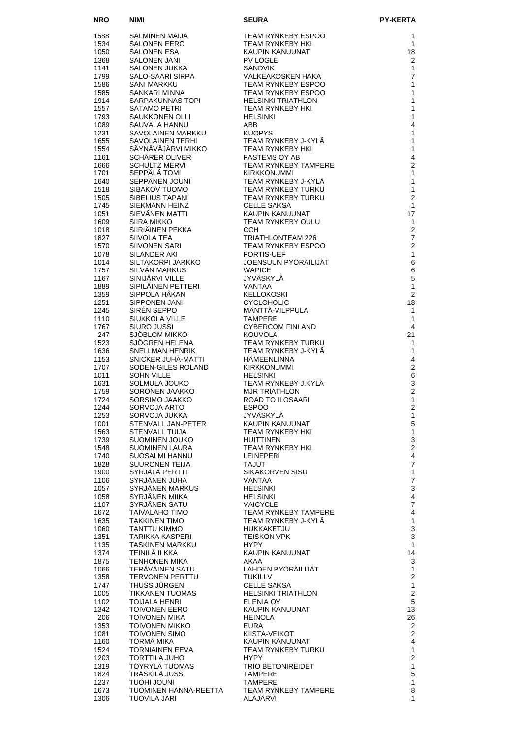| NRO | NIMI | SEURA | PY-KERTA |
|---|---|---|---|
| 1588 | SALMINEN MAIJA | TEAM RYNKEBY ESPOO | 1 |
| 1534 | SALONEN EERO | TEAM RYNKEBY HKI | 1 |
| 1050 | SALONEN ESA | KAUPIN KANUUNAT | 18 |
| 1368 | SALONEN JANI | PV LOGLE | 2 |
| 1141 | SALONEN JUKKA | SANDVIK | 1 |
| 1799 | SALO-SAARI SIRPA | VALKEAKOSKEN HAKA | 7 |
| 1586 | SANI MARKKU | TEAM RYNKEBY ESPOO | 1 |
| 1585 | SANKARI MINNA | TEAM RYNKEBY ESPOO | 1 |
| 1914 | SARPAKUNNAS TOPI | HELSINKI TRIATHLON | 1 |
| 1557 | SATAMO PETRI | TEAM RYNKEBY HKI | 1 |
| 1793 | SAUKKONEN OLLI | HELSINKI | 1 |
| 1089 | SAUVALA HANNU | ABB | 4 |
| 1231 | SAVOLAINEN MARKKU | KUOPYS | 1 |
| 1655 | SAVOLAINEN TERHI | TEAM RYNKEBY J-KYLÄ | 1 |
| 1554 | SÄYNÄVÄJÄRVI MIKKO | TEAM RYNKEBY HKI | 1 |
| 1161 | SCHÄRER OLIVER | FASTEMS OY AB | 4 |
| 1666 | SCHULTZ MERVI | TEAM RYNKEBY TAMPERE | 2 |
| 1701 | SEPPÄLÄ TOMI | KIRKKONUMMI | 1 |
| 1640 | SEPPÄNEN JOUNI | TEAM RYNKEBY J-KYLÄ | 1 |
| 1518 | SIBAKOV TUOMO | TEAM RYNKEBY TURKU | 1 |
| 1505 | SIBELIUS TAPANI | TEAM RYNKEBY TURKU | 2 |
| 1745 | SIEKMANN HEINZ | CELLE SAKSA | 1 |
| 1051 | SIEVÄNEN MATTI | KAUPIN KANUUNAT | 17 |
| 1609 | SIIRA MIKKO | TEAM RYNKEBY OULU | 1 |
| 1018 | SIIRIÄINEN PEKKA | CCH | 2 |
| 1827 | SIIVOLA TEA | TRIATHLONTEAM 226 | 7 |
| 1570 | SIIVONEN SARI | TEAM RYNKEBY ESPOO | 2 |
| 1078 | SILANDER AKI | FORTIS-UEF | 1 |
| 1014 | SILTAKORPI JARKKO | JOENSUUN PYÖRÄILIJÄT | 6 |
| 1757 | SILVÁN MARKUS | WAPICE | 6 |
| 1167 | SINIJÄRVI VILLE | JYVÄSKYLÄ | 5 |
| 1889 | SIPILÄINEN PETTERI | VANTAA | 1 |
| 1359 | SIPPOLA HÅKAN | KELLOKOSKI | 2 |
| 1251 | SIPPONEN JANI | CYCLOHOLIC | 18 |
| 1245 | SIRÉN SEPPO | MÄNTTÄ-VILPPULA | 1 |
| 1110 | SIUKKOLA VILLE | TAMPERE | 1 |
| 1767 | SIURO JUSSI | CYBERCOM FINLAND | 4 |
| 247 | SJÖBLOM MIKKO | KOUVOLA | 21 |
| 1523 | SJÖGREN HELENA | TEAM RYNKEBY TURKU | 1 |
| 1636 | SNELLMAN HENRIK | TEAM RYNKEBY J-KYLÄ | 1 |
| 1153 | SNICKER JUHA-MATTI | HÄMEENLINNA | 4 |
| 1707 | SODEN-GILES ROLAND | KIRKKONUMMI | 2 |
| 1011 | SOHN VILLE | HELSINKI | 6 |
| 1631 | SOLMULA JOUKO | TEAM RYNKEBY J.KYLÄ | 3 |
| 1759 | SORONEN JAAKKO | MJR TRIATHLON | 2 |
| 1724 | SORSIMO JAAKKO | ROAD TO ILOSAARI | 1 |
| 1244 | SORVOJA ARTO | ESPOO | 2 |
| 1253 | SORVOJA JUKKA | JYVÄSKYLÄ | 1 |
| 1001 | STENVALL JAN-PETER | KAUPIN KANUUNAT | 5 |
| 1563 | STENVALL TUIJA | TEAM RYNKEBY HKI | 1 |
| 1739 | SUOMINEN JOUKO | HUITTINEN | 3 |
| 1548 | SUOMINEN LAURA | TEAM RYNKEBY HKI | 2 |
| 1740 | SUOSALMI HANNU | LEINEPERI | 4 |
| 1828 | SUURONEN TEIJA | TAJUT | 7 |
| 1900 | SYRJÄLÄ PERTTI | SIKAKORVEN SISU | 1 |
| 1106 | SYRJÄNEN JUHA | VANTAA | 7 |
| 1057 | SYRJÄNEN MARKUS | HELSINKI | 3 |
| 1058 | SYRJÄNEN MIIKA | HELSINKI | 4 |
| 1107 | SYRJÄNEN SATU | VAICYCLE | 7 |
| 1672 | TAIVALAHO TIMO | TEAM RYNKEBY TAMPERE | 4 |
| 1635 | TAKKINEN TIMO | TEAM RYNKEBY J-KYLÄ | 1 |
| 1060 | TANTTU KIMMO | HUKKAKETJU | 3 |
| 1351 | TARIKKA KASPERI | TEISKON VPK | 3 |
| 1135 | TASKINEN MARKKU | HYPY | 1 |
| 1374 | TEINILÄ ILKKA | KAUPIN KANUUNAT | 14 |
| 1875 | TENHONEN MIKA | AKAA | 3 |
| 1066 | TERÄVÄINEN SATU | LAHDEN PYÖRÄILIJÄT | 1 |
| 1358 | TERVONEN PERTTU | TUKILLV | 2 |
| 1747 | THUSS JÜRGEN | CELLE SAKSA | 1 |
| 1005 | TIKKANEN TUOMAS | HELSINKI TRIATHLON | 2 |
| 1102 | TOIJALA HENRI | ELENIA OY | 5 |
| 1342 | TOIVONEN EERO | KAUPIN KANUUNAT | 13 |
| 206 | TOIVONEN MIKA | HEINOLA | 26 |
| 1353 | TOIVONEN MIKKO | EURA | 2 |
| 1081 | TOIVONEN SIMO | KIISTA-VEIKOT | 2 |
| 1160 | TÖRMÄ MIKA | KAUPIN KANUUNAT | 4 |
| 1524 | TORNIAINEN EEVA | TEAM RYNKEBY TURKU | 1 |
| 1203 | TORTTILA JUHO | HYPY | 2 |
| 1319 | TÖYRYLÄ TUOMAS | TRIO BETONIREIDET | 1 |
| 1824 | TRÄSKILÄ JUSSI | TAMPERE | 5 |
| 1237 | TUOHI JOUNI | TAMPERE | 1 |
| 1673 | TUOMINEN HANNA-REETTA | TEAM RYNKEBY TAMPERE | 8 |
| 1306 | TUOVILA JARI | ALAJÄRVI | 1 |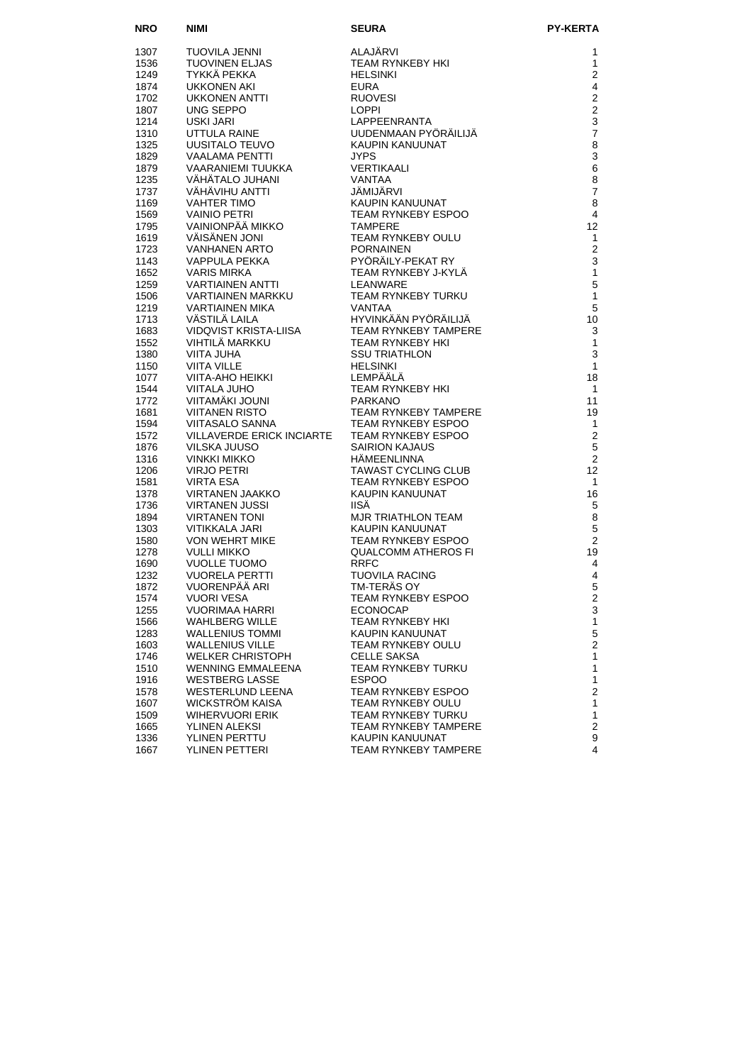| NRO | NIMI | SEURA | PY-KERTA |
| --- | --- | --- | --- |
| 1307 | TUOVILA JENNI | ALAJÄRVI | 1 |
| 1536 | TUOVINEN ELJAS | TEAM RYNKEBY HKI | 1 |
| 1249 | TYKKÄ PEKKA | HELSINKI | 2 |
| 1874 | UKKONEN AKI | EURA | 4 |
| 1702 | UKKONEN ANTTI | RUOVESI | 2 |
| 1807 | UNG SEPPO | LOPPI | 2 |
| 1214 | USKI JARI | LAPPEENRANTA | 3 |
| 1310 | UTTULA RAINE | UUDENMAAN PYÖRÄILIJÄ | 7 |
| 1325 | UUSITALO TEUVO | KAUPIN KANUUNAT | 8 |
| 1829 | VAALAMA PENTTI | JYPS | 3 |
| 1879 | VAARANIEMI TUUKKA | VERTIKAALI | 6 |
| 1235 | VÄHÄTALO JUHANI | VANTAA | 8 |
| 1737 | VÄHÄVIHU ANTTI | JÄMIJÄRVI | 7 |
| 1169 | VAHTER TIMO | KAUPIN KANUUNAT | 8 |
| 1569 | VAINIO PETRI | TEAM RYNKEBY ESPOO | 4 |
| 1795 | VAINIONPÄÄ MIKKO | TAMPERE | 12 |
| 1619 | VÄISÄNEN JONI | TEAM RYNKEBY OULU | 1 |
| 1723 | VANHANEN ARTO | PORNAINEN | 2 |
| 1143 | VAPPULA PEKKA | PYÖRÄILY-PEKAT RY | 3 |
| 1652 | VARIS MIRKA | TEAM RYNKEBY J-KYLÄ | 1 |
| 1259 | VARTIAINEN ANTTI | LEANWARE | 5 |
| 1506 | VARTIAINEN MARKKU | TEAM RYNKEBY TURKU | 1 |
| 1219 | VARTIAINEN MIKA | VANTAA | 5 |
| 1713 | VÄSTILÄ LAILA | HYVINKÄÄN PYÖRÄILIJÄ | 10 |
| 1683 | VIDQVIST KRISTA-LIISA | TEAM RYNKEBY TAMPERE | 3 |
| 1552 | VIHTILÄ MARKKU | TEAM RYNKEBY HKI | 1 |
| 1380 | VIITA JUHA | SSU TRIATHLON | 3 |
| 1150 | VIITA VILLE | HELSINKI | 1 |
| 1077 | VIITA-AHO HEIKKI | LEMPÄÄLÄ | 18 |
| 1544 | VIITALA JUHO | TEAM RYNKEBY HKI | 1 |
| 1772 | VIITAMÄKI JOUNI | PARKANO | 11 |
| 1681 | VIITANEN RISTO | TEAM RYNKEBY TAMPERE | 19 |
| 1594 | VIITASALO SANNA | TEAM RYNKEBY ESPOO | 1 |
| 1572 | VILLAVERDE ERICK INCIARTE | TEAM RYNKEBY ESPOO | 2 |
| 1876 | VILSKA JUUSO | SAIRION KAJAUS | 5 |
| 1316 | VINKKI MIKKO | HÄMEENLINNA | 2 |
| 1206 | VIRJO PETRI | TAWAST CYCLING CLUB | 12 |
| 1581 | VIRTA ESA | TEAM RYNKEBY ESPOO | 1 |
| 1378 | VIRTANEN JAAKKO | KAUPIN KANUUNAT | 16 |
| 1736 | VIRTANEN JUSSI | IISÄ | 5 |
| 1894 | VIRTANEN TONI | MJR TRIATHLON TEAM | 8 |
| 1303 | VITIKKALA JARI | KAUPIN KANUUNAT | 5 |
| 1580 | VON WEHRT MIKE | TEAM RYNKEBY ESPOO | 2 |
| 1278 | VULLI MIKKO | QUALCOMM ATHEROS FI | 19 |
| 1690 | VUOLLE TUOMO | RRFC | 4 |
| 1232 | VUORELA PERTTI | TUOVILA RACING | 4 |
| 1872 | VUORENPÄÄ ARI | TM-TERÄS OY | 5 |
| 1574 | VUORI VESA | TEAM RYNKEBY ESPOO | 2 |
| 1255 | VUORIMAA HARRI | ECONOCAP | 3 |
| 1566 | WAHLBERG WILLE | TEAM RYNKEBY HKI | 1 |
| 1283 | WALLENIUS TOMMI | KAUPIN KANUUNAT | 5 |
| 1603 | WALLENIUS VILLE | TEAM RYNKEBY OULU | 2 |
| 1746 | WELKER CHRISTOPH | CELLE SAKSA | 1 |
| 1510 | WENNING EMMALEENA | TEAM RYNKEBY TURKU | 1 |
| 1916 | WESTBERG LASSE | ESPOO | 1 |
| 1578 | WESTERLUND LEENA | TEAM RYNKEBY ESPOO | 2 |
| 1607 | WICKSTRÖM KAISA | TEAM RYNKEBY OULU | 1 |
| 1509 | WIHERVUORI ERIK | TEAM RYNKEBY TURKU | 1 |
| 1665 | YLINEN ALEKSI | TEAM RYNKEBY TAMPERE | 2 |
| 1336 | YLINEN PERTTU | KAUPIN KANUUNAT | 9 |
| 1667 | YLINEN PETTERI | TEAM RYNKEBY TAMPERE | 4 |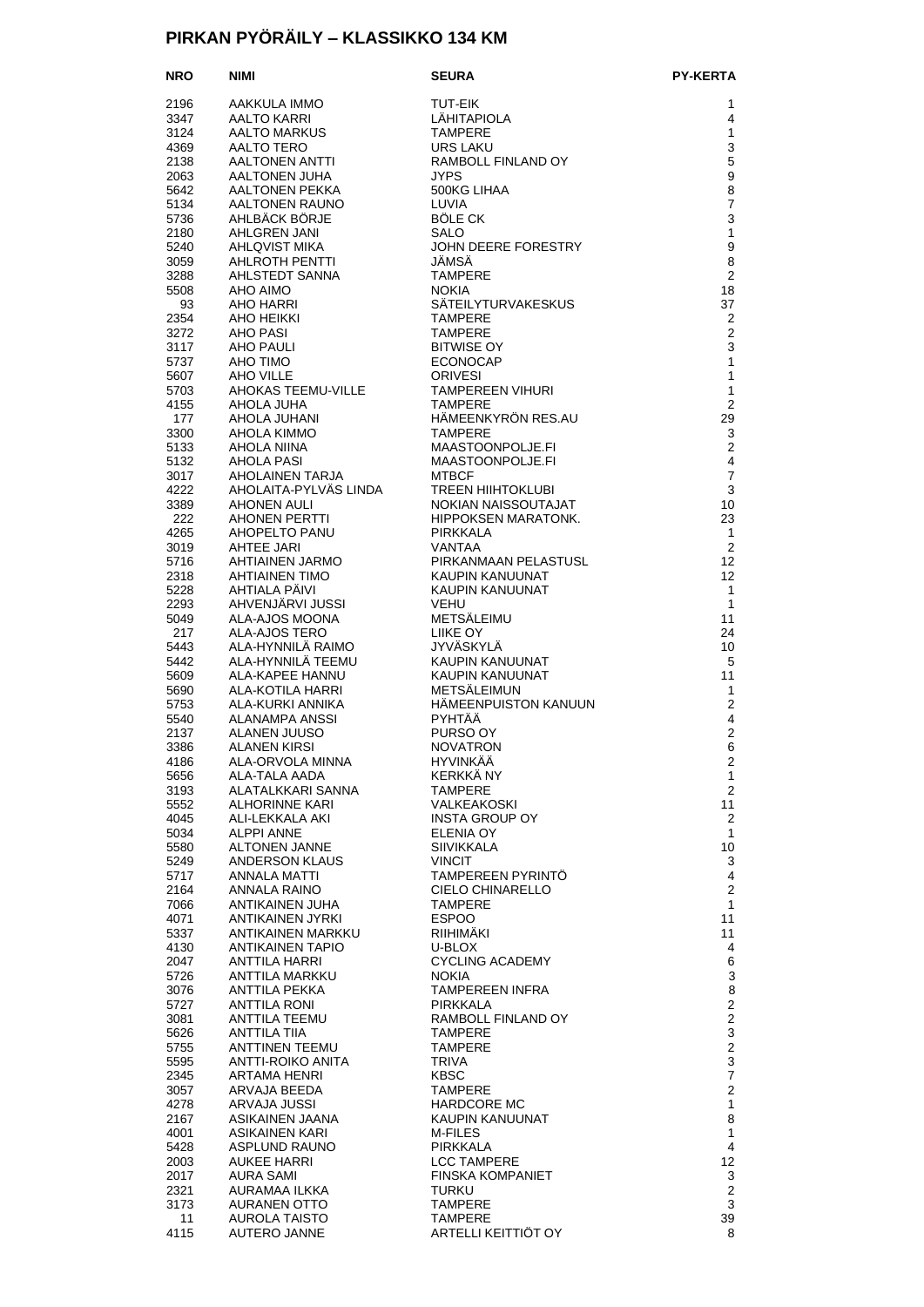# PIRKAN PYÖRÄILY – KLASSIKKO 134 KM

| NRO | NIMI | SEURA | PY-KERTA |
|---|---|---|---|
| 2196 | AAKKULA IMMO | TUT-EIK | 1 |
| 3347 | AALTO KARRI | LÄHITAPIOLA | 4 |
| 3124 | AALTO MARKUS | TAMPERE | 1 |
| 4369 | AALTO TERO | URS LAKU | 3 |
| 2138 | AALTONEN ANTTI | RAMBOLL FINLAND OY | 5 |
| 2063 | AALTONEN JUHA | JYPS | 9 |
| 5642 | AALTONEN PEKKA | 500KG LIHAA | 8 |
| 5134 | AALTONEN RAUNO | LUVIA | 7 |
| 5736 | AHLBÄCK BÖRJE | BÖLE CK | 3 |
| 2180 | AHLGREN JANI | SALO | 1 |
| 5240 | AHLQVIST MIKA | JOHN DEERE FORESTRY | 9 |
| 3059 | AHLROTH PENTTI | JÄMSÄ | 8 |
| 3288 | AHLSTEDT SANNA | TAMPERE | 2 |
| 5508 | AHO AIMO | NOKIA | 18 |
| 93 | AHO HARRI | SÄTEILYTURVAKESKUS | 37 |
| 2354 | AHO HEIKKI | TAMPERE | 2 |
| 3272 | AHO PASI | TAMPERE | 2 |
| 3117 | AHO PAULI | BITWISE OY | 3 |
| 5737 | AHO TIMO | ECONOCAP | 1 |
| 5607 | AHO VILLE | ORIVESI | 1 |
| 5703 | AHOKAS TEEMU-VILLE | TAMPEREEN VIHURI | 1 |
| 4155 | AHOLA JUHA | TAMPERE | 2 |
| 177 | AHOLA JUHANI | HÄMEENKYRÖN RES.AU | 29 |
| 3300 | AHOLA KIMMO | TAMPERE | 3 |
| 5133 | AHOLA NIINA | MAASTOONPOLJE.FI | 2 |
| 5132 | AHOLA PASI | MAASTOONPOLJE.FI | 4 |
| 3017 | AHOLAINEN TARJA | MTBCF | 7 |
| 4222 | AHOLAITA-PYLVÄS LINDA | TREEN HIIHTOKLUBI | 3 |
| 3389 | AHONEN AULI | NOKIAN NAISSOUTAJAT | 10 |
| 222 | AHONEN PERTTI | HIPPOKSEN MARATONK. | 23 |
| 4265 | AHOPELTO PANU | PIRKKALA | 1 |
| 3019 | AHTEE JARI | VANTAA | 2 |
| 5716 | AHTIAINEN JARMO | PIRKANMAAN PELASTUSL | 12 |
| 2318 | AHTIAINEN TIMO | KAUPIN KANUUNAT | 12 |
| 5228 | AHTIALA PÄIVI | KAUPIN KANUUNAT | 1 |
| 2293 | AHVENJÄRVI JUSSI | VEHU | 1 |
| 5049 | ALA-AJOS MOONA | METSÄLEIMU | 11 |
| 217 | ALA-AJOS TERO | LIIKE OY | 24 |
| 5443 | ALA-HYNNILÄ RAIMO | JYVÄSKYLÄ | 10 |
| 5442 | ALA-HYNNILÄ TEEMU | KAUPIN KANUUNAT | 5 |
| 5609 | ALA-KAPEE HANNU | KAUPIN KANUUNAT | 11 |
| 5690 | ALA-KOTILA HARRI | METSÄLEIMUN | 1 |
| 5753 | ALA-KURKI ANNIKA | HÄMEENPUISTON KANUUN | 2 |
| 5540 | ALANAMPA ANSSI | PYHTÄÄ | 4 |
| 2137 | ALANEN JUUSO | PURSO OY | 2 |
| 3386 | ALANEN KIRSI | NOVATRON | 6 |
| 4186 | ALA-ORVOLA MINNA | HYVINKÄÄ | 2 |
| 5656 | ALA-TALA AADA | KERKKÄ NY | 1 |
| 3193 | ALATALKKARI SANNA | TAMPERE | 2 |
| 5552 | ALHORINNE KARI | VALKEAKOSKI | 11 |
| 4045 | ALI-LEKKALA AKI | INSTA GROUP OY | 2 |
| 5034 | ALPPI ANNE | ELENIA OY | 1 |
| 5580 | ALTONEN JANNE | SIIVIKKALA | 10 |
| 5249 | ANDERSON KLAUS | VINCIT | 3 |
| 5717 | ANNALA MATTI | TAMPEREEN PYRINTÖ | 4 |
| 2164 | ANNALA RAINO | CIELO CHINARELLO | 2 |
| 7066 | ANTIKAINEN JUHA | TAMPERE | 1 |
| 4071 | ANTIKAINEN JYRKI | ESPOO | 11 |
| 5337 | ANTIKAINEN MARKKU | RIIHIMÄKI | 11 |
| 4130 | ANTIKAINEN TAPIO | U-BLOX | 4 |
| 2047 | ANTTILA HARRI | CYCLING ACADEMY | 6 |
| 5726 | ANTTILA MARKKU | NOKIA | 3 |
| 3076 | ANTTILA PEKKA | TAMPEREEN INFRA | 8 |
| 5727 | ANTTILA RONI | PIRKKALA | 2 |
| 3081 | ANTTILA TEEMU | RAMBOLL FINLAND OY | 2 |
| 5626 | ANTTILA TIIA | TAMPERE | 3 |
| 5755 | ANTTINEN TEEMU | TAMPERE | 2 |
| 5595 | ANTTI-ROIKO ANITA | TRIVA | 3 |
| 2345 | ARTAMA HENRI | KBSC | 7 |
| 3057 | ARVAJA BEEDA | TAMPERE | 2 |
| 4278 | ARVAJA JUSSI | HARDCORE MC | 1 |
| 2167 | ASIKAINEN JAANA | KAUPIN KANUUNAT | 8 |
| 4001 | ASIKAINEN KARI | M-FILES | 1 |
| 5428 | ASPLUND RAUNO | PIRKKALA | 4 |
| 2003 | AUKEE HARRI | LCC TAMPERE | 12 |
| 2017 | AURA SAMI | FINSKA KOMPANIET | 3 |
| 2321 | AURAMAA ILKKA | TURKU | 2 |
| 3173 | AURANEN OTTO | TAMPERE | 3 |
| 11 | AUROLA TAISTO | TAMPERE | 39 |
| 4115 | AUTERO JANNE | ARTELLI KEITTIÖT OY | 8 |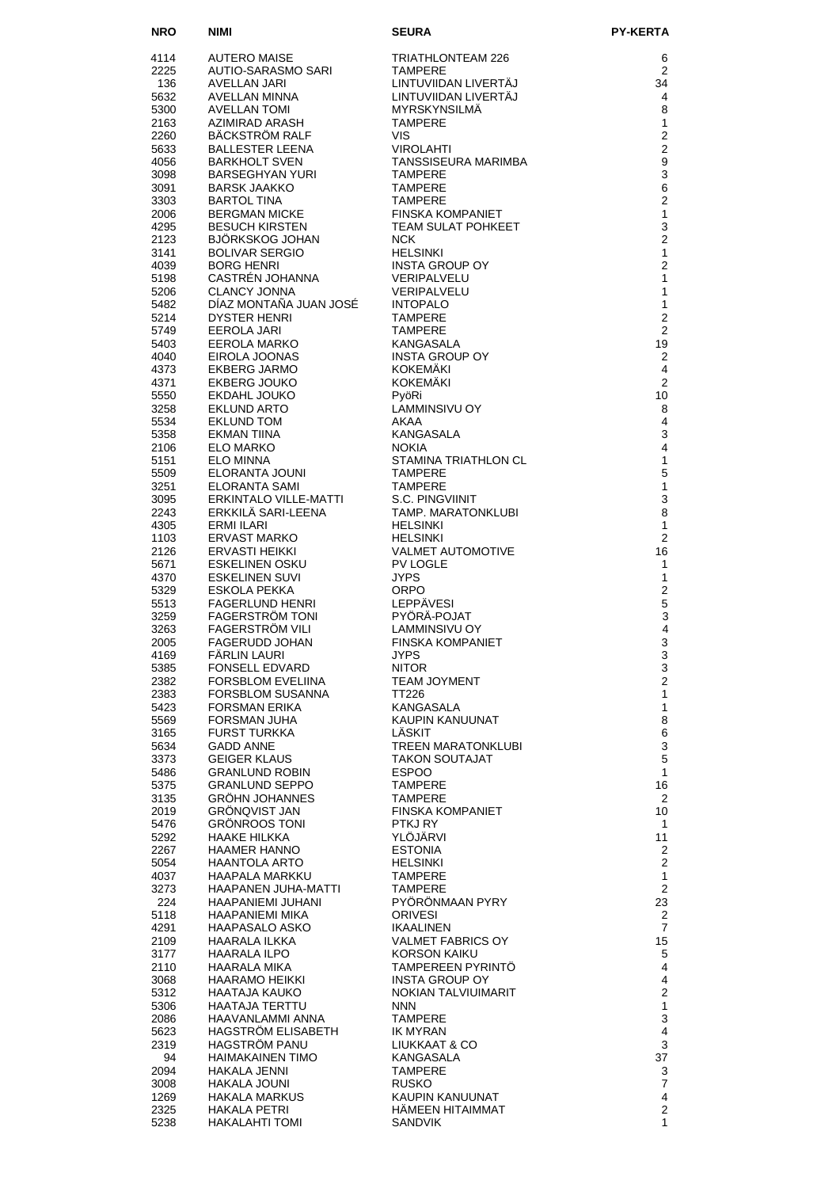| NRO | NIMI | SEURA | PY-KERTA |
| --- | --- | --- | --- |
| 4114 | AUTERO MAISE | TRIATHLONTEAM 226 | 6 |
| 2225 | AUTIO-SARASMO SARI | TAMPERE | 2 |
| 136 | AVELLAN JARI | LINTUVIIDAN LIVERTÄJ | 34 |
| 5632 | AVELLAN MINNA | LINTUVIIDAN LIVERTÄJ | 4 |
| 5300 | AVELLAN TOMI | MYRSKYNSILMÄ | 8 |
| 2163 | AZIMIRAD ARASH | TAMPERE | 1 |
| 2260 | BÄCKSTRÖM RALF | VIS | 2 |
| 5633 | BALLESTER LEENA | VIROLAHTI | 2 |
| 4056 | BARKHOLT SVEN | TANSSISEURA MARIMBA | 9 |
| 3098 | BARSEGHYAN YURI | TAMPERE | 3 |
| 3091 | BARSK JAAKKO | TAMPERE | 6 |
| 3303 | BARTOL TINA | TAMPERE | 2 |
| 2006 | BERGMAN MICKE | FINSKA KOMPANIET | 1 |
| 4295 | BESUCH KIRSTEN | TEAM SULAT POHKEET | 3 |
| 2123 | BJÖRKSKOG JOHAN | NCK | 2 |
| 3141 | BOLIVAR SERGIO | HELSINKI | 1 |
| 4039 | BORG HENRI | INSTA GROUP OY | 2 |
| 5198 | CASTRÉN JOHANNA | VERIPALVELU | 1 |
| 5206 | CLANCY JONNA | VERIPALVELU | 1 |
| 5482 | DÍAZ MONTAÑA JUAN JOSÉ | INTOPALO | 1 |
| 5214 | DYSTER HENRI | TAMPERE | 2 |
| 5749 | EEROLA JARI | TAMPERE | 2 |
| 5403 | EEROLA MARKO | KANGASALA | 19 |
| 4040 | EIROLA JOONAS | INSTA GROUP OY | 2 |
| 4373 | EKBERG JARMO | KOKEMÄKI | 4 |
| 4371 | EKBERG JOUKO | KOKEMÄKI | 2 |
| 5550 | EKDAHL JOUKO | PyöRi | 10 |
| 3258 | EKLUND ARTO | LAMMINSIVU OY | 8 |
| 5534 | EKLUND TOM | AKAA | 4 |
| 5358 | EKMAN TIINA | KANGASALA | 3 |
| 2106 | ELO MARKO | NOKIA | 4 |
| 5151 | ELO MINNA | STAMINA TRIATHLON CL | 1 |
| 5509 | ELORANTA JOUNI | TAMPERE | 5 |
| 3251 | ELORANTA SAMI | TAMPERE | 1 |
| 3095 | ERKINTALO VILLE-MATTI | S.C. PINGVIINIT | 3 |
| 2243 | ERKKILÄ SARI-LEENA | TAMP. MARATONKLUBI | 8 |
| 4305 | ERMI ILARI | HELSINKI | 1 |
| 1103 | ERVAST MARKO | HELSINKI | 2 |
| 2126 | ERVASTI HEIKKI | VALMET AUTOMOTIVE | 16 |
| 5671 | ESKELINEN OSKU | PV LOGLE | 1 |
| 4370 | ESKELINEN SUVI | JYPS | 1 |
| 5329 | ESKOLA PEKKA | ORPO | 2 |
| 5513 | FAGERLUND HENRI | LEPPÄVESI | 5 |
| 3259 | FAGERSTRÖM TONI | PYÖRÄ-POJAT | 3 |
| 3263 | FAGERSTRÖM VILI | LAMMINSIVU OY | 4 |
| 2005 | FAGERUDD JOHAN | FINSKA KOMPANIET | 3 |
| 4169 | FÄRLIN LAURI | JYPS | 3 |
| 5385 | FONSELL EDVARD | NITOR | 3 |
| 2382 | FORSBLOM EVELIINA | TEAM JOYMENT | 2 |
| 2383 | FORSBLOM SUSANNA | TT226 | 1 |
| 5423 | FORSMAN ERIKA | KANGASALA | 1 |
| 5569 | FORSMAN JUHA | KAUPIN KANUUNAT | 8 |
| 3165 | FURST TURKKA | LÄSKIT | 6 |
| 5634 | GADD ANNE | TREEN MARATONKLUBI | 3 |
| 3373 | GEIGER KLAUS | TAKON SOUTAJAT | 5 |
| 5486 | GRANLUND ROBIN | ESPOO | 1 |
| 5375 | GRANLUND SEPPO | TAMPERE | 16 |
| 3135 | GRÖHN JOHANNES | TAMPERE | 2 |
| 2019 | GRÖNQVIST JAN | FINSKA KOMPANIET | 10 |
| 5476 | GRÖNROOS TONI | PTKJ RY | 1 |
| 5292 | HAAKE HILKKA | YLÖJÄRVI | 11 |
| 2267 | HAAMER HANNO | ESTONIA | 2 |
| 5054 | HAANTOLA ARTO | HELSINKI | 2 |
| 4037 | HAAPALA MARKKU | TAMPERE | 1 |
| 3273 | HAAPANEN JUHA-MATTI | TAMPERE | 2 |
| 224 | HAAPANIEMI JUHANI | PYÖRÖNMAAN PYRY | 23 |
| 5118 | HAAPANIEMI MIKA | ORIVESI | 2 |
| 4291 | HAAPASALO ASKO | IKAALINEN | 7 |
| 2109 | HAARALA ILKKA | VALMET FABRICS OY | 15 |
| 3177 | HAARALA ILPO | KORSON KAIKU | 5 |
| 2110 | HAARALA MIKA | TAMPEREEN PYRINTÖ | 4 |
| 3068 | HAARAMO HEIKKI | INSTA GROUP OY | 4 |
| 5312 | HAATAJA KAUKO | NOKIAN TALVIUIMARIT | 2 |
| 5306 | HAATAJA TERTTU | NNN | 1 |
| 2086 | HAAVANLAMMI ANNA | TAMPERE | 3 |
| 5623 | HAGSTRÖM ELISABETH | IK MYRAN | 4 |
| 2319 | HAGSTRÖM PANU | LIUKKAAT & CO | 3 |
| 94 | HAIMAKAINEN TIMO | KANGASALA | 37 |
| 2094 | HAKALA JENNI | TAMPERE | 3 |
| 3008 | HAKALA JOUNI | RUSKO | 7 |
| 1269 | HAKALA MARKUS | KAUPIN KANUUNAT | 4 |
| 2325 | HAKALA PETRI | HÄMEEN HITAIMMAT | 2 |
| 5238 | HAKALAHTI TOMI | SANDVIK | 1 |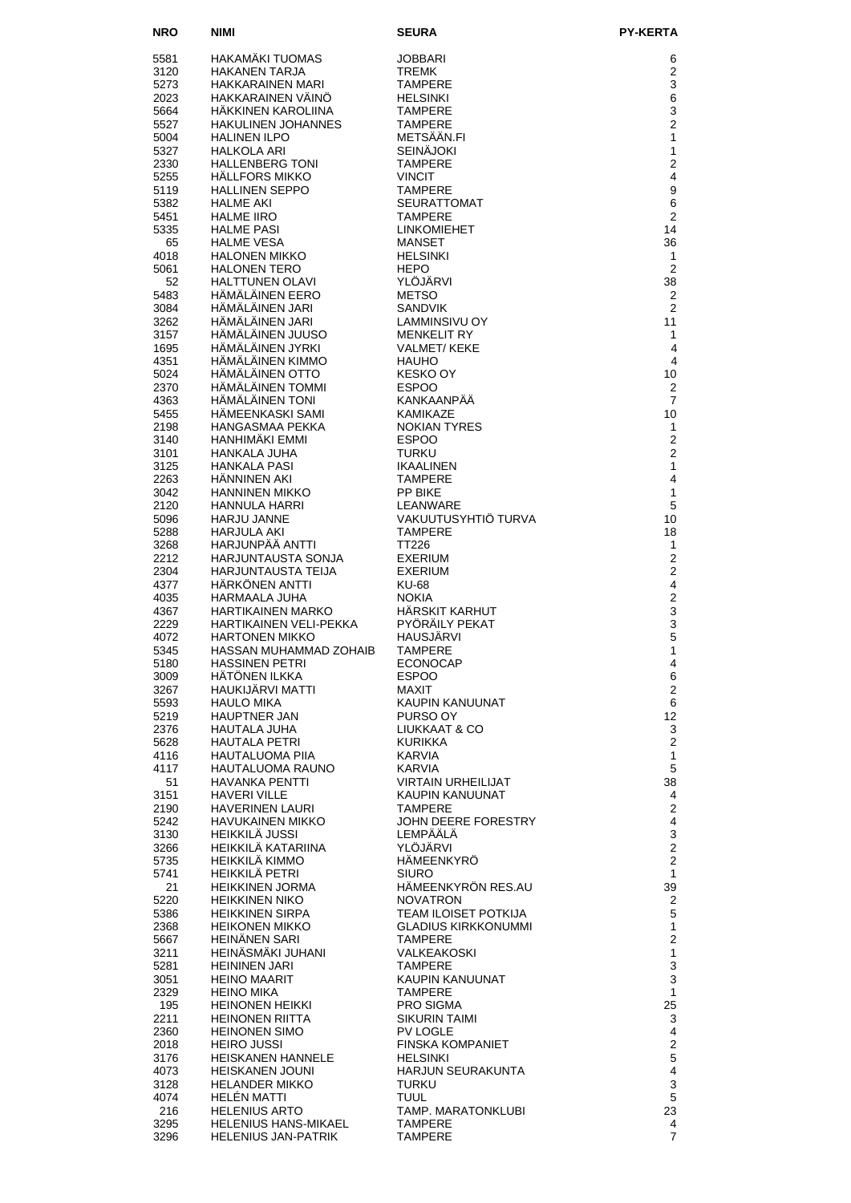| NRO | NIMI | SEURA | PY-KERTA |
|---|---|---|---|
| 5581 | HAKAMÄKI TUOMAS | JOBBARI | 6 |
| 3120 | HAKANEN TARJA | TREMK | 2 |
| 5273 | HAKKARAINEN MARI | TAMPERE | 3 |
| 2023 | HAKKARAINEN VÄINÖ | HELSINKI | 6 |
| 5664 | HÄKKINEN KAROLIINA | TAMPERE | 3 |
| 5527 | HAKULINEN JOHANNES | TAMPERE | 2 |
| 5004 | HALINEN ILPO | METSÄÄN.FI | 1 |
| 5327 | HALKOLA ARI | SEINÄJOKI | 1 |
| 2330 | HALLENBERG TONI | TAMPERE | 2 |
| 5255 | HÄLLFORS MIKKO | VINCIT | 4 |
| 5119 | HALLINEN SEPPO | TAMPERE | 9 |
| 5382 | HALME AKI | SEURATTOMAT | 6 |
| 5451 | HALME IIRO | TAMPERE | 2 |
| 5335 | HALME PASI | LINKOMIEHET | 14 |
| 65 | HALME VESA | MANSET | 36 |
| 4018 | HALONEN MIKKO | HELSINKI | 1 |
| 5061 | HALONEN TERO | HEPO | 2 |
| 52 | HALTTUNEN OLAVI | YLÖJÄRVI | 38 |
| 5483 | HÄMÄLÄINEN EERO | METSO | 2 |
| 3084 | HÄMÄLÄINEN JARI | SANDVIK | 2 |
| 3262 | HÄMÄLÄINEN JARI | LAMMINSIVU OY | 11 |
| 3157 | HÄMÄLÄINEN JUUSO | MENKELIT RY | 1 |
| 1695 | HÄMÄLÄINEN JYRKI | VALMET/ KEKE | 4 |
| 4351 | HÄMÄLÄINEN KIMMO | HAUHO | 4 |
| 5024 | HÄMÄLÄINEN OTTO | KESKO OY | 10 |
| 2370 | HÄMÄLÄINEN TOMMI | ESPOO | 2 |
| 4363 | HÄMÄLÄINEN TONI | KANKAANPÄÄ | 7 |
| 5455 | HÄMEENKASKI SAMI | KAMIKAZE | 10 |
| 2198 | HANGASMAA PEKKA | NOKIAN TYRES | 1 |
| 3140 | HANHIMÄKI EMMI | ESPOO | 2 |
| 3101 | HANKALA JUHA | TURKU | 2 |
| 3125 | HANKALA PASI | IKAALINEN | 1 |
| 2263 | HÄNNINEN AKI | TAMPERE | 4 |
| 3042 | HANNINEN MIKKO | PP BIKE | 1 |
| 2120 | HANNULA HARRI | LEANWARE | 5 |
| 5096 | HARJU JANNE | VAKUUTUSYHTIÖ TURVA | 10 |
| 5288 | HARJULA AKI | TAMPERE | 18 |
| 3268 | HARJUNPÄÄ ANTTI | TT226 | 1 |
| 2212 | HARJUNTAUSTA SONJA | EXERIUM | 2 |
| 2304 | HARJUNTAUSTA TEIJA | EXERIUM | 2 |
| 4377 | HÄRKÖNEN ANTTI | KU-68 | 4 |
| 4035 | HARMAALA JUHA | NOKIA | 2 |
| 4367 | HARTIKAINEN MARKO | HÄRSKIT KARHUT | 3 |
| 2229 | HARTIKAINEN VELI-PEKKA | PYÖRÄILY PEKAT | 3 |
| 4072 | HARTONEN MIKKO | HAUSJÄRVI | 5 |
| 5345 | HASSAN MUHAMMAD ZOHAIB | TAMPERE | 1 |
| 5180 | HASSINEN PETRI | ECONOCAP | 4 |
| 3009 | HÄTÖNEN ILKKA | ESPOO | 6 |
| 3267 | HAUKIJÄRVI MATTI | MAXIT | 2 |
| 5593 | HAULO MIKA | KAUPIN KANUUNAT | 6 |
| 5219 | HAUPTNER JAN | PURSO OY | 12 |
| 2376 | HAUTALA JUHA | LIUKKAAT & CO | 3 |
| 5628 | HAUTALA PETRI | KURIKKA | 2 |
| 4116 | HAUTALUOMA PIIA | KARVIA | 1 |
| 4117 | HAUTALUOMA RAUNO | KARVIA | 5 |
| 51 | HAVANKA PENTTI | VIRTAIN URHEILIJAT | 38 |
| 3151 | HAVERI VILLE | KAUPIN KANUUNAT | 4 |
| 2190 | HAVERINEN LAURI | TAMPERE | 2 |
| 5242 | HAVUKAINEN MIKKO | JOHN DEERE FORESTRY | 4 |
| 3130 | HEIKKILÄ JUSSI | LEMPÄÄLÄ | 3 |
| 3266 | HEIKKILÄ KATARIINA | YLÖJÄRVI | 2 |
| 5735 | HEIKKILÄ KIMMO | HÄMEENKYRÖ | 2 |
| 5741 | HEIKKILÄ PETRI | SIURO | 1 |
| 21 | HEIKKINEN JORMA | HÄMEENKYRÖN RES.AU | 39 |
| 5220 | HEIKKINEN NIKO | NOVATRON | 2 |
| 5386 | HEIKKINEN SIRPA | TEAM ILOISET POTKIJA | 5 |
| 2368 | HEIKONEN MIKKO | GLADIUS KIRKKONUMMI | 1 |
| 5667 | HEINÄNEN SARI | TAMPERE | 2 |
| 3211 | HEINÄSMÄKI JUHANI | VALKEAKOSKI | 1 |
| 5281 | HEININEN JARI | TAMPERE | 3 |
| 3051 | HEINO MAARIT | KAUPIN KANUUNAT | 3 |
| 2329 | HEINO MIKA | TAMPERE | 1 |
| 195 | HEINONEN HEIKKI | PRO SIGMA | 25 |
| 2211 | HEINONEN RIITTA | SIKURIN TAIMI | 3 |
| 2360 | HEINONEN SIMO | PV LOGLE | 4 |
| 2018 | HEIRO JUSSI | FINSKA KOMPANIET | 2 |
| 3176 | HEISKANEN HANNELE | HELSINKI | 5 |
| 4073 | HEISKANEN JOUNI | HARJUN SEURAKUNTA | 4 |
| 3128 | HELANDER MIKKO | TURKU | 3 |
| 4074 | HELÉN MATTI | TUUL | 5 |
| 216 | HELENIUS ARTO | TAMP. MARATONKLUBI | 23 |
| 3295 | HELENIUS HANS-MIKAEL | TAMPERE | 4 |
| 3296 | HELENIUS JAN-PATRIK | TAMPERE | 7 |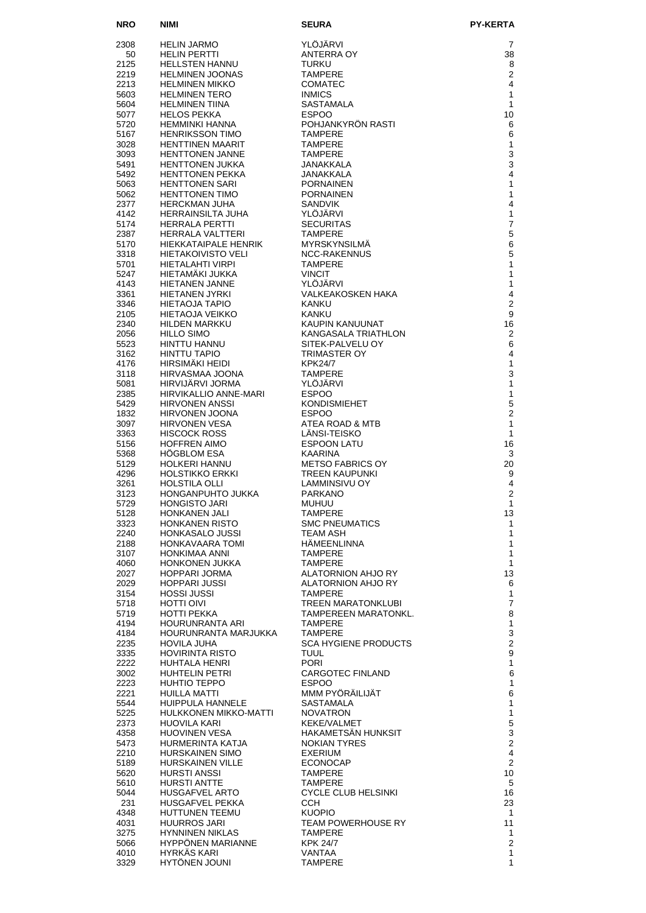| NRO | NIMI | SEURA | PY-KERTA |
|---|---|---|---|
| 2308 | HELIN JARMO | YLÖJÄRVI | 7 |
| 50 | HELIN PERTTI | ANTERRA OY | 38 |
| 2125 | HELLSTEN HANNU | TURKU | 8 |
| 2219 | HELMINEN JOONAS | TAMPERE | 2 |
| 2213 | HELMINEN MIKKO | COMATEC | 4 |
| 5603 | HELMINEN TERO | INMICS | 1 |
| 5604 | HELMINEN TIINA | SASTAMALA | 1 |
| 5077 | HELOS PEKKA | ESPOO | 10 |
| 5720 | HEMMINKI HANNA | POHJANKYRÖN RASTI | 6 |
| 5167 | HENRIKSSON TIMO | TAMPERE | 6 |
| 3028 | HENTTINEN MAARIT | TAMPERE | 1 |
| 3093 | HENTTONEN JANNE | TAMPERE | 3 |
| 5491 | HENTTONEN JUKKA | JANAKKALA | 3 |
| 5492 | HENTTONEN PEKKA | JANAKKALA | 4 |
| 5063 | HENTTONEN SARI | PORNAINEN | 1 |
| 5062 | HENTTONEN TIMO | PORNAINEN | 1 |
| 2377 | HERCKMAN JUHA | SANDVIK | 4 |
| 4142 | HERRAINSILTA JUHA | YLÖJÄRVI | 1 |
| 5174 | HERRALA PERTTI | SECURITAS | 7 |
| 2387 | HERRALA VALTTERI | TAMPERE | 5 |
| 5170 | HIEKKATAIPALE HENRIK | MYRSKYNSILMÄ | 6 |
| 3318 | HIETAKOIVISTO VELI | NCC-RAKENNUS | 5 |
| 5701 | HIETALAHTI VIRPI | TAMPERE | 1 |
| 5247 | HIETAMÄKI JUKKA | VINCIT | 1 |
| 4143 | HIETANEN JANNE | YLÖJÄRVI | 1 |
| 3361 | HIETANEN JYRKI | VALKEAKOSKEN HAKA | 4 |
| 3346 | HIETAOJA TAPIO | KANKU | 2 |
| 2105 | HIETAOJA VEIKKO | KANKU | 9 |
| 2340 | HILDEN MARKKU | KAUPIN KANUUNAT | 16 |
| 2056 | HILLO SIMO | KANGASALA TRIATHLON | 2 |
| 5523 | HINTTU HANNU | SITEK-PALVELU OY | 6 |
| 3162 | HINTTU TAPIO | TRIMASTER OY | 4 |
| 4176 | HIRSIMÄKI HEIDI | KPK24/7 | 1 |
| 3118 | HIRVASMAA JOONA | TAMPERE | 3 |
| 5081 | HIRVIJÄRVI JORMA | YLÖJÄRVI | 1 |
| 2385 | HIRVIKALLIO ANNE-MARI | ESPOO | 1 |
| 5429 | HIRVONEN ANSSI | KONDISMIEHET | 5 |
| 1832 | HIRVONEN JOONA | ESPOO | 2 |
| 3097 | HIRVONEN VESA | ATEA ROAD & MTB | 1 |
| 3363 | HISCOCK ROSS | LÄNSI-TEISKO | 1 |
| 5156 | HOFFREN AIMO | ESPOON LATU | 16 |
| 5368 | HÖGBLOM ESA | KAARINA | 3 |
| 5129 | HOLKERI HANNU | METSO FABRICS OY | 20 |
| 4296 | HOLSTIKKO ERKKI | TREEN KAUPUNKI | 9 |
| 3261 | HOLSTILA OLLI | LAMMINSIVU OY | 4 |
| 3123 | HONGANPUHTO JUKKA | PARKANO | 2 |
| 5729 | HONGISTO JARI | MUHUU | 1 |
| 5128 | HONKANEN JALI | TAMPERE | 13 |
| 3323 | HONKANEN RISTO | SMC PNEUMATICS | 1 |
| 2240 | HONKASALO JUSSI | TEAM ASH | 1 |
| 2188 | HONKAVAARA TOMI | HÄMEENLINNA | 1 |
| 3107 | HONKIMAA ANNI | TAMPERE | 1 |
| 4060 | HONKONEN JUKKA | TAMPERE | 1 |
| 2027 | HOPPARI JORMA | ALATORNION AHJO RY | 13 |
| 2029 | HOPPARI JUSSI | ALATORNION AHJO RY | 6 |
| 3154 | HOSSI JUSSI | TAMPERE | 1 |
| 5718 | HOTTI OIVI | TREEN MARATONKLUBI | 7 |
| 5719 | HOTTI PEKKA | TAMPEREEN MARATONKL. | 8 |
| 4194 | HOURUNRANTA ARI | TAMPERE | 1 |
| 4184 | HOURUNRANTA MARJUKKA | TAMPERE | 3 |
| 2235 | HOVILA JUHA | SCA HYGIENE PRODUCTS | 2 |
| 3335 | HOVIRINTA RISTO | TUUL | 9 |
| 2222 | HUHTALA HENRI | PORI | 1 |
| 3002 | HUHTELIN PETRI | CARGOTEC FINLAND | 6 |
| 2223 | HUHTIO TEPPO | ESPOO | 1 |
| 2221 | HUILLA MATTI | MMM PYÖRÄILIJÄT | 6 |
| 5544 | HUIPPULA HANNELE | SASTAMALA | 1 |
| 5225 | HULKKONEN MIKKO-MATTI | NOVATRON | 1 |
| 2373 | HUOVILA KARI | KEKE/VALMET | 5 |
| 4358 | HUOVINEN VESA | HAKAMETSÄN HUNKSIT | 3 |
| 5473 | HURMERINTA KATJA | NOKIAN TYRES | 2 |
| 2210 | HURSKAINEN SIMO | EXERIUM | 4 |
| 5189 | HURSKAINEN VILLE | ECONOCAP | 2 |
| 5620 | HURSTI ANSSI | TAMPERE | 10 |
| 5610 | HURSTI ANTTE | TAMPERE | 5 |
| 5044 | HUSGAFVEL ARTO | CYCLE CLUB HELSINKI | 16 |
| 231 | HUSGAFVEL PEKKA | CCH | 23 |
| 4348 | HUTTUNEN TEEMU | KUOPIO | 1 |
| 4031 | HUURROS JARI | TEAM POWERHOUSE RY | 11 |
| 3275 | HYNNINEN NIKLAS | TAMPERE | 1 |
| 5066 | HYPPÖNEN MARIANNE | KPK 24/7 | 2 |
| 4010 | HYRKÄS KARI | VANTAA | 1 |
| 3329 | HYTÖNEN JOUNI | TAMPERE | 1 |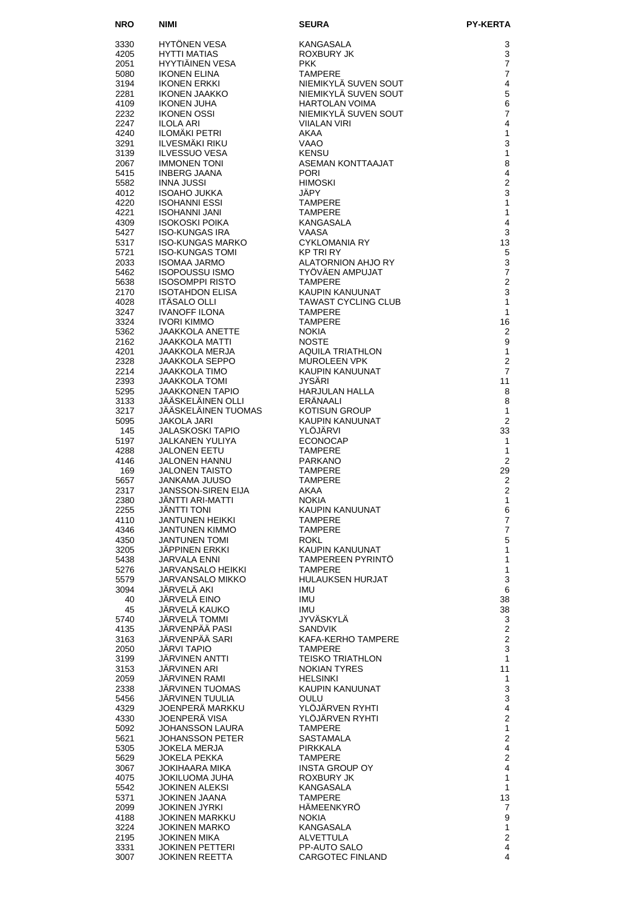| NRO | NIMI | SEURA | PY-KERTA |
|---|---|---|---|
| 3330 | HYTÖNEN VESA | KANGASALA | 3 |
| 4205 | HYTTI MATIAS | ROXBURY JK | 3 |
| 2051 | HYYTIÄINEN VESA | PKK | 7 |
| 5080 | IKONEN ELINA | TAMPERE | 7 |
| 3194 | IKONEN ERKKI | NIEMIKYLÄ SUVEN SOUT | 4 |
| 2281 | IKONEN JAAKKO | NIEMIKYLÄ SUVEN SOUT | 5 |
| 4109 | IKONEN JUHA | HARTOLAN VOIMA | 6 |
| 2232 | IKONEN OSSI | NIEMIKYLÄ SUVEN SOUT | 7 |
| 2247 | ILOLA ARI | VIIALAN VIRI | 4 |
| 4240 | ILOMÄKI PETRI | AKAA | 1 |
| 3291 | ILVESMÄKI RIKU | VAAO | 3 |
| 3139 | ILVESSUO VESA | KENSU | 1 |
| 2067 | IMMONEN TONI | ASEMAN KONTTAAJAT | 8 |
| 5415 | INBERG JAANA | PORI | 4 |
| 5582 | INNA JUSSI | HIMOSKI | 2 |
| 4012 | ISOAHO JUKKA | JÄPY | 3 |
| 4220 | ISOHANNI ESSI | TAMPERE | 1 |
| 4221 | ISOHANNI JANI | TAMPERE | 1 |
| 4309 | ISOKOSKI POIKA | KANGASALA | 4 |
| 5427 | ISO-KUNGAS IRA | VAASA | 3 |
| 5317 | ISO-KUNGAS MARKO | CYKLOMANIA RY | 13 |
| 5721 | ISO-KUNGAS TOMI | KP TRI RY | 5 |
| 2033 | ISOMAA JARMO | ALATORNION AHJO RY | 3 |
| 5462 | ISOPOUSSU ISMO | TYÖVÄEN AMPUJAT | 7 |
| 5638 | ISOSOMPPI RISTO | TAMPERE | 2 |
| 2170 | ISOTAHDON ELISA | KAUPIN KANUUNAT | 3 |
| 4028 | ITÄSALO OLLI | TAWAST CYCLING CLUB | 1 |
| 3247 | IVANOFF ILONA | TAMPERE | 1 |
| 3324 | IVORI KIMMO | TAMPERE | 16 |
| 5362 | JAAKKOLA ANETTE | NOKIA | 2 |
| 2162 | JAAKKOLA MATTI | NOSTE | 9 |
| 4201 | JAAKKOLA MERJA | AQUILA TRIATHLON | 1 |
| 2328 | JAAKKOLA SEPPO | MUROLEEN VPK | 2 |
| 2214 | JAAKKOLA TIMO | KAUPIN KANUUNAT | 7 |
| 2393 | JAAKKOLA TOMI | JYSÄRI | 11 |
| 5295 | JAAKKONEN TAPIO | HARJULAN HALLA | 8 |
| 3133 | JÄÄSKELÄINEN OLLI | ERÄNAALI | 8 |
| 3217 | JÄÄSKELÄINEN TUOMAS | KOTISUN GROUP | 1 |
| 5095 | JAKOLA JARI | KAUPIN KANUUNAT | 2 |
| 145 | JALASKOSKI TAPIO | YLÖJÄRVI | 33 |
| 5197 | JALKANEN YULIYA | ECONOCAP | 1 |
| 4288 | JALONEN EETU | TAMPERE | 1 |
| 4146 | JALONEN HANNU | PARKANO | 2 |
| 169 | JALONEN TAISTO | TAMPERE | 29 |
| 5657 | JANKAMA JUUSO | TAMPERE | 2 |
| 2317 | JANSSON-SIREN EIJA | AKAA | 2 |
| 2380 | JÄNTTI ARI-MATTI | NOKIA | 1 |
| 2255 | JÄNTTI TONI | KAUPIN KANUUNAT | 6 |
| 4110 | JANTUNEN HEIKKI | TAMPERE | 7 |
| 4346 | JANTUNEN KIMMO | TAMPERE | 7 |
| 4350 | JANTUNEN TOMI | ROKL | 5 |
| 3205 | JÄPPINEN ERKKI | KAUPIN KANUUNAT | 1 |
| 5438 | JARVALA ENNI | TAMPEREEN PYRINTÖ | 1 |
| 5276 | JARVANSALO HEIKKI | TAMPERE | 1 |
| 5579 | JARVANSALO MIKKO | HULAUKSEN HURJAT | 3 |
| 3094 | JÄRVELÄ AKI | IMU | 6 |
| 40 | JÄRVELÄ EINO | IMU | 38 |
| 45 | JÄRVELÄ KAUKO | IMU | 38 |
| 5740 | JÄRVELÄ TOMMI | JYVÄSKYLÄ | 3 |
| 4135 | JÄRVENPÄÄ PASI | SANDVIK | 2 |
| 3163 | JÄRVENPÄÄ SARI | KAFA-KERHO TAMPERE | 2 |
| 2050 | JÄRVI TAPIO | TAMPERE | 3 |
| 3199 | JÄRVINEN ANTTI | TEISKO TRIATHLON | 1 |
| 3153 | JÄRVINEN ARI | NOKIAN TYRES | 11 |
| 2059 | JÄRVINEN RAMI | HELSINKI | 1 |
| 2338 | JÄRVINEN TUOMAS | KAUPIN KANUUNAT | 3 |
| 5456 | JÄRVINEN TUULIA | OULU | 3 |
| 4329 | JOENPERÄ MARKKU | YLÖJÄRVEN RYHTI | 4 |
| 4330 | JOENPERÄ VISA | YLÖJÄRVEN RYHTI | 2 |
| 5092 | JOHANSSON LAURA | TAMPERE | 1 |
| 5621 | JOHANSSON PETER | SASTAMALA | 2 |
| 5305 | JOKELA MERJA | PIRKKALA | 4 |
| 5629 | JOKELA PEKKA | TAMPERE | 2 |
| 3067 | JOKIHAARA MIKA | INSTA GROUP OY | 4 |
| 4075 | JOKILUOMA JUHA | ROXBURY JK | 1 |
| 5542 | JOKINEN ALEKSI | KANGASALA | 1 |
| 5371 | JOKINEN JAANA | TAMPERE | 13 |
| 2099 | JOKINEN JYRKI | HÄMEENKYRÖ | 7 |
| 4188 | JOKINEN MARKKU | NOKIA | 9 |
| 3224 | JOKINEN MARKO | KANGASALA | 1 |
| 2195 | JOKINEN MIKA | ALVETTULA | 2 |
| 3331 | JOKINEN PETTERI | PP-AUTO SALO | 4 |
| 3007 | JOKINEN REETTA | CARGOTEC FINLAND | 4 |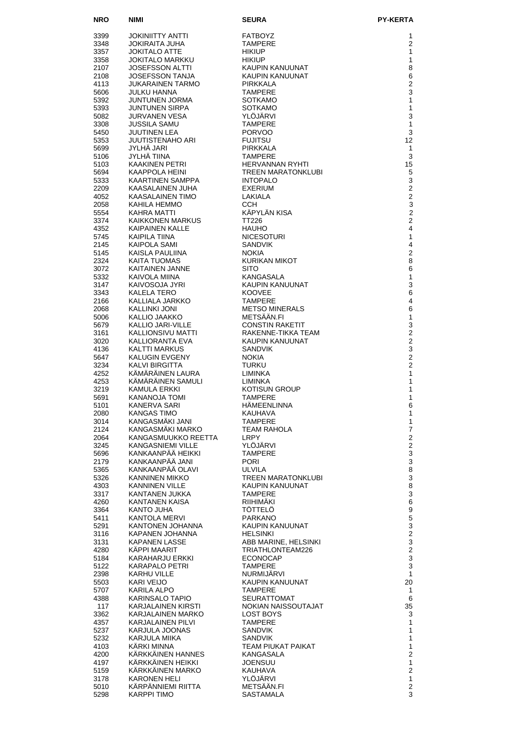| NRO | NIMI | SEURA | PY-KERTA |
| --- | --- | --- | --- |
| 3399 | JOKINIITTY ANTTI | FATBOYZ | 1 |
| 3348 | JOKIRAITA JUHA | TAMPERE | 2 |
| 3357 | JOKITALO ATTE | HIKIUP | 1 |
| 3358 | JOKITALO MARKKU | HIKIUP | 1 |
| 2107 | JOSEFSSON ALTTI | KAUPIN KANUUNAT | 8 |
| 2108 | JOSEFSSON TANJA | KAUPIN KANUUNAT | 6 |
| 4113 | JUKARAINEN TARMO | PIRKKALA | 2 |
| 5606 | JULKU HANNA | TAMPERE | 3 |
| 5392 | JUNTUNEN JORMA | SOTKAMO | 1 |
| 5393 | JUNTUNEN SIRPA | SOTKAMO | 1 |
| 5082 | JURVANEN VESA | YLÖJÄRVI | 3 |
| 3308 | JUSSILA SAMU | TAMPERE | 1 |
| 5450 | JUUTINEN LEA | PORVOO | 3 |
| 5353 | JUUTISTENAHO ARI | FUJITSU | 12 |
| 5699 | JYLHÄ JARI | PIRKKALA | 1 |
| 5106 | JYLHÄ TIINA | TAMPERE | 3 |
| 5103 | KAAKINEN PETRI | HERVANNAN RYHTI | 15 |
| 5694 | KAAPPOLA HEINI | TREEN MARATONKLUBI | 5 |
| 5333 | KAARTINEN SAMPPA | INTOPALO | 3 |
| 2209 | KAASALAINEN JUHA | EXERIUM | 2 |
| 4052 | KAASALAINEN TIMO | LAKIALA | 2 |
| 2058 | KAHILA HEMMO | CCH | 3 |
| 5554 | KAHRA MATTI | KÄPYLÄN KISA | 2 |
| 3374 | KAIKKONEN MARKUS | TT226 | 2 |
| 4352 | KAIPAINEN KALLE | HAUHO | 4 |
| 5745 | KAIPILA TIINA | NICESOTURI | 1 |
| 2145 | KAIPOLA SAMI | SANDVIK | 4 |
| 5145 | KAISLA PAULIINA | NOKIA | 2 |
| 2324 | KAITA TUOMAS | KURIKAN MIKOT | 8 |
| 3072 | KAITAINEN JANNE | SITO | 6 |
| 5332 | KAIVOLA MIINA | KANGASALA | 1 |
| 3147 | KAIVOSOJA JYRI | KAUPIN KANUUNAT | 3 |
| 3343 | KALELA TERO | KOOVEE | 6 |
| 2166 | KALLIALA JARKKO | TAMPERE | 4 |
| 2068 | KALLINKI JONI | METSO MINERALS | 6 |
| 5006 | KALLIO JAAKKO | METSÄÄN.FI | 1 |
| 5679 | KALLIO JARI-VILLE | CONSTIN RAKETIT | 3 |
| 3161 | KALLIONSIVU MATTI | RAKENNE-TIKKA TEAM | 2 |
| 3020 | KALLIORANTA EVA | KAUPIN KANUUNAT | 2 |
| 4136 | KALTTI MARKUS | SANDVIK | 3 |
| 5647 | KALUGIN EVGENY | NOKIA | 2 |
| 3234 | KALVI BIRGITTA | TURKU | 2 |
| 4252 | KÄMÄRÄINEN LAURA | LIMINKA | 1 |
| 4253 | KÄMÄRÄINEN SAMULI | LIMINKA | 1 |
| 3219 | KAMULA ERKKI | KOTISUN GROUP | 1 |
| 5691 | KANANOJA TOMI | TAMPERE | 1 |
| 5101 | KANERVA SARI | HÄMEENLINNA | 6 |
| 2080 | KANGAS TIMO | KAUHAVA | 1 |
| 3014 | KANGASMÄKI JANI | TAMPERE | 1 |
| 2124 | KANGASMÄKI MARKO | TEAM RAHOLA | 7 |
| 2064 | KANGASMUUKKO REETTA | LRPY | 2 |
| 3245 | KANGASNIEMI VILLE | YLÖJÄRVI | 2 |
| 5696 | KANKAANPÄÄ HEIKKI | TAMPERE | 3 |
| 2179 | KANKAANPÄÄ JANI | PORI | 3 |
| 5365 | KANKAANPÄÄ OLAVI | ULVILA | 8 |
| 5326 | KANNINEN MIKKO | TREEN MARATONKLUBI | 3 |
| 4303 | KANNINEN VILLE | KAUPIN KANUUNAT | 8 |
| 3317 | KANTANEN JUKKA | TAMPERE | 3 |
| 4260 | KANTANEN KAISA | RIIHIMÄKI | 6 |
| 3364 | KANTO JUHA | TÖTTELÖ | 9 |
| 5411 | KANTOLA MERVI | PARKANO | 5 |
| 5291 | KANTONEN JOHANNA | KAUPIN KANUUNAT | 3 |
| 3116 | KAPANEN JOHANNA | HELSINKI | 2 |
| 3131 | KAPANEN LASSE | ABB MARINE, HELSINKI | 3 |
| 4280 | KÄPPI MAARIT | TRIATHLONTEAM226 | 2 |
| 5184 | KARAHARJU ERKKI | ECONOCAP | 3 |
| 5122 | KARAPALO PETRI | TAMPERE | 3 |
| 2398 | KARHU VILLE | NURMIJÄRVI | 1 |
| 5503 | KARI VEIJO | KAUPIN KANUUNAT | 20 |
| 5707 | KARILA ALPO | TAMPERE | 1 |
| 4388 | KARINSALO TAPIO | SEURATTOMAT | 6 |
| 117 | KARJALAINEN KIRSTI | NOKIAN NAISSOUTAJAT | 35 |
| 3362 | KARJALAINEN MARKO | LOST BOYS | 3 |
| 4357 | KARJALAINEN PILVI | TAMPERE | 1 |
| 5237 | KARJULA JOONAS | SANDVIK | 1 |
| 5232 | KARJULA MIIKA | SANDVIK | 1 |
| 4103 | KÄRKI MINNA | TEAM PIUKAT PAIKAT | 1 |
| 4200 | KÄRKKÄINEN HANNES | KANGASALA | 2 |
| 4197 | KÄRKKÄINEN HEIKKI | JOENSUU | 1 |
| 5159 | KÄRKKÄINEN MARKO | KAUHAVA | 2 |
| 3178 | KARONEN HELI | YLÖJÄRVI | 1 |
| 5010 | KÄRPÄNNIEMI RIITTA | METSÄÄN.FI | 2 |
| 5298 | KARPPI TIMO | SASTAMALA | 3 |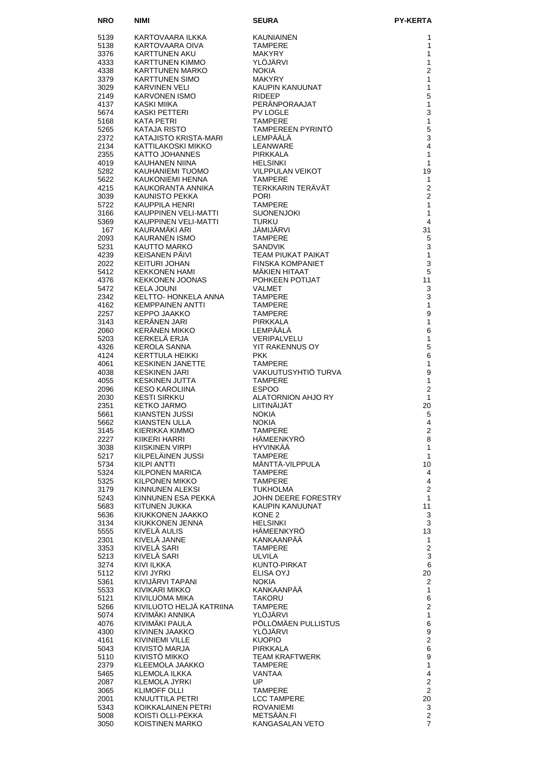| NRO | NIMI | SEURA | PY-KERTA |
|---|---|---|---|
| 5139 | KARTOVAARA ILKKA | KAUNIAINEN | 1 |
| 5138 | KARTOVAARA OIVA | TAMPERE | 1 |
| 3376 | KARTTUNEN AKU | MAKYRY | 1 |
| 4333 | KARTTUNEN KIMMO | YLÖJÄRVI | 1 |
| 4338 | KARTTUNEN MARKO | NOKIA | 2 |
| 3379 | KARTTUNEN SIMO | MAKYRY | 1 |
| 3029 | KARVINEN VELI | KAUPIN KANUUNAT | 1 |
| 2149 | KARVONEN ISMO | RIDEEP | 5 |
| 4137 | KASKI MIIKA | PERÄNPORAAJAT | 1 |
| 5674 | KASKI PETTERI | PV LOGLE | 3 |
| 5168 | KATA PETRI | TAMPERE | 1 |
| 5265 | KATAJA RISTO | TAMPEREEN PYRINTÖ | 5 |
| 2372 | KATAJISTO KRISTA-MARI | LEMPÄÄLÄ | 3 |
| 2134 | KATTILAKOSKI MIKKO | LEANWARE | 4 |
| 2355 | KATTO JOHANNES | PIRKKALA | 1 |
| 4019 | KAUHANEN NIINA | HELSINKI | 1 |
| 5282 | KAUHANIEMI TUOMO | VILPPULAN VEIKOT | 19 |
| 5622 | KAUKONIEMI HENNA | TAMPERE | 1 |
| 4215 | KAUKORANTA ANNIKA | TERKKARIN TERÄVÄT | 2 |
| 3039 | KAUNISTO PEKKA | PORI | 2 |
| 5722 | KAUPPILA HENRI | TAMPERE | 1 |
| 3166 | KAUPPINEN VELI-MATTI | SUONENJOKI | 1 |
| 5369 | KAUPPINEN VELI-MATTI | TURKU | 4 |
| 167 | KAURAMÄKI ARI | JÄMIJÄRVI | 31 |
| 2093 | KAURANEN ISMO | TAMPERE | 5 |
| 5231 | KAUTTO MARKO | SANDVIK | 3 |
| 4239 | KEISANEN PÄIVI | TEAM PIUKAT PAIKAT | 1 |
| 2022 | KEITURI JOHAN | FINSKA KOMPANIET | 3 |
| 5412 | KEKKONEN HAMI | MÄKIEN HITAAT | 5 |
| 4376 | KEKKONEN JOONAS | POHKEEN POTIJAT | 11 |
| 5472 | KELA JOUNI | VALMET | 3 |
| 2342 | KELTTO- HONKELA ANNA | TAMPERE | 3 |
| 4162 | KEMPPAINEN ANTTI | TAMPERE | 1 |
| 2257 | KEPPO JAAKKO | TAMPERE | 9 |
| 3143 | KERÄNEN JARI | PIRKKALA | 1 |
| 2060 | KERÄNEN MIKKO | LEMPÄÄLÄ | 6 |
| 5203 | KERKELÄ ERJA | VERIPALVELU | 1 |
| 4326 | KEROLA SANNA | YIT RAKENNUS OY | 5 |
| 4124 | KERTTULA HEIKKI | PKK | 6 |
| 4061 | KESKINEN JANETTE | TAMPERE | 1 |
| 4038 | KESKINEN JARI | VAKUUTUSYHTIÖ TURVA | 9 |
| 4055 | KESKINEN JUTTA | TAMPERE | 1 |
| 2096 | KESO KAROLIINA | ESPOO | 2 |
| 2030 | KESTI SIRKKU | ALATORNION AHJO RY | 1 |
| 2351 | KETKO JARMO | LIITINÄIJÄT | 20 |
| 5661 | KIANSTEN JUSSI | NOKIA | 5 |
| 5662 | KIANSTEN ULLA | NOKIA | 4 |
| 3145 | KIERIKKA KIMMO | TAMPERE | 2 |
| 2227 | KIIKERI HARRI | HÄMEENKYRÖ | 8 |
| 3038 | KIISKINEN VIRPI | HYVINKÄÄ | 1 |
| 5217 | KILPELÄINEN JUSSI | TAMPERE | 1 |
| 5734 | KILPI ANTTI | MÄNTTÄ-VILPPULA | 10 |
| 5324 | KILPONEN MARICA | TAMPERE | 4 |
| 5325 | KILPONEN MIKKO | TAMPERE | 4 |
| 3179 | KINNUNEN ALEKSI | TUKHOLMA | 2 |
| 5243 | KINNUNEN ESA PEKKA | JOHN DEERE FORESTRY | 1 |
| 5683 | KITUNEN JUKKA | KAUPIN KANUUNAT | 11 |
| 5636 | KIUKKONEN JAAKKO | KONE 2 | 3 |
| 3134 | KIUKKONEN JENNA | HELSINKI | 3 |
| 5555 | KIVELÄ AULIS | HÄMEENKYRÖ | 13 |
| 2301 | KIVELÄ JANNE | KANKAANPÄÄ | 1 |
| 3353 | KIVELÄ SARI | TAMPERE | 2 |
| 5213 | KIVELÄ SARI | ULVILA | 3 |
| 3274 | KIVI ILKKA | KUNTO-PIRKAT | 6 |
| 5112 | KIVI JYRKI | ELISA OYJ | 20 |
| 5361 | KIVIJÄRVI TAPANI | NOKIA | 2 |
| 5533 | KIVIKARI MIKKO | KANKAANPÄÄ | 1 |
| 5121 | KIVILUOMA MIKA | TAKORU | 6 |
| 5266 | KIVILUOTO HELJÄ KATRIINA | TAMPERE | 2 |
| 5074 | KIVIMÄKI ANNIKA | YLÖJÄRVI | 1 |
| 4076 | KIVIMÄKI PAULA | PÖLLÖMÄEN PULLISTUS | 6 |
| 4300 | KIVINEN JAAKKO | YLÖJÄRVI | 9 |
| 4161 | KIVINIEMI VILLE | KUOPIO | 2 |
| 5043 | KIVISTÖ MARJA | PIRKKALA | 6 |
| 5110 | KIVISTÖ MIKKO | TEAM KRAFTWERK | 9 |
| 2379 | KLEEMOLA JAAKKO | TAMPERE | 1 |
| 5465 | KLEMOLA ILKKA | VANTAA | 4 |
| 2087 | KLEMOLA JYRKI | UP | 2 |
| 3065 | KLIMOFF OLLI | TAMPERE | 2 |
| 2001 | KNUUTTILA PETRI | LCC TAMPERE | 20 |
| 5343 | KOIKKALAINEN PETRI | ROVANIEMI | 3 |
| 5008 | KOISTI OLLI-PEKKA | METSÄÄN.FI | 2 |
| 3050 | KOISTINEN MARKO | KANGASALAN VETO | 7 |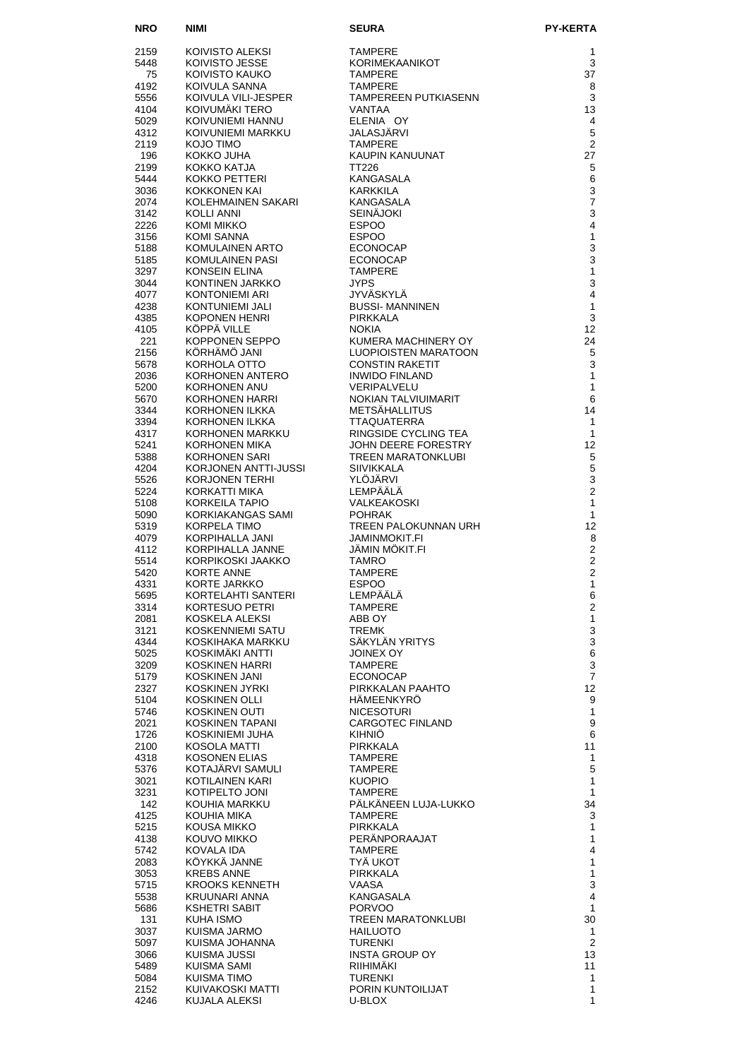| NRO | NIMI | SEURA | PY-KERTA |
|---|---|---|---|
| 2159 | KOIVISTO ALEKSI | TAMPERE | 1 |
| 5448 | KOIVISTO JESSE | KORIMEKAANIKOT | 3 |
| 75 | KOIVISTO KAUKO | TAMPERE | 37 |
| 4192 | KOIVULA SANNA | TAMPERE | 8 |
| 5556 | KOIVULA VILI-JESPER | TAMPEREEN PUTKIASENN | 3 |
| 4104 | KOIVUMÄKI TERO | VANTAA | 13 |
| 5029 | KOIVUNIEMI HANNU | ELENIA OY | 4 |
| 4312 | KOIVUNIEMI MARKKU | JALASJÄRVI | 5 |
| 2119 | KOJO TIMO | TAMPERE | 2 |
| 196 | KOKKO JUHA | KAUPIN KANUUNAT | 27 |
| 2199 | KOKKO KATJA | TT226 | 5 |
| 5444 | KOKKO PETTERI | KANGASALA | 6 |
| 3036 | KOKKONEN KAI | KARKKILA | 3 |
| 2074 | KOLEHMAINEN SAKARI | KANGASALA | 7 |
| 3142 | KOLLI ANNI | SEINÄJOKI | 3 |
| 2226 | KOMI MIKKO | ESPOO | 4 |
| 3156 | KOMI SANNA | ESPOO | 1 |
| 5188 | KOMULAINEN ARTO | ECONOCAP | 3 |
| 5185 | KOMULAINEN PASI | ECONOCAP | 3 |
| 3297 | KONSEIN ELINA | TAMPERE | 1 |
| 3044 | KONTINEN JARKKO | JYPS | 3 |
| 4077 | KONTONIEMI ARI | JYVÄSKYLÄ | 4 |
| 4238 | KONTUNIEMI JALI | BUSSI- MANNINEN | 1 |
| 4385 | KOPONEN HENRI | PIRKKALA | 3 |
| 4105 | KÖPPÄ VILLE | NOKIA | 12 |
| 221 | KOPPONEN SEPPO | KUMERA MACHINERY OY | 24 |
| 2156 | KÖRHÄMÖ JANI | LUOPIOISTEN MARATOON | 5 |
| 5678 | KORHOLA OTTO | CONSTIN RAKETIT | 3 |
| 2036 | KORHONEN ANTERO | INWIDO FINLAND | 1 |
| 5200 | KORHONEN ANU | VERIPALVELU | 1 |
| 5670 | KORHONEN HARRI | NOKIAN TALVIUIMARIT | 6 |
| 3344 | KORHONEN ILKKA | METSÄHALLITUS | 14 |
| 3394 | KORHONEN ILKKA | TTAQUATERRA | 1 |
| 4317 | KORHONEN MARKKU | RINGSIDE CYCLING TEA | 1 |
| 5241 | KORHONEN MIKA | JOHN DEERE FORESTRY | 12 |
| 5388 | KORHONEN SARI | TREEN MARATONKLUBI | 5 |
| 4204 | KORJONEN ANTTI-JUSSI | SIIVIKKALA | 5 |
| 5526 | KORJONEN TERHI | YLÖJÄRVI | 3 |
| 5224 | KORKATTI MIKA | LEMPÄÄLÄ | 2 |
| 5108 | KORKEILA TAPIO | VALKEAKOSKI | 1 |
| 5090 | KORKIAKANGAS SAMI | POHRAK | 1 |
| 5319 | KORPELA TIMO | TREEN PALOKUNNAN URH | 12 |
| 4079 | KORPIHALLA JANI | JAMINMOKIT.FI | 8 |
| 4112 | KORPIHALLA JANNE | JÄMIN MÖKIT.FI | 2 |
| 5514 | KORPIKOSKI JAAKKO | TAMRO | 2 |
| 5420 | KORTE ANNE | TAMPERE | 2 |
| 4331 | KORTE JARKKO | ESPOO | 1 |
| 5695 | KORTELAHTI SANTERI | LEMPÄÄLÄ | 6 |
| 3314 | KORTESUO PETRI | TAMPERE | 2 |
| 2081 | KOSKELA ALEKSI | ABB OY | 1 |
| 3121 | KOSKENNIEMI SATU | TREMK | 3 |
| 4344 | KOSKIHAKA MARKKU | SÄKYLÄN YRITYS | 3 |
| 5025 | KOSKIMÄKI ANTTI | JOINEX OY | 6 |
| 3209 | KOSKINEN HARRI | TAMPERE | 3 |
| 5179 | KOSKINEN JANI | ECONOCAP | 7 |
| 2327 | KOSKINEN JYRKI | PIRKKALAN PAAHTO | 12 |
| 5104 | KOSKINEN OLLI | HÄMEENKYRÖ | 9 |
| 5746 | KOSKINEN OUTI | NICESOTURI | 1 |
| 2021 | KOSKINEN TAPANI | CARGOTEC FINLAND | 9 |
| 1726 | KOSKINIEMI JUHA | KIHNIÖ | 6 |
| 2100 | KOSOLA MATTI | PIRKKALA | 11 |
| 4318 | KOSONEN ELIAS | TAMPERE | 1 |
| 5376 | KOTAJÄRVI SAMULI | TAMPERE | 5 |
| 3021 | KOTILAINEN KARI | KUOPIO | 1 |
| 3231 | KOTIPELTO JONI | TAMPERE | 1 |
| 142 | KOUHIA MARKKU | PÄLKÄNEEN LUJA-LUKKO | 34 |
| 4125 | KOUHIA MIKA | TAMPERE | 3 |
| 5215 | KOUSA MIKKO | PIRKKALA | 1 |
| 4138 | KOUVO MIKKO | PERÄNPORAAJAT | 1 |
| 5742 | KOVALA IDA | TAMPERE | 4 |
| 2083 | KÖYKKÄ JANNE | TYÄ UKOT | 1 |
| 3053 | KREBS ANNE | PIRKKALA | 1 |
| 5715 | KROOKS KENNETH | VAASA | 3 |
| 5538 | KRUUNARI ANNA | KANGASALA | 4 |
| 5686 | KSHETRI SABIT | PORVOO | 1 |
| 131 | KUHA ISMO | TREEN MARATONKLUBI | 30 |
| 3037 | KUISMA JARMO | HAILUOTO | 1 |
| 5097 | KUISMA JOHANNA | TURENKI | 2 |
| 3066 | KUISMA JUSSI | INSTA GROUP OY | 13 |
| 5489 | KUISMA SAMI | RIIHIMÄKI | 11 |
| 5084 | KUISMA TIMO | TURENKI | 1 |
| 2152 | KUIVAKOSKI MATTI | PORIN KUNTOILIJAT | 1 |
| 4246 | KUJALA ALEKSI | U-BLOX | 1 |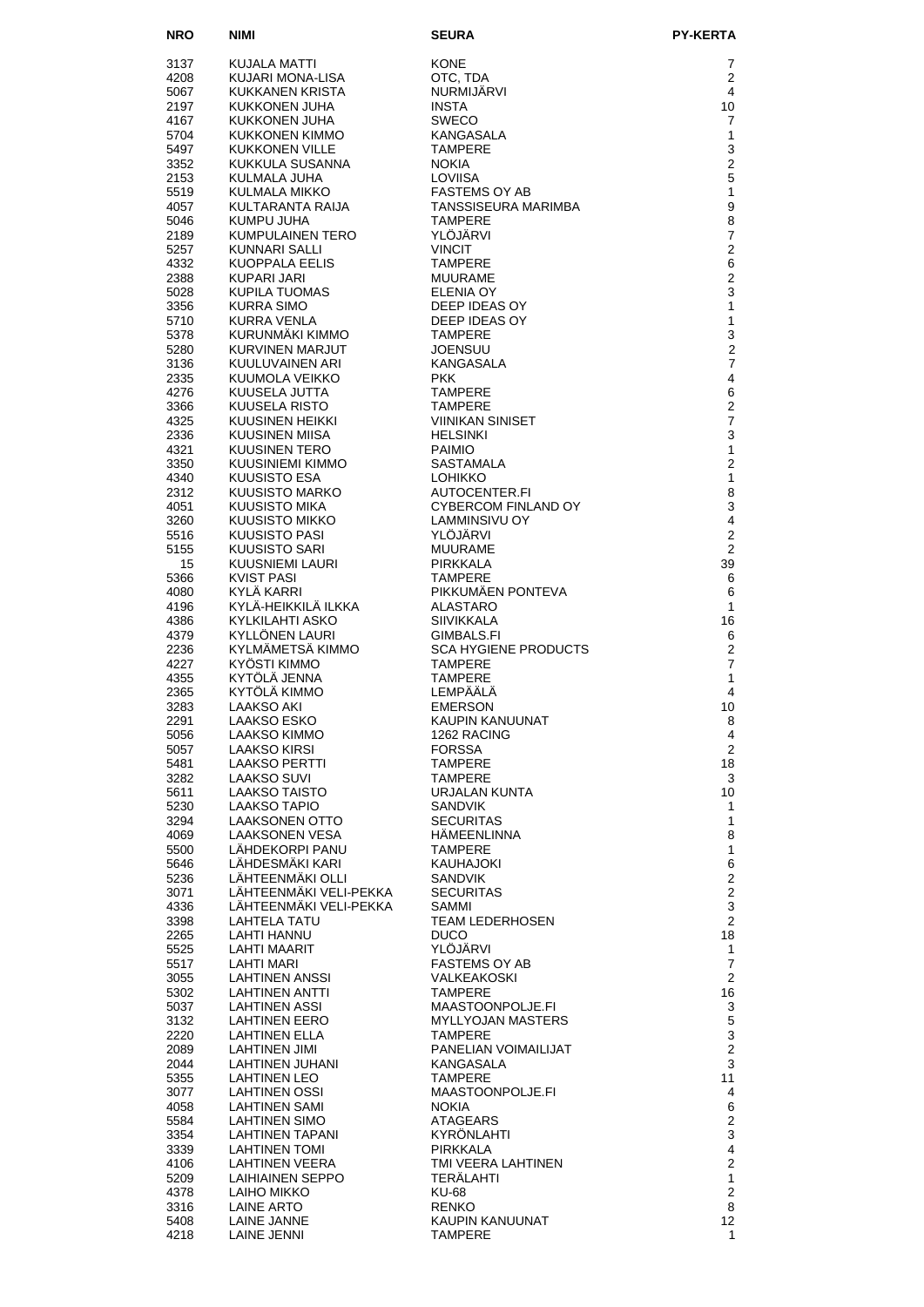| NRO | NIMI | SEURA | PY-KERTA |
|---|---|---|---|
| 3137 | KUJALA MATTI | KONE | 7 |
| 4208 | KUJARI MONA-LISA | OTC, TDA | 2 |
| 5067 | KUKKANEN KRISTA | NURMIJÄRVI | 4 |
| 2197 | KUKKONEN JUHA | INSTA | 10 |
| 4167 | KUKKONEN JUHA | SWECO | 7 |
| 5704 | KUKKONEN KIMMO | KANGASALA | 1 |
| 5497 | KUKKONEN VILLE | TAMPERE | 3 |
| 3352 | KUKKULA SUSANNA | NOKIA | 2 |
| 2153 | KULMALA JUHA | LOVIISA | 5 |
| 5519 | KULMALA MIKKO | FASTEMS OY AB | 1 |
| 4057 | KULTARANTA RAIJA | TANSSISEURA MARIMBA | 9 |
| 5046 | KUMPU JUHA | TAMPERE | 8 |
| 2189 | KUMPULAINEN TERO | YLÖJÄRVI | 7 |
| 5257 | KUNNARI SALLI | VINCIT | 2 |
| 4332 | KUOPPALA EELIS | TAMPERE | 6 |
| 2388 | KUPARI JARI | MUURAME | 2 |
| 5028 | KUPILA TUOMAS | ELENIA OY | 3 |
| 3356 | KURRA SIMO | DEEP IDEAS OY | 1 |
| 5710 | KURRA VENLA | DEEP IDEAS OY | 1 |
| 5378 | KURUNMÄKI KIMMO | TAMPERE | 3 |
| 5280 | KURVINEN MARJUT | JOENSUU | 2 |
| 3136 | KUULUVAINEN ARI | KANGASALA | 7 |
| 2335 | KUUMOLA VEIKKO | PKK | 4 |
| 4276 | KUUSELA JUTTA | TAMPERE | 6 |
| 3366 | KUUSELA RISTO | TAMPERE | 2 |
| 4325 | KUUSINEN HEIKKI | VIINIKAN SINISET | 7 |
| 2336 | KUUSINEN MIISA | HELSINKI | 3 |
| 4321 | KUUSINEN TERO | PAIMIO | 1 |
| 3350 | KUUSINIEMI KIMMO | SASTAMALA | 2 |
| 4340 | KUUSISTO ESA | LOHIKKO | 1 |
| 2312 | KUUSISTO MARKO | AUTOCENTER.FI | 8 |
| 4051 | KUUSISTO MIKA | CYBERCOM FINLAND OY | 3 |
| 3260 | KUUSISTO MIKKO | LAMMINSIVU OY | 4 |
| 5516 | KUUSISTO PASI | YLÖJÄRVI | 2 |
| 5155 | KUUSISTO SARI | MUURAME | 2 |
| 15 | KUUSNIEMI LAURI | PIRKKALA | 39 |
| 5366 | KVIST PASI | TAMPERE | 6 |
| 4080 | KYLÄ KARRI | PIKKUMÄEN PONTEVA | 6 |
| 4196 | KYLÄ-HEIKKILÄ ILKKA | ALASTARO | 1 |
| 4386 | KYLKILAHTI ASKO | SIIVIKKALA | 16 |
| 4379 | KYLLÖNEN LAURI | GIMBALS.FI | 6 |
| 2236 | KYLMÄMETSÄ KIMMO | SCA HYGIENE PRODUCTS | 2 |
| 4227 | KYÖSTI KIMMO | TAMPERE | 7 |
| 4355 | KYTÖLÄ JENNA | TAMPERE | 1 |
| 2365 | KYTÖLÄ KIMMO | LEMPÄÄLÄ | 4 |
| 3283 | LAAKSO AKI | EMERSON | 10 |
| 2291 | LAAKSO ESKO | KAUPIN KANUUNAT | 8 |
| 5056 | LAAKSO KIMMO | 1262 RACING | 4 |
| 5057 | LAAKSO KIRSI | FORSSA | 2 |
| 5481 | LAAKSO PERTTI | TAMPERE | 18 |
| 3282 | LAAKSO SUVI | TAMPERE | 3 |
| 5611 | LAAKSO TAISTO | URJALAN KUNTA | 10 |
| 5230 | LAAKSO TAPIO | SANDVIK | 1 |
| 3294 | LAAKSONEN OTTO | SECURITAS | 1 |
| 4069 | LAAKSONEN VESA | HÄMEENLINNA | 8 |
| 5500 | LÄHDEKORPI PANU | TAMPERE | 1 |
| 5646 | LÄHDESMÄKI KARI | KAUHAJOKI | 6 |
| 5236 | LÄHTEENMÄKI OLLI | SANDVIK | 2 |
| 3071 | LÄHTEENMÄKI VELI-PEKKA | SECURITAS | 2 |
| 4336 | LÄHTEENMÄKI VELI-PEKKA | SAMMI | 3 |
| 3398 | LAHTELA TATU | TEAM LEDERHOSEN | 2 |
| 2265 | LAHTI HANNU | DUCO | 18 |
| 5525 | LAHTI MAARIT | YLÖJÄRVI | 1 |
| 5517 | LAHTI MARI | FASTEMS OY AB | 7 |
| 3055 | LAHTINEN ANSSI | VALKEAKOSKI | 2 |
| 5302 | LAHTINEN ANTTI | TAMPERE | 16 |
| 5037 | LAHTINEN ASSI | MAASTOONPOLJE.FI | 3 |
| 3132 | LAHTINEN EERO | MYLLYOJAN MASTERS | 5 |
| 2220 | LAHTINEN ELLA | TAMPERE | 3 |
| 2089 | LAHTINEN JIMI | PANELIAN VOIMAILIJAT | 2 |
| 2044 | LAHTINEN JUHANI | KANGASALA | 3 |
| 5355 | LAHTINEN LEO | TAMPERE | 11 |
| 3077 | LAHTINEN OSSI | MAASTOONPOLJE.FI | 4 |
| 4058 | LAHTINEN SAMI | NOKIA | 6 |
| 5584 | LAHTINEN SIMO | ATAGEARS | 2 |
| 3354 | LAHTINEN TAPANI | KYRÖNLAHTI | 3 |
| 3339 | LAHTINEN TOMI | PIRKKALA | 4 |
| 4106 | LAHTINEN VEERA | TMI VEERA LAHTINEN | 2 |
| 5209 | LAIHIAINEN SEPPO | TERÄLAHTI | 1 |
| 4378 | LAIHO MIKKO | KU-68 | 2 |
| 3316 | LAINE ARTO | RENKO | 8 |
| 5408 | LAINE JANNE | KAUPIN KANUUNAT | 12 |
| 4218 | LAINE JENNI | TAMPERE | 1 |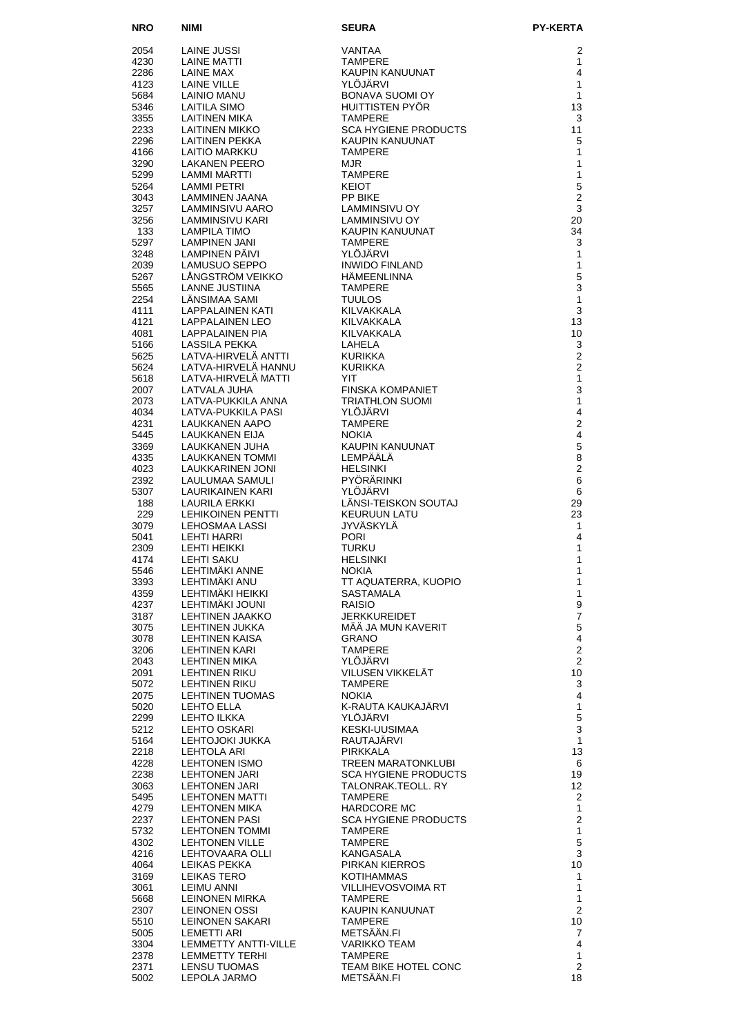| NRO | NIMI | SEURA | PY-KERTA |
| --- | --- | --- | --- |
| 2054 | LAINE JUSSI | VANTAA | 2 |
| 4230 | LAINE MATTI | TAMPERE | 1 |
| 2286 | LAINE MAX | KAUPIN KANUUNAT | 4 |
| 4123 | LAINE VILLE | YLÖJÄRVI | 1 |
| 5684 | LAINIO MANU | BONAVA SUOMI OY | 1 |
| 5346 | LAITILA SIMO | HUITTISTEN PYÖR | 13 |
| 3355 | LAITINEN MIKA | TAMPERE | 3 |
| 2233 | LAITINEN MIKKO | SCA HYGIENE PRODUCTS | 11 |
| 2296 | LAITINEN PEKKA | KAUPIN KANUUNAT | 5 |
| 4166 | LAITIO MARKKU | TAMPERE | 1 |
| 3290 | LAKANEN PEERO | MJR | 1 |
| 5299 | LAMMI MARTTI | TAMPERE | 1 |
| 5264 | LAMMI PETRI | KEIOT | 5 |
| 3043 | LAMMINEN JAANA | PP BIKE | 2 |
| 3257 | LAMMINSIVU AARO | LAMMINSIVU OY | 3 |
| 3256 | LAMMINSIVU KARI | LAMMINSIVU OY | 20 |
| 133 | LAMPILA TIMO | KAUPIN KANUUNAT | 34 |
| 5297 | LAMPINEN JANI | TAMPERE | 3 |
| 3248 | LAMPINEN PÄIVI | YLÖJÄRVI | 1 |
| 2039 | LAMUSUO SEPPO | INWIDO FINLAND | 1 |
| 5267 | LÅNGSTRÖM VEIKKO | HÄMEENLINNA | 5 |
| 5565 | LANNE JUSTIINA | TAMPERE | 3 |
| 2254 | LÄNSIMAA SAMI | TUULOS | 1 |
| 4111 | LAPPALAINEN KATI | KILVAKKALA | 3 |
| 4121 | LAPPALAINEN LEO | KILVAKKALA | 13 |
| 4081 | LAPPALAINEN PIA | KILVAKKALA | 10 |
| 5166 | LASSILA PEKKA | LAHELA | 3 |
| 5625 | LATVA-HIRVELÄ ANTTI | KURIKKA | 2 |
| 5624 | LATVA-HIRVELÄ HANNU | KURIKKA | 2 |
| 5618 | LATVA-HIRVELÄ MATTI | YIT | 1 |
| 2007 | LATVALA JUHA | FINSKA KOMPANIET | 3 |
| 2073 | LATVA-PUKKILA ANNA | TRIATHLON SUOMI | 1 |
| 4034 | LATVA-PUKKILA PASI | YLÖJÄRVI | 4 |
| 4231 | LAUKKANEN AAPO | TAMPERE | 2 |
| 5445 | LAUKKANEN EIJA | NOKIA | 4 |
| 3369 | LAUKKANEN JUHA | KAUPIN KANUUNAT | 5 |
| 4335 | LAUKKANEN TOMMI | LEMPÄÄLÄ | 8 |
| 4023 | LAUKKARINEN JONI | HELSINKI | 2 |
| 2392 | LAULUMAA SAMULI | PYÖRÄRINKI | 6 |
| 5307 | LAURIKAINEN KARI | YLÖJÄRVI | 6 |
| 188 | LAURILA ERKKI | LÄNSI-TEISKON SOUTAJ | 29 |
| 229 | LEHIKOINEN PENTTI | KEURUUN LATU | 23 |
| 3079 | LEHOSMAA LASSI | JYVÄSKYLÄ | 1 |
| 5041 | LEHTI HARRI | PORI | 4 |
| 2309 | LEHTI HEIKKI | TURKU | 1 |
| 4174 | LEHTI SAKU | HELSINKI | 1 |
| 5546 | LEHTIMÄKI ANNE | NOKIA | 1 |
| 3393 | LEHTIMÄKI ANU | TT AQUATERRA, KUOPIO | 1 |
| 4359 | LEHTIMÄKI HEIKKI | SASTAMALA | 1 |
| 4237 | LEHTIMÄKI JOUNI | RAISIO | 9 |
| 3187 | LEHTINEN JAAKKO | JERKKUREIDET | 7 |
| 3075 | LEHTINEN JUKKA | MÄÄ JA MUN KAVERIT | 5 |
| 3078 | LEHTINEN KAISA | GRANO | 4 |
| 3206 | LEHTINEN KARI | TAMPERE | 2 |
| 2043 | LEHTINEN MIKA | YLÖJÄRVI | 2 |
| 2091 | LEHTINEN RIKU | VILUSEN VIKKELÄT | 10 |
| 5072 | LEHTINEN RIKU | TAMPERE | 3 |
| 2075 | LEHTINEN TUOMAS | NOKIA | 4 |
| 5020 | LEHTO ELLA | K-RAUTA KAUKAJÄRVI | 1 |
| 2299 | LEHTO ILKKA | YLÖJÄRVI | 5 |
| 5212 | LEHTO OSKARI | KESKI-UUSIMAA | 3 |
| 5164 | LEHTOJOKI JUKKA | RAUTAJÄRVI | 1 |
| 2218 | LEHTOLA ARI | PIRKKALA | 13 |
| 4228 | LEHTONEN ISMO | TREEN MARATONKLUBI | 6 |
| 2238 | LEHTONEN JARI | SCA HYGIENE PRODUCTS | 19 |
| 3063 | LEHTONEN JARI | TALONRAK.TEOLL. RY | 12 |
| 5495 | LEHTONEN MATTI | TAMPERE | 2 |
| 4279 | LEHTONEN MIKA | HARDCORE MC | 1 |
| 2237 | LEHTONEN PASI | SCA HYGIENE PRODUCTS | 2 |
| 5732 | LEHTONEN TOMMI | TAMPERE | 1 |
| 4302 | LEHTONEN VILLE | TAMPERE | 5 |
| 4216 | LEHTOVAARA OLLI | KANGASALA | 3 |
| 4064 | LEIKAS PEKKA | PIRKAN KIERROS | 10 |
| 3169 | LEIKAS TERO | KOTIHAMMAS | 1 |
| 3061 | LEIMU ANNI | VILLIHEVOSVOIMA RT | 1 |
| 5668 | LEINONEN MIRKA | TAMPERE | 1 |
| 2307 | LEINONEN OSSI | KAUPIN KANUUNAT | 2 |
| 5510 | LEINONEN SAKARI | TAMPERE | 10 |
| 5005 | LEMETTI ARI | METSÄÄN.FI | 7 |
| 3304 | LEMMETTY ANTTI-VILLE | VARIKKO TEAM | 4 |
| 2378 | LEMMETTY TERHI | TAMPERE | 1 |
| 2371 | LENSU TUOMAS | TEAM BIKE HOTEL CONC | 2 |
| 5002 | LEPOLA JARMO | METSÄÄN.FI | 18 |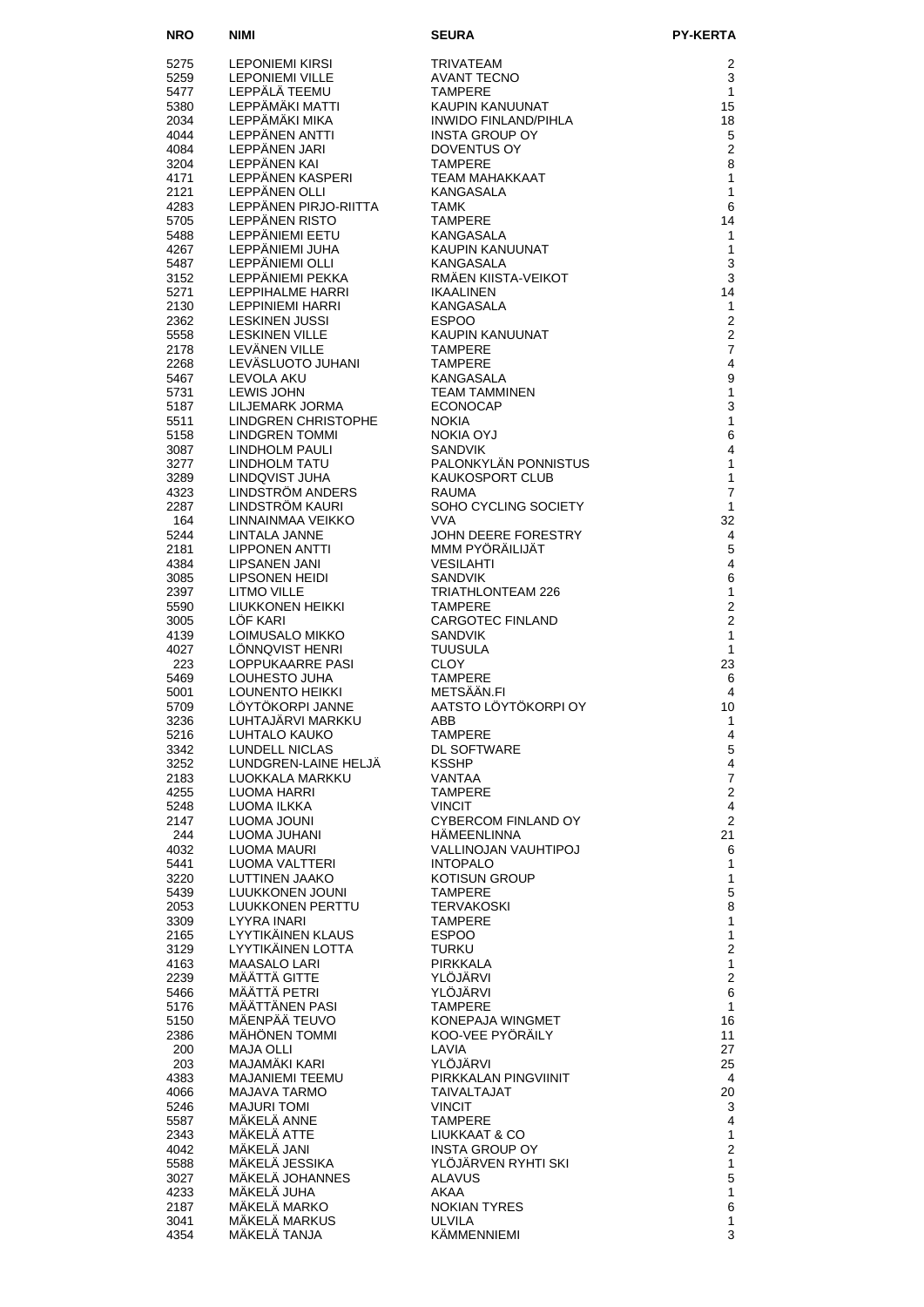| NRO | NIMI | SEURA | PY-KERTA |
|---|---|---|---|
| 5275 | LEPONIEMI KIRSI | TRIVATEAM | 2 |
| 5259 | LEPONIEMI VILLE | AVANT TECNO | 3 |
| 5477 | LEPPÄLÄ TEEMU | TAMPERE | 1 |
| 5380 | LEPPÄMÄKI MATTI | KAUPIN KANUUNAT | 15 |
| 2034 | LEPPÄMÄKI MIKA | INWIDO FINLAND/PIHLA | 18 |
| 4044 | LEPPÄNEN ANTTI | INSTA GROUP OY | 5 |
| 4084 | LEPPÄNEN JARI | DOVENTUS OY | 2 |
| 3204 | LEPPÄNEN KAI | TAMPERE | 8 |
| 4171 | LEPPÄNEN KASPERI | TEAM MAHAKKAAT | 1 |
| 2121 | LEPPÄNEN OLLI | KANGASALA | 1 |
| 4283 | LEPPÄNEN PIRJO-RIITTA | TAMK | 6 |
| 5705 | LEPPÄNEN RISTO | TAMPERE | 14 |
| 5488 | LEPPÄNIEMI EETU | KANGASALA | 1 |
| 4267 | LEPPÄNIEMI JUHA | KAUPIN KANUUNAT | 1 |
| 5487 | LEPPÄNIEMI OLLI | KANGASALA | 3 |
| 3152 | LEPPÄNIEMI PEKKA | RMÄEN KIISTA-VEIKOT | 3 |
| 5271 | LEPPIHALME HARRI | IKAALINEN | 14 |
| 2130 | LEPPINIEMI HARRI | KANGASALA | 1 |
| 2362 | LESKINEN JUSSI | ESPOO | 2 |
| 5558 | LESKINEN VILLE | KAUPIN KANUUNAT | 2 |
| 2178 | LEVÄNEN VILLE | TAMPERE | 7 |
| 2268 | LEVÄSLUOTO JUHANI | TAMPERE | 4 |
| 5467 | LEVOLA AKU | KANGASALA | 9 |
| 5731 | LEWIS JOHN | TEAM TAMMINEN | 1 |
| 5187 | LILJEMARK JORMA | ECONOCAP | 3 |
| 5511 | LINDGREN CHRISTOPHE | NOKIA | 1 |
| 5158 | LINDGREN TOMMI | NOKIA OYJ | 6 |
| 3087 | LINDHOLM PAULI | SANDVIK | 4 |
| 3277 | LINDHOLM TATU | PALONKYLÄN PONNISTUS | 1 |
| 3289 | LINDQVIST JUHA | KAUKOSPORT CLUB | 1 |
| 4323 | LINDSTRÖM ANDERS | RAUMA | 7 |
| 2287 | LINDSTRÖM KAURI | SOHO CYCLING SOCIETY | 1 |
| 164 | LINNAINMAA VEIKKO | VVA | 32 |
| 5244 | LINTALA JANNE | JOHN DEERE FORESTRY | 4 |
| 2181 | LIPPONEN ANTTI | MMM PYÖRÄILIJÄT | 5 |
| 4384 | LIPSANEN JANI | VESILAHTI | 4 |
| 3085 | LIPSONEN HEIDI | SANDVIK | 6 |
| 2397 | LITMO VILLE | TRIATHLONTEAM 226 | 1 |
| 5590 | LIUKKONEN HEIKKI | TAMPERE | 2 |
| 3005 | LÖF KARI | CARGOTEC FINLAND | 2 |
| 4139 | LOIMUSALO MIKKO | SANDVIK | 1 |
| 4027 | LÖNNQVIST HENRI | TUUSULA | 1 |
| 223 | LOPPUKAARRE PASI | CLOY | 23 |
| 5469 | LOUHESTO JUHA | TAMPERE | 6 |
| 5001 | LOUNENTO HEIKKI | METSÄÄN.FI | 4 |
| 5709 | LÖYTÖKORPI JANNE | AATSTO LÖYTÖKORPI OY | 10 |
| 3236 | LUHTAJÄRVI MARKKU | ABB | 1 |
| 5216 | LUHTALO KAUKO | TAMPERE | 4 |
| 3342 | LUNDELL NICLAS | DL SOFTWARE | 5 |
| 3252 | LUNDGREN-LAINE HELJÄ | KSSHP | 4 |
| 2183 | LUOKKALA MARKKU | VANTAA | 7 |
| 4255 | LUOMA HARRI | TAMPERE | 2 |
| 5248 | LUOMA ILKKA | VINCIT | 4 |
| 2147 | LUOMA JOUNI | CYBERCOM FINLAND OY | 2 |
| 244 | LUOMA JUHANI | HÄMEENLINNA | 21 |
| 4032 | LUOMA MAURI | VALLINOJAN VAUHTIPOJ | 6 |
| 5441 | LUOMA VALTTERI | INTOPALO | 1 |
| 3220 | LUTTINEN JAAKO | KOTISUN GROUP | 1 |
| 5439 | LUUKKONEN JOUNI | TAMPERE | 5 |
| 2053 | LUUKKONEN PERTTU | TERVAKOSKI | 8 |
| 3309 | LYYRA INARI | TAMPERE | 1 |
| 2165 | LYYTIKÄINEN KLAUS | ESPOO | 1 |
| 3129 | LYYTIKÄINEN LOTTA | TURKU | 2 |
| 4163 | MAASALO LARI | PIRKKALA | 1 |
| 2239 | MÄÄTTÄ GITTE | YLÖJÄRVI | 2 |
| 5466 | MÄÄTTÄ PETRI | YLÖJÄRVI | 6 |
| 5176 | MÄÄTTÄNEN PASI | TAMPERE | 1 |
| 5150 | MÄENPÄÄ TEUVO | KONEPAJA WINGMET | 16 |
| 2386 | MÄHÖNEN TOMMI | KOO-VEE PYÖRÄILY | 11 |
| 200 | MAJA OLLI | LAVIA | 27 |
| 203 | MAJAMÄKI KARI | YLÖJÄRVI | 25 |
| 4383 | MAJANIEMI TEEMU | PIRKKALAN PINGVIINIT | 4 |
| 4066 | MAJAVA TARMO | TAIVALTAJAT | 20 |
| 5246 | MAJURI TOMI | VINCIT | 3 |
| 5587 | MÄKELÄ ANNE | TAMPERE | 4 |
| 2343 | MÄKELÄ ATTE | LIUKKAAT & CO | 1 |
| 4042 | MÄKELÄ JANI | INSTA GROUP OY | 2 |
| 5588 | MÄKELÄ JESSIKA | YLÖJÄRVEN RYHTI SKI | 1 |
| 3027 | MÄKELÄ JOHANNES | ALAVUS | 5 |
| 4233 | MÄKELÄ JUHA | AKAA | 1 |
| 2187 | MÄKELÄ MARKO | NOKIAN TYRES | 6 |
| 3041 | MÄKELÄ MARKUS | ULVILA | 1 |
| 4354 | MÄKELÄ TANJA | KÄMMENNIEMI | 3 |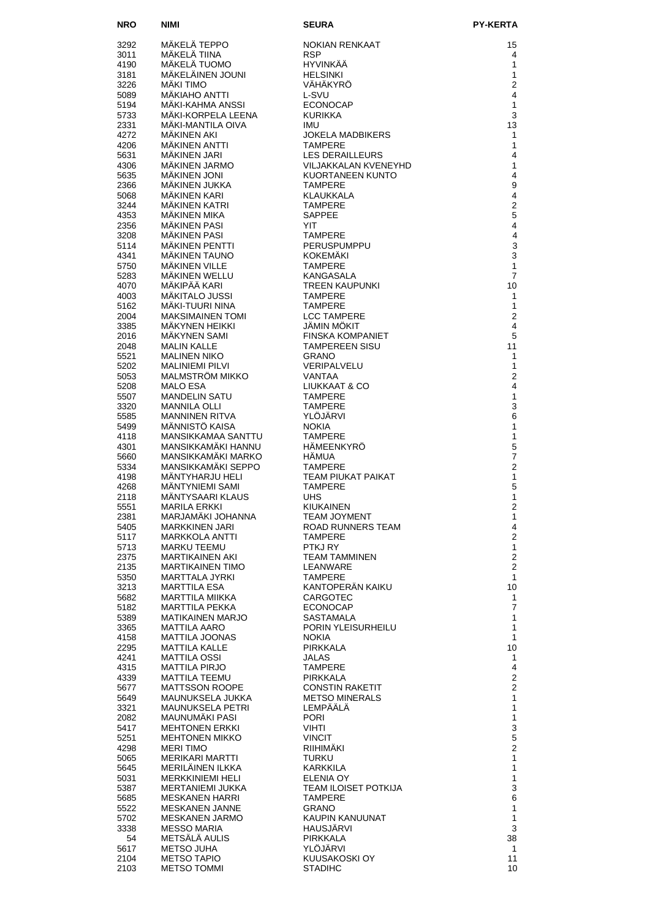| NRO | NIMI | SEURA | PY-KERTA |
|---|---|---|---|
| 3292 | MÄKELÄ TEPPO | NOKIAN RENKAAT | 15 |
| 3011 | MÄKELÄ TIINA | RSP | 4 |
| 4190 | MÄKELÄ TUOMO | HYVINKÄÄ | 1 |
| 3181 | MÄKELÄINEN JOUNI | HELSINKI | 1 |
| 3226 | MÄKI TIMO | VÄHÄKYRÖ | 2 |
| 5089 | MÄKIAHO ANTTI | L-SVU | 4 |
| 5194 | MÄKI-KAHMA ANSSI | ECONOCAP | 1 |
| 5733 | MÄKI-KORPELA LEENA | KURIKKA | 3 |
| 2331 | MÄKI-MANTILA OIVA | IMU | 13 |
| 4272 | MÄKINEN AKI | JOKELA MADBIKERS | 1 |
| 4206 | MÄKINEN ANTTI | TAMPERE | 1 |
| 5631 | MÄKINEN JARI | LES DERAILLEURS | 4 |
| 4306 | MÄKINEN JARMO | VILJAKKALAN KVENEYHD | 1 |
| 5635 | MÄKINEN JONI | KUORTANEEN KUNTO | 4 |
| 2366 | MÄKINEN JUKKA | TAMPERE | 9 |
| 5068 | MÄKINEN KARI | KLAUKKALA | 4 |
| 3244 | MÄKINEN KATRI | TAMPERE | 2 |
| 4353 | MÄKINEN MIKA | SAPPEE | 5 |
| 2356 | MÄKINEN PASI | YIT | 4 |
| 3208 | MÄKINEN PASI | TAMPERE | 4 |
| 5114 | MÄKINEN PENTTI | PERUSPUMPPU | 3 |
| 4341 | MÄKINEN TAUNO | KOKEMÄKI | 3 |
| 5750 | MÄKINEN VILLE | TAMPERE | 1 |
| 5283 | MÄKINEN WELLU | KANGASALA | 7 |
| 4070 | MÄKIPÄÄ KARI | TREEN KAUPUNKI | 10 |
| 4003 | MÄKITALO JUSSI | TAMPERE | 1 |
| 5162 | MÄKI-TUURI NINA | TAMPERE | 1 |
| 2004 | MAKSIMAINEN TOMI | LCC TAMPERE | 2 |
| 3385 | MÄKYNEN HEIKKI | JÄMIN MÖKIT | 4 |
| 2016 | MÄKYNEN SAMI | FINSKA KOMPANIET | 5 |
| 2048 | MALIN KALLE | TAMPEREEN SISU | 11 |
| 5521 | MALINEN NIKO | GRANO | 1 |
| 5202 | MALINIEMI PILVI | VERIPALVELU | 1 |
| 5053 | MALMSTRÖM MIKKO | VANTAA | 2 |
| 5208 | MALO ESA | LIUKKAAT & CO | 4 |
| 5507 | MANDELIN SATU | TAMPERE | 1 |
| 3320 | MANNILA OLLI | TAMPERE | 3 |
| 5585 | MANNINEN RITVA | YLÖJÄRVI | 6 |
| 5499 | MÄNNISTÖ KAISA | NOKIA | 1 |
| 4118 | MANSIKKAMAA SANTTU | TAMPERE | 1 |
| 4301 | MANSIKKAMÄKI HANNU | HÄMEENKYRÖ | 5 |
| 5660 | MANSIKKAMÄKI MARKO | HÄMUA | 7 |
| 5334 | MANSIKKAMÄKI SEPPO | TAMPERE | 2 |
| 4198 | MÄNTYHARJU HELI | TEAM PIUKAT PAIKAT | 1 |
| 4268 | MÄNTYNIEMI SAMI | TAMPERE | 5 |
| 2118 | MÄNTYSAARI KLAUS | UHS | 1 |
| 5551 | MARILA ERKKI | KIUKAINEN | 2 |
| 2381 | MARJAMÄKI JOHANNA | TEAM JOYMENT | 1 |
| 5405 | MARKKINEN JARI | ROAD RUNNERS TEAM | 4 |
| 5117 | MARKKOLA ANTTI | TAMPERE | 2 |
| 5713 | MARKU TEEMU | PTKJ RY | 1 |
| 2375 | MARTIKAINEN AKI | TEAM TAMMINEN | 2 |
| 2135 | MARTIKAINEN TIMO | LEANWARE | 2 |
| 5350 | MARTTALA JYRKI | TAMPERE | 1 |
| 3213 | MARTTILA ESA | KANTOPERÄN KAIKU | 10 |
| 5682 | MARTTILA MIIKKA | CARGOTEC | 1 |
| 5182 | MARTTILA PEKKA | ECONOCAP | 7 |
| 5389 | MATIKAINEN MARJO | SASTAMALA | 1 |
| 3365 | MATTILA AARO | PORIN YLEISURHEILU | 1 |
| 4158 | MATTILA JOONAS | NOKIA | 1 |
| 2295 | MATTILA KALLE | PIRKKALA | 10 |
| 4241 | MATTILA OSSI | JALAS | 1 |
| 4315 | MATTILA PIRJO | TAMPERE | 4 |
| 4339 | MATTILA TEEMU | PIRKKALA | 2 |
| 5677 | MATTSSON ROOPE | CONSTIN RAKETIT | 2 |
| 5649 | MAUNUKSELA JUKKA | METSO MINERALS | 1 |
| 3321 | MAUNUKSELA PETRI | LEMPÄÄLÄ | 1 |
| 2082 | MAUNUMÄKI PASI | PORI | 1 |
| 5417 | MEHTONEN ERKKI | VIHTI | 3 |
| 5251 | MEHTONEN MIKKO | VINCIT | 5 |
| 4298 | MERI TIMO | RIIHIMÄKI | 2 |
| 5065 | MERIKARI MARTTI | TURKU | 1 |
| 5645 | MERILÄINEN ILKKA | KARKKILA | 1 |
| 5031 | MERKKINIEMI HELI | ELENIA OY | 1 |
| 5387 | MERTANIEMI JUKKA | TEAM ILOISET POTKIJA | 3 |
| 5685 | MESKANEN HARRI | TAMPERE | 6 |
| 5522 | MESKANEN JANNE | GRANO | 1 |
| 5702 | MESKANEN JARMO | KAUPIN KANUUNAT | 1 |
| 3338 | MESSO MARIA | HAUSJÄRVI | 3 |
| 54 | METSÄLÄ AULIS | PIRKKALA | 38 |
| 5617 | METSO JUHA | YLÖJÄRVI | 1 |
| 2104 | METSO TAPIO | KUUSAKOSKI OY | 11 |
| 2103 | METSO TOMMI | STADIHC | 10 |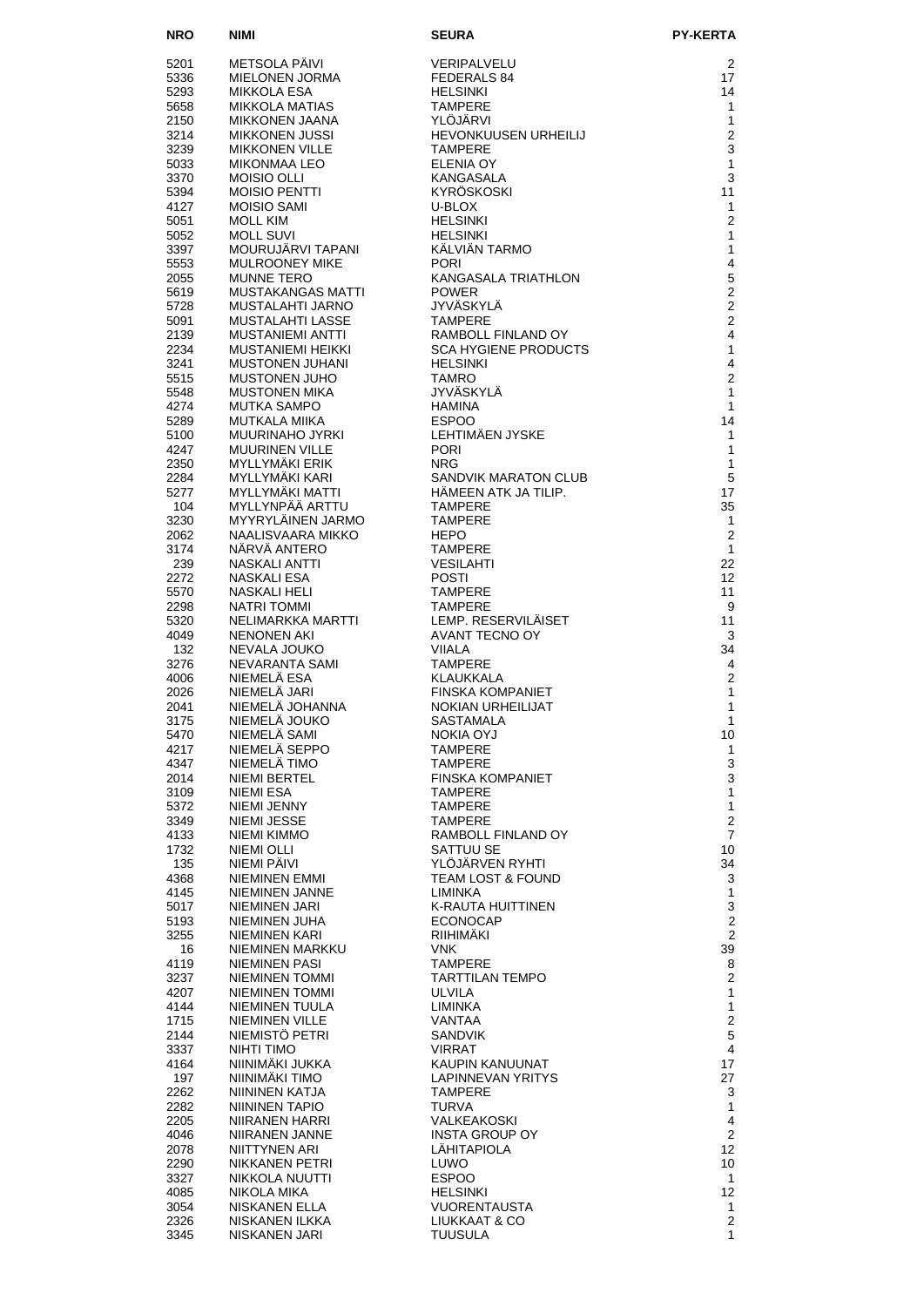| NRO | NIMI | SEURA | PY-KERTA |
|---|---|---|---|
| 5201 | METSOLA PÄIVI | VERIPALVELU | 2 |
| 5336 | MIELONEN JORMA | FEDERALS 84 | 17 |
| 5293 | MIKKOLA ESA | HELSINKI | 14 |
| 5658 | MIKKOLA MATIAS | TAMPERE | 1 |
| 2150 | MIKKONEN JAANA | YLÖJÄRVI | 1 |
| 3214 | MIKKONEN JUSSI | HEVONKUUSEN URHEILIJ | 2 |
| 3239 | MIKKONEN VILLE | TAMPERE | 3 |
| 5033 | MIKONMAA LEO | ELENIA OY | 1 |
| 3370 | MOISIO OLLI | KANGASALA | 3 |
| 5394 | MOISIO PENTTI | KYRÖSKOSKI | 11 |
| 4127 | MOISIO SAMI | U-BLOX | 1 |
| 5051 | MOLL KIM | HELSINKI | 2 |
| 5052 | MOLL SUVI | HELSINKI | 1 |
| 3397 | MOURUJÄRVI TAPANI | KÄLVIÄN TARMO | 1 |
| 5553 | MULROONEY MIKE | PORI | 4 |
| 2055 | MUNNE TERO | KANGASALA TRIATHLON | 5 |
| 5619 | MUSTAKANGAS MATTI | POWER | 2 |
| 5728 | MUSTALAHTI JARNO | JYVÄSKYLÄ | 2 |
| 5091 | MUSTALAHTI LASSE | TAMPERE | 2 |
| 2139 | MUSTANIEMI ANTTI | RAMBOLL FINLAND OY | 4 |
| 2234 | MUSTANIEMI HEIKKI | SCA HYGIENE PRODUCTS | 1 |
| 3241 | MUSTONEN JUHANI | HELSINKI | 4 |
| 5515 | MUSTONEN JUHO | TAMRO | 2 |
| 5548 | MUSTONEN MIKA | JYVÄSKYLÄ | 1 |
| 4274 | MUTKA SAMPO | HAMINA | 1 |
| 5289 | MUTKALA MIIKA | ESPOO | 14 |
| 5100 | MUURINAHO JYRKI | LEHTIMÄEN JYSKE | 1 |
| 4247 | MUURINEN VILLE | PORI | 1 |
| 2350 | MYLLYMÄKI ERIK | NRG | 1 |
| 2284 | MYLLYMÄKI KARI | SANDVIK MARATON CLUB | 5 |
| 5277 | MYLLYMÄKI MATTI | HÄMEEN ATK JA TILIP. | 17 |
| 104 | MYLLYNPÄÄ ARTTU | TAMPERE | 35 |
| 3230 | MYYRYLÄINEN JARMO | TAMPERE | 1 |
| 2062 | NAALISVAARA MIKKO | HEPO | 2 |
| 3174 | NÄRVÄ ANTERO | TAMPERE | 1 |
| 239 | NASKALI ANTTI | VESILAHTI | 22 |
| 2272 | NASKALI ESA | POSTI | 12 |
| 5570 | NASKALI HELI | TAMPERE | 11 |
| 2298 | NATRI TOMMI | TAMPERE | 9 |
| 5320 | NELIMARKKA MARTTI | LEMP. RESERVILÄISET | 11 |
| 4049 | NENONEN AKI | AVANT TECNO OY | 3 |
| 132 | NEVALA JOUKO | VIIALA | 34 |
| 3276 | NEVARANTA SAMI | TAMPERE | 4 |
| 4006 | NIEMELÄ ESA | KLAUKKALA | 2 |
| 2026 | NIEMELÄ JARI | FINSKA KOMPANIET | 1 |
| 2041 | NIEMELÄ JOHANNA | NOKIAN URHEILIJAT | 1 |
| 3175 | NIEMELÄ JOUKO | SASTAMALA | 1 |
| 5470 | NIEMELÄ SAMI | NOKIA OYJ | 10 |
| 4217 | NIEMELÄ SEPPO | TAMPERE | 1 |
| 4347 | NIEMELÄ TIMO | TAMPERE | 3 |
| 2014 | NIEMI BERTEL | FINSKA KOMPANIET | 3 |
| 3109 | NIEMI ESA | TAMPERE | 1 |
| 5372 | NIEMI JENNY | TAMPERE | 1 |
| 3349 | NIEMI JESSE | TAMPERE | 2 |
| 4133 | NIEMI KIMMO | RAMBOLL FINLAND OY | 7 |
| 1732 | NIEMI OLLI | SATTUU SE | 10 |
| 135 | NIEMI PÄIVI | YLÖJÄRVEN RYHTI | 34 |
| 4368 | NIEMINEN EMMI | TEAM LOST & FOUND | 3 |
| 4145 | NIEMINEN JANNE | LIMINKA | 1 |
| 5017 | NIEMINEN JARI | K-RAUTA HUITTINEN | 3 |
| 5193 | NIEMINEN JUHA | ECONOCAP | 2 |
| 3255 | NIEMINEN KARI | RIIHIMÄKI | 2 |
| 16 | NIEMINEN MARKKU | VNK | 39 |
| 4119 | NIEMINEN PASI | TAMPERE | 8 |
| 3237 | NIEMINEN TOMMI | TARTTILAN TEMPO | 2 |
| 4207 | NIEMINEN TOMMI | ULVILA | 1 |
| 4144 | NIEMINEN TUULA | LIMINKA | 1 |
| 1715 | NIEMINEN VILLE | VANTAA | 2 |
| 2144 | NIEMISTÖ PETRI | SANDVIK | 5 |
| 3337 | NIHTI TIMO | VIRRAT | 4 |
| 4164 | NIINIMÄKI JUKKA | KAUPIN KANUUNAT | 17 |
| 197 | NIINIMÄKI TIMO | LAPINNEVAN YRITYS | 27 |
| 2262 | NIININEN KATJA | TAMPERE | 3 |
| 2282 | NIININEN TAPIO | TURVA | 1 |
| 2205 | NIIRANEN HARRI | VALKEAKOSKI | 4 |
| 4046 | NIIRANEN JANNE | INSTA GROUP OY | 2 |
| 2078 | NIITTYNEN ARI | LÄHITAPIOLA | 12 |
| 2290 | NIKKANEN PETRI | LUWO | 10 |
| 3327 | NIKKOLA NUUTTI | ESPOO | 1 |
| 4085 | NIKOLA MIKA | HELSINKI | 12 |
| 3054 | NISKANEN ELLA | VUORENTAUSTA | 1 |
| 2326 | NISKANEN ILKKA | LIUKKAAT & CO | 2 |
| 3345 | NISKANEN JARI | TUUSULA | 1 |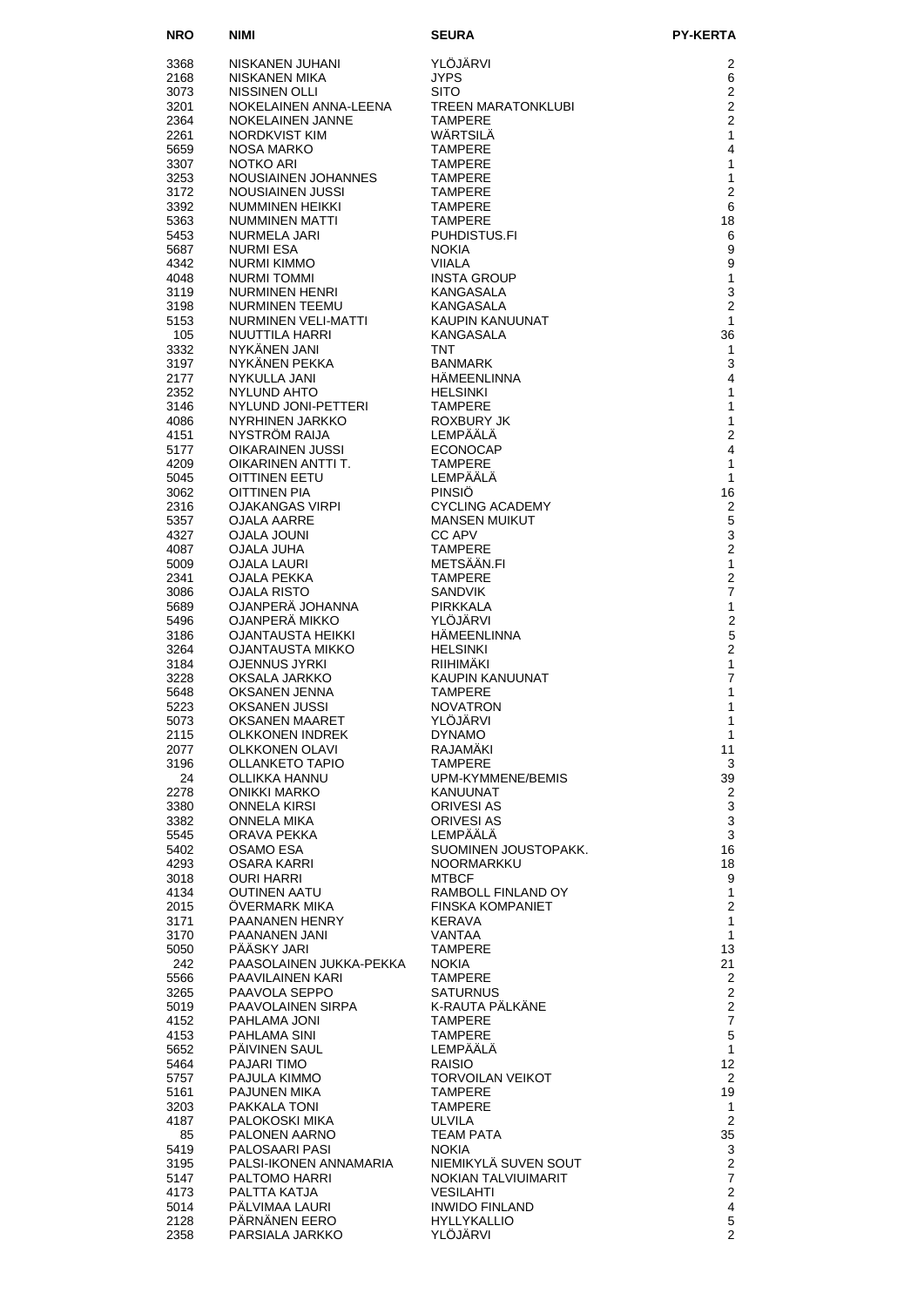| NRO | NIMI | SEURA | PY-KERTA |
|---|---|---|---|
| 3368 | NISKANEN JUHANI | YLÖJÄRVI | 2 |
| 2168 | NISKANEN MIKA | JYPS | 6 |
| 3073 | NISSINEN OLLI | SITO | 2 |
| 3201 | NOKELAINEN ANNA-LEENA | TREEN MARATONKLUBI | 2 |
| 2364 | NOKELAINEN JANNE | TAMPERE | 2 |
| 2261 | NORDKVIST KIM | WÄRTSILÄ | 1 |
| 5659 | NOSA MARKO | TAMPERE | 4 |
| 3307 | NOTKO ARI | TAMPERE | 1 |
| 3253 | NOUSIAINEN JOHANNES | TAMPERE | 1 |
| 3172 | NOUSIAINEN JUSSI | TAMPERE | 2 |
| 3392 | NUMMINEN HEIKKI | TAMPERE | 6 |
| 5363 | NUMMINEN MATTI | TAMPERE | 18 |
| 5453 | NURMELA JARI | PUHDISTUS.FI | 6 |
| 5687 | NURMI ESA | NOKIA | 9 |
| 4342 | NURMI KIMMO | VIIALA | 9 |
| 4048 | NURMI TOMMI | INSTA GROUP | 1 |
| 3119 | NURMINEN HENRI | KANGASALA | 3 |
| 3198 | NURMINEN TEEMU | KANGASALA | 2 |
| 5153 | NURMINEN VELI-MATTI | KAUPIN KANUUNAT | 1 |
| 105 | NUUTTILA HARRI | KANGASALA | 36 |
| 3332 | NYKÄNEN JANI | TNT | 1 |
| 3197 | NYKÄNEN PEKKA | BANMARK | 3 |
| 2177 | NYKULLA JANI | HÄMEENLINNA | 4 |
| 2352 | NYLUND AHTO | HELSINKI | 1 |
| 3146 | NYLUND JONI-PETTERI | TAMPERE | 1 |
| 4086 | NYRHINEN JARKKO | ROXBURY JK | 1 |
| 4151 | NYSTRÖM RAIJA | LEMPÄÄLÄ | 2 |
| 5177 | OIKARAINEN JUSSI | ECONOCAP | 4 |
| 4209 | OIKARINEN ANTTI T. | TAMPERE | 1 |
| 5045 | OITTINEN EETU | LEMPÄÄLÄ | 1 |
| 3062 | OITTINEN PIA | PINSIÖ | 16 |
| 2316 | OJAKANGAS VIRPI | CYCLING ACADEMY | 2 |
| 5357 | OJALA AARRE | MANSEN MUIKUT | 5 |
| 4327 | OJALA JOUNI | CC APV | 3 |
| 4087 | OJALA JUHA | TAMPERE | 2 |
| 5009 | OJALA LAURI | METSÄÄN.FI | 1 |
| 2341 | OJALA PEKKA | TAMPERE | 2 |
| 3086 | OJALA RISTO | SANDVIK | 7 |
| 5689 | OJANPERÄ JOHANNA | PIRKKALA | 1 |
| 5496 | OJANPERÄ MIKKO | YLÖJÄRVI | 2 |
| 3186 | OJANTAUSTA HEIKKI | HÄMEENLINNA | 5 |
| 3264 | OJANTAUSTA MIKKO | HELSINKI | 2 |
| 3184 | OJENNUS JYRKI | RIIHIMÄKI | 1 |
| 3228 | OKSALA JARKKO | KAUPIN KANUUNAT | 7 |
| 5648 | OKSANEN JENNA | TAMPERE | 1 |
| 5223 | OKSANEN JUSSI | NOVATRON | 1 |
| 5073 | OKSANEN MAARET | YLÖJÄRVI | 1 |
| 2115 | OLKKONEN INDREK | DYNAMO | 1 |
| 2077 | OLKKONEN OLAVI | RAJAMÄKI | 11 |
| 3196 | OLLANKETO TAPIO | TAMPERE | 3 |
| 24 | OLLIKKA HANNU | UPM-KYMMENE/BEMIS | 39 |
| 2278 | ONIKKI MARKO | KANUUNAT | 2 |
| 3380 | ONNELA KIRSI | ORIVESI AS | 3 |
| 3382 | ONNELA MIKA | ORIVESI AS | 3 |
| 5545 | ORAVA PEKKA | LEMPÄÄLÄ | 3 |
| 5402 | OSAMO ESA | SUOMINEN JOUSTOPAKK. | 16 |
| 4293 | OSARA KARRI | NOORMARKKU | 18 |
| 3018 | OURI HARRI | MTBCF | 9 |
| 4134 | OUTINEN AATU | RAMBOLL FINLAND OY | 1 |
| 2015 | ÖVERMARK MIKA | FINSKA KOMPANIET | 2 |
| 3171 | PAANANEN HENRY | KERAVA | 1 |
| 3170 | PAANANEN JANI | VANTAA | 1 |
| 5050 | PÄÄSKY JARI | TAMPERE | 13 |
| 242 | PAASOLAINEN JUKKA-PEKKA | NOKIA | 21 |
| 5566 | PAAVILAINEN KARI | TAMPERE | 2 |
| 3265 | PAAVOLA SEPPO | SATURNUS | 2 |
| 5019 | PAAVOLAINEN SIRPA | K-RAUTA PÄLKÄNE | 2 |
| 4152 | PAHLAMA JONI | TAMPERE | 7 |
| 4153 | PAHLAMA SINI | TAMPERE | 5 |
| 5652 | PÄIVINEN SAUL | LEMPÄÄLÄ | 1 |
| 5464 | PAJARI TIMO | RAISIO | 12 |
| 5757 | PAJULA KIMMO | TORVOILAN VEIKOT | 2 |
| 5161 | PAJUNEN MIKA | TAMPERE | 19 |
| 3203 | PAKKALA TONI | TAMPERE | 1 |
| 4187 | PALOKOSKI MIKA | ULVILA | 2 |
| 85 | PALONEN AARNO | TEAM PATA | 35 |
| 5419 | PALOSAARI PASI | NOKIA | 3 |
| 3195 | PALSI-IKONEN ANNAMARIA | NIEMIKYLÄ SUVEN SOUT | 2 |
| 5147 | PALTOMO HARRI | NOKIAN TALVIUIMARIT | 7 |
| 4173 | PALTTA KATJA | VESILAHTI | 2 |
| 5014 | PÄLVIMAA LAURI | INWIDO FINLAND | 4 |
| 2128 | PÄRNÄNEN EERO | HYLLYKALLIO | 5 |
| 2358 | PARSIALA JARKKO | YLÖJÄRVI | 2 |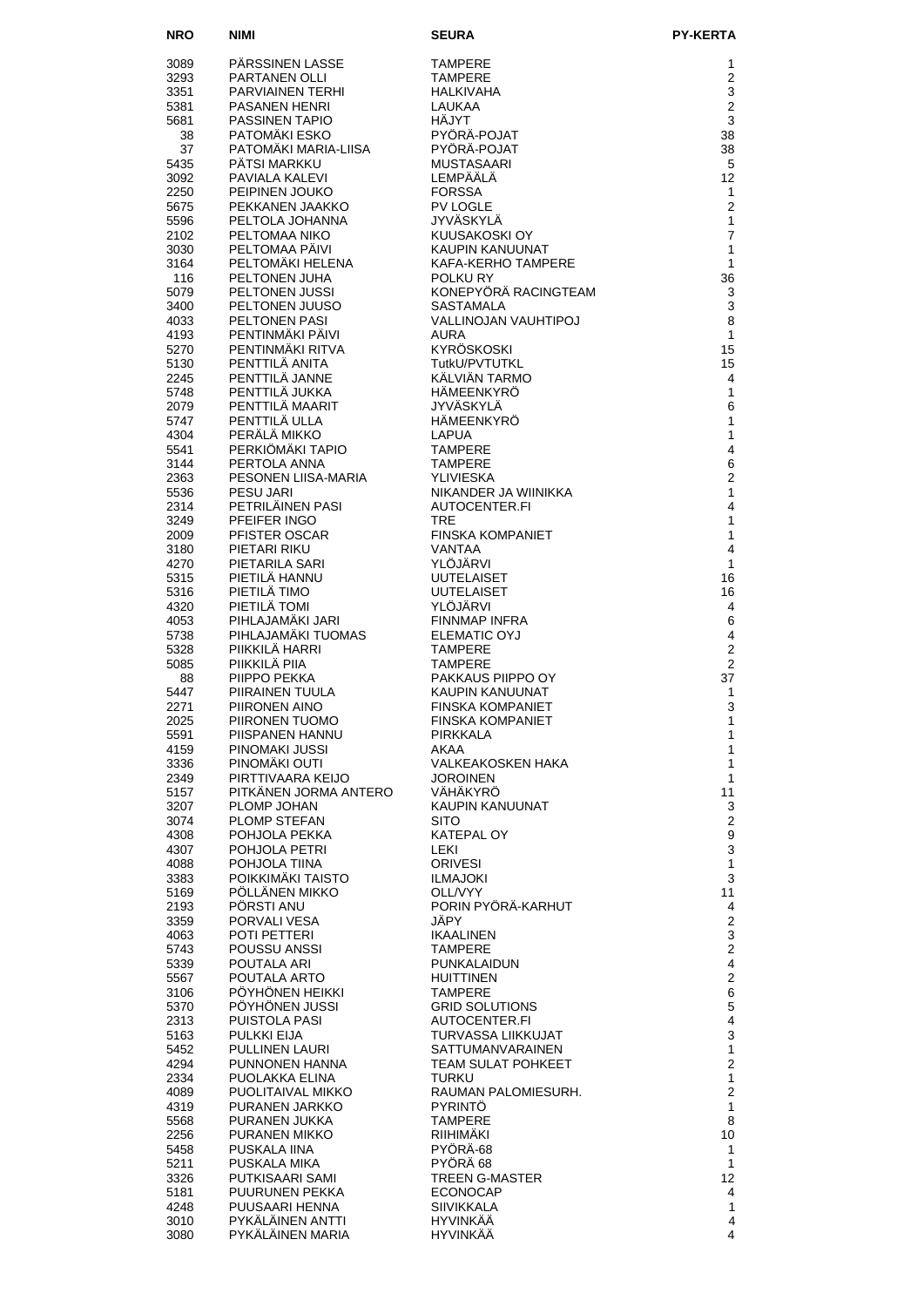| NRO | NIMI | SEURA | PY-KERTA |
|---|---|---|---|
| 3089 | PÄRSSINEN LASSE | TAMPERE | 1 |
| 3293 | PARTANEN OLLI | TAMPERE | 2 |
| 3351 | PARVIAINEN TERHI | HALKIVAHA | 3 |
| 5381 | PASANEN HENRI | LAUKAA | 2 |
| 5681 | PASSINEN TAPIO | HÄJYT | 3 |
| 38 | PATOMÄKI ESKO | PYÖRÄ-POJAT | 38 |
| 37 | PATOMÄKI MARIA-LIISA | PYÖRÄ-POJAT | 38 |
| 5435 | PÄTSI MARKKU | MUSTASAARI | 5 |
| 3092 | PAVIALA KALEVI | LEMPÄÄLÄ | 12 |
| 2250 | PEIPINEN JOUKO | FORSSA | 1 |
| 5675 | PEKKANEN JAAKKO | PV LOGLE | 2 |
| 5596 | PELTOLA JOHANNA | JYVÄSKYLÄ | 1 |
| 2102 | PELTOMAA NIKO | KUUSAKOSKI OY | 7 |
| 3030 | PELTOMAA PÄIVI | KAUPIN KANUUNAT | 1 |
| 3164 | PELTOMÄKI HELENA | KAFA-KERHO TAMPERE | 1 |
| 116 | PELTONEN JUHA | POLKU RY | 36 |
| 5079 | PELTONEN JUSSI | KONEPYÖRÄ RACINGTEAM | 3 |
| 3400 | PELTONEN JUUSO | SASTAMALA | 3 |
| 4033 | PELTONEN PASI | VALLINOJAN VAUHTIPOJ | 8 |
| 4193 | PENTINMÄKI PÄIVI | AURA | 1 |
| 5270 | PENTINMÄKI RITVA | KYRÖSKOSKI | 15 |
| 5130 | PENTTILÄ ANITA | TutkU/PVTUTKL | 15 |
| 2245 | PENTTILÄ JANNE | KÄLVIÄN TARMO | 4 |
| 5748 | PENTTILÄ JUKKA | HÄMEENKYRÖ | 1 |
| 2079 | PENTTILÄ MAARIT | JYVÄSKYLÄ | 6 |
| 5747 | PENTTILÄ ULLA | HÄMEENKYRÖ | 1 |
| 4304 | PERÄLÄ MIKKO | LAPUA | 1 |
| 5541 | PERKIÖMÄKI TAPIO | TAMPERE | 4 |
| 3144 | PERTOLA ANNA | TAMPERE | 6 |
| 2363 | PESONEN LIISA-MARIA | YLIVIESKA | 2 |
| 5536 | PESU JARI | NIKANDER JA WIINIKKA | 1 |
| 2314 | PETRILÄINEN PASI | AUTOCENTER.FI | 4 |
| 3249 | PFEIFER INGO | TRE | 1 |
| 2009 | PFISTER OSCAR | FINSKA KOMPANIET | 1 |
| 3180 | PIETARI RIKU | VANTAA | 4 |
| 4270 | PIETARILA SARI | YLÖJÄRVI | 1 |
| 5315 | PIETILÄ HANNU | UUTELAISET | 16 |
| 5316 | PIETILÄ TIMO | UUTELAISET | 16 |
| 4320 | PIETILÄ TOMI | YLÖJÄRVI | 4 |
| 4053 | PIHLAJAMÄKI JARI | FINNMAP INFRA | 6 |
| 5738 | PIHLAJAMÄKI TUOMAS | ELEMATIC OYJ | 4 |
| 5328 | PIIKKILÄ HARRI | TAMPERE | 2 |
| 5085 | PIIKKILÄ PIIA | TAMPERE | 2 |
| 88 | PIIPPO PEKKA | PAKKAUS PIIPPO OY | 37 |
| 5447 | PIIRAINEN TUULA | KAUPIN KANUUNAT | 1 |
| 2271 | PIIRONEN AINO | FINSKA KOMPANIET | 3 |
| 2025 | PIIRONEN TUOMO | FINSKA KOMPANIET | 1 |
| 5591 | PIISPANEN HANNU | PIRKKALA | 1 |
| 4159 | PINOMAKI JUSSI | AKAA | 1 |
| 3336 | PINOMÄKI OUTI | VALKEAKOSKEN HAKA | 1 |
| 2349 | PIRTTIVAARA KEIJO | JOROINEN | 1 |
| 5157 | PITKÄNEN JORMA ANTERO | VÄHÄKYRÖ | 11 |
| 3207 | PLOMP JOHAN | KAUPIN KANUUNAT | 3 |
| 3074 | PLOMP STEFAN | SITO | 2 |
| 4308 | POHJOLA PEKKA | KATEPAL OY | 9 |
| 4307 | POHJOLA PETRI | LEKI | 3 |
| 4088 | POHJOLA TIINA | ORIVESI | 1 |
| 3383 | POIKKIMÄKI TAISTO | ILMAJOKI | 3 |
| 5169 | PÖLLÄNEN MIKKO | OLL/VYY | 11 |
| 2193 | PÖRSTI ANU | PORIN PYÖRÄ-KARHUT | 4 |
| 3359 | PORVALI VESA | JÄPY | 2 |
| 4063 | POTI PETTERI | IKAALINEN | 3 |
| 5743 | POUSSU ANSSI | TAMPERE | 2 |
| 5339 | POUTALA ARI | PUNKALAIDUN | 4 |
| 5567 | POUTALA ARTO | HUITTINEN | 2 |
| 3106 | PÖYHÖNEN HEIKKI | TAMPERE | 6 |
| 5370 | PÖYHÖNEN JUSSI | GRID SOLUTIONS | 5 |
| 2313 | PUISTOLA PASI | AUTOCENTER.FI | 4 |
| 5163 | PULKKI EIJA | TURVASSA LIIKKUJAT | 3 |
| 5452 | PULLINEN LAURI | SATTUMANVARAINEN | 1 |
| 4294 | PUNNONEN HANNA | TEAM SULAT POHKEET | 2 |
| 2334 | PUOLAKKA ELINA | TURKU | 1 |
| 4089 | PUOLITAIVAL MIKKO | RAUMAN PALOMIESURH. | 2 |
| 4319 | PURANEN JARKKO | PYRINTÖ | 1 |
| 5568 | PURANEN JUKKA | TAMPERE | 8 |
| 2256 | PURANEN MIKKO | RIIHIMÄKI | 10 |
| 5458 | PUSKALA IINA | PYÖRÄ-68 | 1 |
| 5211 | PUSKALA MIKA | PYÖRÄ 68 | 1 |
| 3326 | PUTKISAARI SAMI | TREEN G-MASTER | 12 |
| 5181 | PUURUNEN PEKKA | ECONOCAP | 4 |
| 4248 | PUUSAARI HENNA | SIIVIKKALA | 1 |
| 3010 | PYKÄLÄINEN ANTTI | HYVINKÄÄ | 4 |
| 3080 | PYKÄLÄINEN MARIA | HYVINKÄÄ | 4 |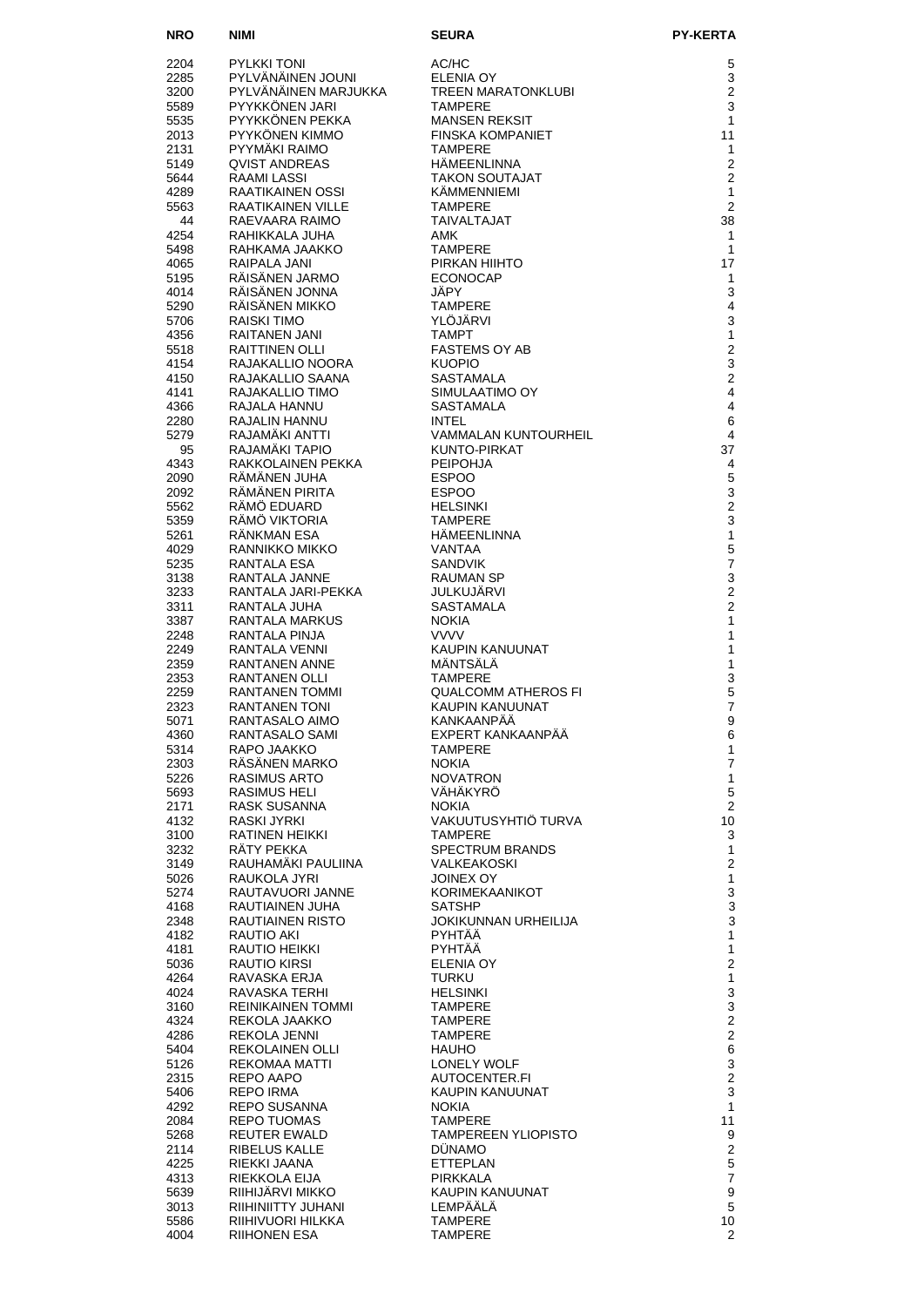| NRO | NIMI | SEURA | PY-KERTA |
|---|---|---|---|
| 2204 | PYLKKI TONI | AC/HC | 5 |
| 2285 | PYLVÄNÄINEN JOUNI | ELENIA OY | 3 |
| 3200 | PYLVÄNÄINEN MARJUKKA | TREEN MARATONKLUBI | 2 |
| 5589 | PYYKKÖNEN JARI | TAMPERE | 3 |
| 5535 | PYYKKÖNEN PEKKA | MANSEN REKSIT | 1 |
| 2013 | PYYKÖNEN KIMMO | FINSKA KOMPANIET | 11 |
| 2131 | PYYMÄKI RAIMO | TAMPERE | 1 |
| 5149 | QVIST ANDREAS | HÄMEENLINNA | 2 |
| 5644 | RAAMI LASSI | TAKON SOUTAJAT | 2 |
| 4289 | RAATIKAINEN OSSI | KÄMMENNIEMI | 1 |
| 5563 | RAATIKAINEN VILLE | TAMPERE | 2 |
| 44 | RAEVAARA RAIMO | TAIVALTAJAT | 38 |
| 4254 | RAHIKKALA JUHA | AMK | 1 |
| 5498 | RAHKAMA JAAKKO | TAMPERE | 1 |
| 4065 | RAIPALA JANI | PIRKAN HIIHTO | 17 |
| 5195 | RÄISÄNEN JARMO | ECONOCAP | 1 |
| 4014 | RÄISÄNEN JONNA | JÄPY | 3 |
| 5290 | RÄISÄNEN MIKKO | TAMPERE | 4 |
| 5706 | RAISKI TIMO | YLÖJÄRVI | 3 |
| 4356 | RAITANEN JANI | TAMPT | 1 |
| 5518 | RAITTINEN OLLI | FASTEMS OY AB | 2 |
| 4154 | RAJAKALLIO NOORA | KUOPIO | 3 |
| 4150 | RAJAKALLIO SAANA | SASTAMALA | 2 |
| 4141 | RAJAKALLIO TIMO | SIMULAATIMO OY | 4 |
| 4366 | RAJALA HANNU | SASTAMALA | 4 |
| 2280 | RAJALIN HANNU | INTEL | 6 |
| 5279 | RAJAMÄKI ANTTI | VAMMALAN KUNTOURHEIL | 4 |
| 95 | RAJAMÄKI TAPIO | KUNTO-PIRKAT | 37 |
| 4343 | RAKKOLAINEN PEKKA | PEIPOHJA | 4 |
| 2090 | RÄMÄNEN JUHA | ESPOO | 5 |
| 2092 | RÄMÄNEN PIRITA | ESPOO | 3 |
| 5562 | RÄMÖ EDUARD | HELSINKI | 2 |
| 5359 | RÄMÖ VIKTORIA | TAMPERE | 3 |
| 5261 | RÄNKMAN ESA | HÄMEENLINNA | 1 |
| 4029 | RANNIKKO MIKKO | VANTAA | 5 |
| 5235 | RANTALA ESA | SANDVIK | 7 |
| 3138 | RANTALA JANNE | RAUMAN SP | 3 |
| 3233 | RANTALA JARI-PEKKA | JULKUJÄRVI | 2 |
| 3311 | RANTALA JUHA | SASTAMALA | 2 |
| 3387 | RANTALA MARKUS | NOKIA | 1 |
| 2248 | RANTALA PINJA | VVVV | 1 |
| 2249 | RANTALA VENNI | KAUPIN KANUUNAT | 1 |
| 2359 | RANTANEN ANNE | MÄNTSÄLÄ | 1 |
| 2353 | RANTANEN OLLI | TAMPERE | 3 |
| 2259 | RANTANEN TOMMI | QUALCOMM ATHEROS FI | 5 |
| 2323 | RANTANEN TONI | KAUPIN KANUUNAT | 7 |
| 5071 | RANTASALO AIMO | KANKAANPÄÄ | 9 |
| 4360 | RANTASALO SAMI | EXPERT KANKAANPÄÄ | 6 |
| 5314 | RAPO JAAKKO | TAMPERE | 1 |
| 2303 | RÄSÄNEN MARKO | NOKIA | 7 |
| 5226 | RASIMUS ARTO | NOVATRON | 1 |
| 5693 | RASIMUS HELI | VÄHÄKYRÖ | 5 |
| 2171 | RASK SUSANNA | NOKIA | 2 |
| 4132 | RASKI JYRKI | VAKUUTUSYHTIÖ TURVA | 10 |
| 3100 | RATINEN HEIKKI | TAMPERE | 3 |
| 3232 | RÄTY PEKKA | SPECTRUM BRANDS | 1 |
| 3149 | RAUHAMÄKI PAULIINA | VALKEAKOSKI | 2 |
| 5026 | RAUKOLA JYRI | JOINEX OY | 1 |
| 5274 | RAUTAVUORI JANNE | KORIMEKAANIKOT | 3 |
| 4168 | RAUTIAINEN JUHA | SATSHP | 3 |
| 2348 | RAUTIAINEN RISTO | JOKIKUNNAN URHEILIJA | 3 |
| 4182 | RAUTIO AKI | PYHTÄÄ | 1 |
| 4181 | RAUTIO HEIKKI | PYHTÄÄ | 1 |
| 5036 | RAUTIO KIRSI | ELENIA OY | 2 |
| 4264 | RAVASKA ERJA | TURKU | 1 |
| 4024 | RAVASKA TERHI | HELSINKI | 3 |
| 3160 | REINIKAINEN TOMMI | TAMPERE | 3 |
| 4324 | REKOLA JAAKKO | TAMPERE | 2 |
| 4286 | REKOLA JENNI | TAMPERE | 2 |
| 5404 | REKOLAINEN OLLI | HAUHO | 6 |
| 5126 | REKOMAA MATTI | LONELY WOLF | 3 |
| 2315 | REPO AAPO | AUTOCENTER.FI | 2 |
| 5406 | REPO IRMA | KAUPIN KANUUNAT | 3 |
| 4292 | REPO SUSANNA | NOKIA | 1 |
| 2084 | REPO TUOMAS | TAMPERE | 11 |
| 5268 | REUTER EWALD | TAMPEREEN YLIOPISTO | 9 |
| 2114 | RIBELUS KALLE | DÜNAMO | 2 |
| 4225 | RIEKKI JAANA | ETTEPLAN | 5 |
| 4313 | RIEKKOLA EIJA | PIRKKALA | 7 |
| 5639 | RIIHIJÄRVI MIKKO | KAUPIN KANUUNAT | 9 |
| 3013 | RIIHINIITTY JUHANI | LEMPÄÄLÄ | 5 |
| 5586 | RIIHIVUORI HILKKA | TAMPERE | 10 |
| 4004 | RIIHONEN ESA | TAMPERE | 2 |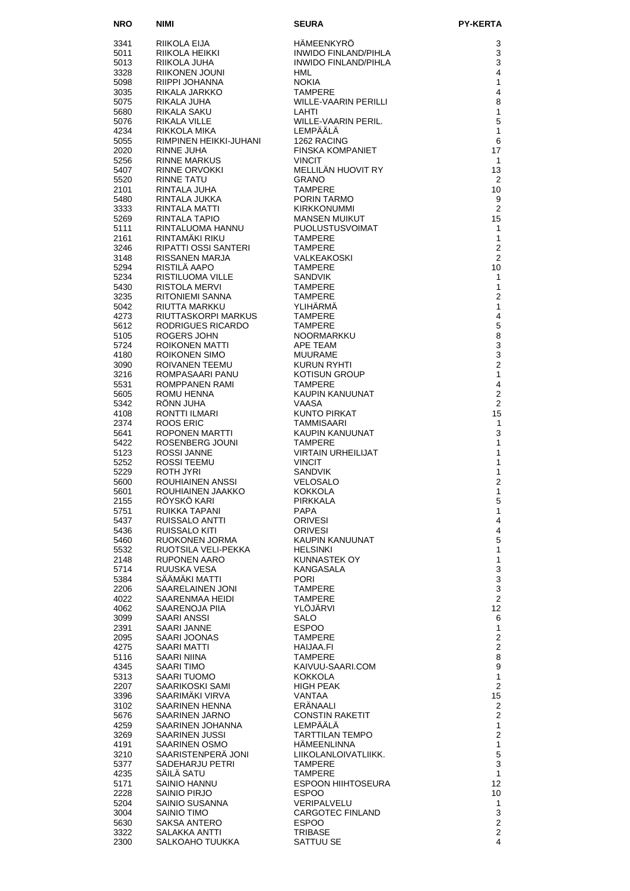| NRO | NIMI | SEURA | PY-KERTA |
|---|---|---|---|
| 3341 | RIIKOLA EIJA | HÄMEENKYRÖ | 3 |
| 5011 | RIIKOLA HEIKKI | INWIDO FINLAND/PIHLA | 3 |
| 5013 | RIIKOLA JUHA | INWIDO FINLAND/PIHLA | 3 |
| 3328 | RIIKONEN JOUNI | HML | 4 |
| 5098 | RIIPPI JOHANNA | NOKIA | 1 |
| 3035 | RIKALA JARKKO | TAMPERE | 4 |
| 5075 | RIKALA JUHA | WILLE-VAARIN PERILLI | 8 |
| 5680 | RIKALA SAKU | LAHTI | 1 |
| 5076 | RIKALA VILLE | WILLE-VAARIN PERIL. | 5 |
| 4234 | RIKKOLA MIKA | LEMPÄÄLÄ | 1 |
| 5055 | RIMPINEN HEIKKI-JUHANI | 1262 RACING | 6 |
| 2020 | RINNE JUHA | FINSKA KOMPANIET | 17 |
| 5256 | RINNE MARKUS | VINCIT | 1 |
| 5407 | RINNE ORVOKKI | MELLILÄN HUOVIT RY | 13 |
| 5520 | RINNE TATU | GRANO | 2 |
| 2101 | RINTALA JUHA | TAMPERE | 10 |
| 5480 | RINTALA JUKKA | PORIN TARMO | 9 |
| 3333 | RINTALA MATTI | KIRKKONUMMI | 2 |
| 5269 | RINTALA TAPIO | MANSEN MUIKUT | 15 |
| 5111 | RINTALUOMA HANNU | PUOLUSTUSVOIMAT | 1 |
| 2161 | RINTAMÄKI RIKU | TAMPERE | 1 |
| 3246 | RIPATTI OSSI SANTERI | TAMPERE | 2 |
| 3148 | RISSANEN MARJA | VALKEAKOSKI | 2 |
| 5294 | RISTILÄ AAPO | TAMPERE | 10 |
| 5234 | RISTILUOMA VILLE | SANDVIK | 1 |
| 5430 | RISTOLA MERVI | TAMPERE | 1 |
| 3235 | RITONIEMI SANNA | TAMPERE | 2 |
| 5042 | RIUTTA MARKKU | YLIHÄRMÄ | 1 |
| 4273 | RIUTTASKORPI MARKUS | TAMPERE | 4 |
| 5612 | RODRIGUES RICARDO | TAMPERE | 5 |
| 5105 | ROGERS JOHN | NOORMARKKU | 8 |
| 5724 | ROIKONEN MATTI | APE TEAM | 3 |
| 4180 | ROIKONEN SIMO | MUURAME | 3 |
| 3090 | ROIVANEN TEEMU | KURUN RYHTI | 2 |
| 3216 | ROMPASAARI PANU | KOTISUN GROUP | 1 |
| 5531 | ROMPPANEN RAMI | TAMPERE | 4 |
| 5605 | ROMU HENNA | KAUPIN KANUUNAT | 2 |
| 5342 | RÖNN JUHA | VAASA | 2 |
| 4108 | RONTTI ILMARI | KUNTO PIRKAT | 15 |
| 2374 | ROOS ERIC | TAMMISAARI | 1 |
| 5641 | ROPONEN MARTTI | KAUPIN KANUUNAT | 3 |
| 5422 | ROSENBERG JOUNI | TAMPERE | 1 |
| 5123 | ROSSI JANNE | VIRTAIN URHEILIJAT | 1 |
| 5252 | ROSSI TEEMU | VINCIT | 1 |
| 5229 | ROTH JYRI | SANDVIK | 1 |
| 5600 | ROUHIAINEN ANSSI | VELOSALO | 2 |
| 5601 | ROUHIAINEN JAAKKO | KOKKOLA | 1 |
| 2155 | RÖYSKÖ KARI | PIRKKALA | 5 |
| 5751 | RUIKKA TAPANI | PAPA | 1 |
| 5437 | RUISSALO ANTTI | ORIVESI | 4 |
| 5436 | RUISSALO KITI | ORIVESI | 4 |
| 5460 | RUOKONEN JORMA | KAUPIN KANUUNAT | 5 |
| 5532 | RUOTSILA VELI-PEKKA | HELSINKI | 1 |
| 2148 | RUPONEN AARO | KUNNASTEK OY | 1 |
| 5714 | RUUSKA VESA | KANGASALA | 3 |
| 5384 | SÄÄMÄKI MATTI | PORI | 3 |
| 2206 | SAARELAINEN JONI | TAMPERE | 3 |
| 4022 | SAARENMAA HEIDI | TAMPERE | 2 |
| 4062 | SAARENOJA PIIA | YLÖJÄRVI | 12 |
| 3099 | SAARI ANSSI | SALO | 6 |
| 2391 | SAARI JANNE | ESPOO | 1 |
| 2095 | SAARI JOONAS | TAMPERE | 2 |
| 4275 | SAARI MATTI | HAIJAA.FI | 2 |
| 5116 | SAARI NIINA | TAMPERE | 8 |
| 4345 | SAARI TIMO | KAIVUU-SAARI.COM | 9 |
| 5313 | SAARI TUOMO | KOKKOLA | 1 |
| 2207 | SAARIKOSKI SAMI | HIGH PEAK | 2 |
| 3396 | SAARIMÄKI VIRVA | VANTAA | 15 |
| 3102 | SAARINEN HENNA | ERÄNAALI | 2 |
| 5676 | SAARINEN JARNO | CONSTIN RAKETIT | 2 |
| 4259 | SAARINEN JOHANNA | LEMPÄÄLÄ | 1 |
| 3269 | SAARINEN JUSSI | TARTTILAN TEMPO | 2 |
| 4191 | SAARINEN OSMO | HÄMEENLINNA | 1 |
| 3210 | SAARISTENPERÄ JONI | LIIKOLANLOIVATLIIKK. | 5 |
| 5377 | SADEHARJU PETRI | TAMPERE | 3 |
| 4235 | SÄILÄ SATU | TAMPERE | 1 |
| 5171 | SAINIO HANNU | ESPOON HIIHTOSEURA | 12 |
| 2228 | SAINIO PIRJO | ESPOO | 10 |
| 5204 | SAINIO SUSANNA | VERIPALVELU | 1 |
| 3004 | SAINIO TIMO | CARGOTEC FINLAND | 3 |
| 5630 | SAKSA ANTERO | ESPOO | 2 |
| 3322 | SALAKKA ANTTI | TRIBASE | 2 |
| 2300 | SALKOAHO TUUKKA | SATTUU SE | 4 |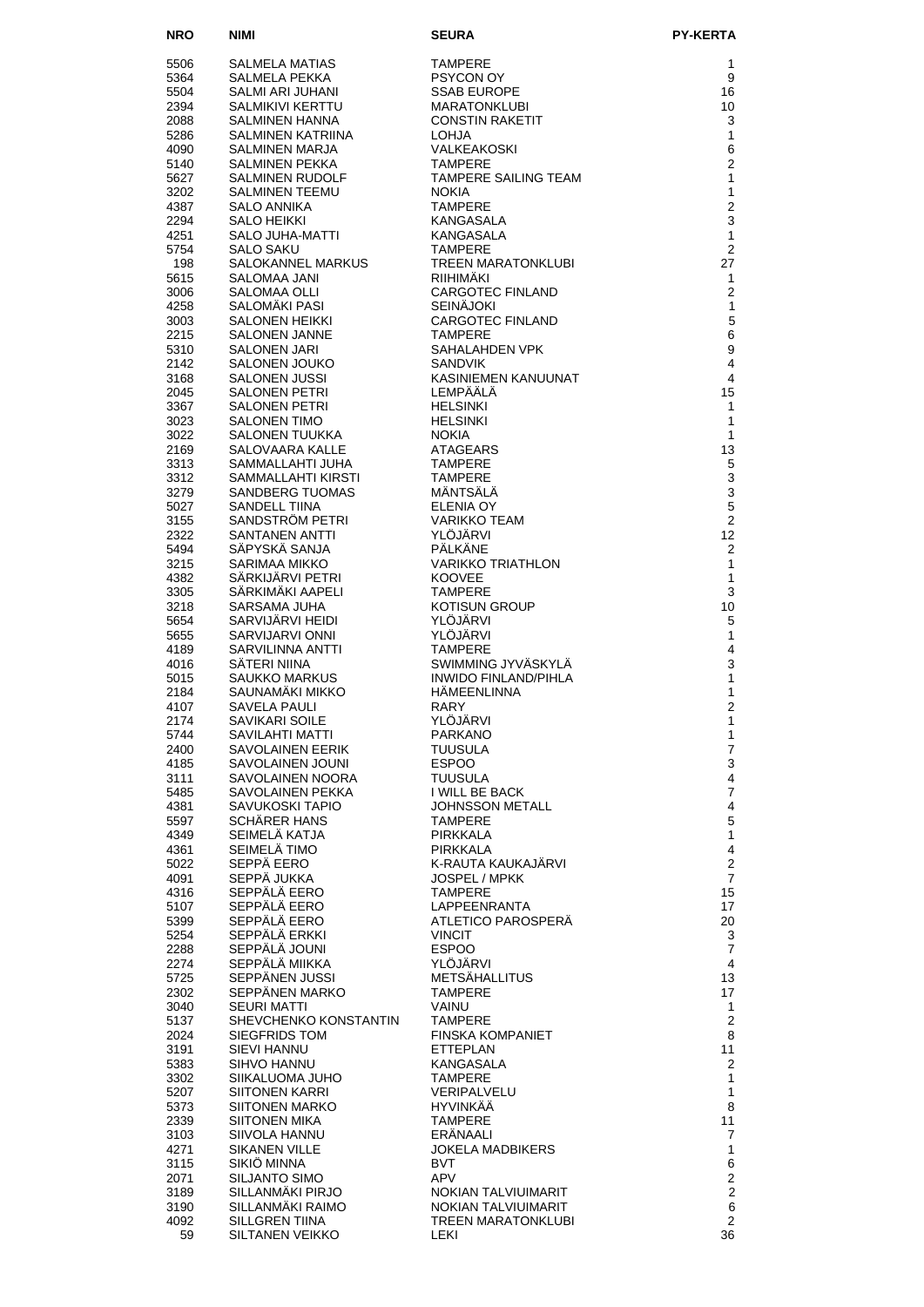| NRO | NIMI | SEURA | PY-KERTA |
|---|---|---|---|
| 5506 | SALMELA MATIAS | TAMPERE | 1 |
| 5364 | SALMELA PEKKA | PSYCON OY | 9 |
| 5504 | SALMI ARI JUHANI | SSAB EUROPE | 16 |
| 2394 | SALMIKIVI KERTTU | MARATONKLUBI | 10 |
| 2088 | SALMINEN HANNA | CONSTIN RAKETIT | 3 |
| 5286 | SALMINEN KATRIINA | LOHJA | 1 |
| 4090 | SALMINEN MARJA | VALKEAKOSKI | 6 |
| 5140 | SALMINEN PEKKA | TAMPERE | 2 |
| 5627 | SALMINEN RUDOLF | TAMPERE SAILING TEAM | 1 |
| 3202 | SALMINEN TEEMU | NOKIA | 1 |
| 4387 | SALO ANNIKA | TAMPERE | 2 |
| 2294 | SALO HEIKKI | KANGASALA | 3 |
| 4251 | SALO JUHA-MATTI | KANGASALA | 1 |
| 5754 | SALO SAKU | TAMPERE | 2 |
| 198 | SALOKANNEL MARKUS | TREEN MARATONKLUBI | 27 |
| 5615 | SALOMAA JANI | RIIHIMÄKI | 1 |
| 3006 | SALOMAA OLLI | CARGOTEC FINLAND | 2 |
| 4258 | SALOMÄKI PASI | SEINÄJOKI | 1 |
| 3003 | SALONEN HEIKKI | CARGOTEC FINLAND | 5 |
| 2215 | SALONEN JANNE | TAMPERE | 6 |
| 5310 | SALONEN JARI | SAHALAHDEN VPK | 9 |
| 2142 | SALONEN JOUKO | SANDVIK | 4 |
| 3168 | SALONEN JUSSI | KASINIEMEN KANUUNAT | 4 |
| 2045 | SALONEN PETRI | LEMPÄÄLÄ | 15 |
| 3367 | SALONEN PETRI | HELSINKI | 1 |
| 3023 | SALONEN TIMO | HELSINKI | 1 |
| 3022 | SALONEN TUUKKA | NOKIA | 1 |
| 2169 | SALOVAARA KALLE | ATAGEARS | 13 |
| 3313 | SAMMALLAHTI JUHA | TAMPERE | 5 |
| 3312 | SAMMALLAHTI KIRSTI | TAMPERE | 3 |
| 3279 | SANDBERG TUOMAS | MÄNTSÄLÄ | 3 |
| 5027 | SANDELL TIINA | ELENIA OY | 5 |
| 3155 | SANDSTRÖM PETRI | VARIKKO TEAM | 2 |
| 2322 | SANTANEN ANTTI | YLÖJÄRVI | 12 |
| 5494 | SÄPYSKÄ SANJA | PÄLKÄNE | 2 |
| 3215 | SARIMAA MIKKO | VARIKKO TRIATHLON | 1 |
| 4382 | SÄRKIJÄRVI PETRI | KOOVEE | 1 |
| 3305 | SÄRKIMÄKI AAPELI | TAMPERE | 3 |
| 3218 | SARSAMA JUHA | KOTISUN GROUP | 10 |
| 5654 | SARVIJÄRVI HEIDI | YLÖJÄRVI | 5 |
| 5655 | SARVIJARVI ONNI | YLÖJÄRVI | 1 |
| 4189 | SARVILINNA ANTTI | TAMPERE | 4 |
| 4016 | SÄTERI NIINA | SWIMMING JYVÄSKYLÄ | 3 |
| 5015 | SAUKKO MARKUS | INWIDO FINLAND/PIHLA | 1 |
| 2184 | SAUNAMÄKI MIKKO | HÄMEENLINNA | 1 |
| 4107 | SAVELA PAULI | RARY | 2 |
| 2174 | SAVIKARI SOILE | YLÖJÄRVI | 1 |
| 5744 | SAVILAHTI MATTI | PARKANO | 1 |
| 2400 | SAVOLAINEN EERIK | TUUSULA | 7 |
| 4185 | SAVOLAINEN JOUNI | ESPOO | 3 |
| 3111 | SAVOLAINEN NOORA | TUUSULA | 4 |
| 5485 | SAVOLAINEN PEKKA | I WILL BE BACK | 7 |
| 4381 | SAVUKOSKI TAPIO | JOHNSSON METALL | 4 |
| 5597 | SCHÄRER HANS | TAMPERE | 5 |
| 4349 | SEIMELÄ KATJA | PIRKKALA | 1 |
| 4361 | SEIMELÄ TIMO | PIRKKALA | 4 |
| 5022 | SEPPÄ EERO | K-RAUTA KAUKAJÄRVI | 2 |
| 4091 | SEPPÄ JUKKA | JOSPEL / MPKK | 7 |
| 4316 | SEPPÄLÄ EERO | TAMPERE | 15 |
| 5107 | SEPPÄLÄ EERO | LAPPEENRANTA | 17 |
| 5399 | SEPPÄLÄ EERO | ATLETICO PAROSPERÄ | 20 |
| 5254 | SEPPÄLÄ ERKKI | VINCIT | 3 |
| 2288 | SEPPÄLÄ JOUNI | ESPOO | 7 |
| 2274 | SEPPÄLÄ MIIKKA | YLÖJÄRVI | 4 |
| 5725 | SEPPÄNEN JUSSI | METSÄHALLITUS | 13 |
| 2302 | SEPPÄNEN MARKO | TAMPERE | 17 |
| 3040 | SEURI MATTI | VAINU | 1 |
| 5137 | SHEVCHENKO KONSTANTIN | TAMPERE | 2 |
| 2024 | SIEGFRIDS TOM | FINSKA KOMPANIET | 8 |
| 3191 | SIEVI HANNU | ETTEPLAN | 11 |
| 5383 | SIHVO HANNU | KANGASALA | 2 |
| 3302 | SIIKALUOMA JUHO | TAMPERE | 1 |
| 5207 | SIITONEN KARRI | VERIPALVELU | 1 |
| 5373 | SIITONEN MARKO | HYVINKÄÄ | 8 |
| 2339 | SIITONEN MIKA | TAMPERE | 11 |
| 3103 | SIIVOLA HANNU | ERÄNAALI | 7 |
| 4271 | SIKANEN VILLE | JOKELA MADBIKERS | 1 |
| 3115 | SIKIÖ MINNA | BVT | 6 |
| 2071 | SILJANTO SIMO | APV | 2 |
| 3189 | SILLANMÄKI PIRJO | NOKIAN TALVIUIMARIT | 2 |
| 3190 | SILLANMÄKI RAIMO | NOKIAN TALVIUIMARIT | 6 |
| 4092 | SILLGREN TIINA | TREEN MARATONKLUBI | 2 |
| 59 | SILTANEN VEIKKO | LEKI | 36 |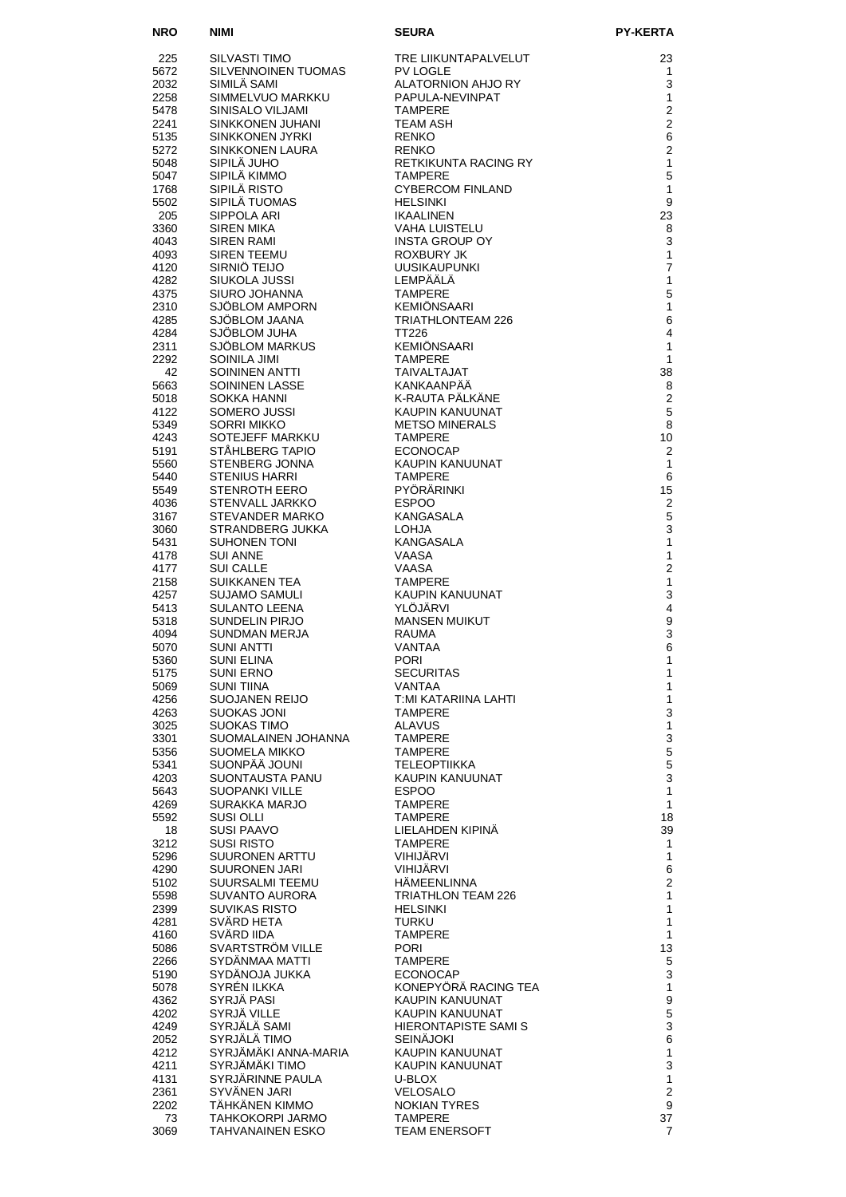| NRO | NIMI | SEURA | PY-KERTA |
|---|---|---|---|
| 225 | SILVASTI TIMO | TRE LIIKUNTAPALVELUT | 23 |
| 5672 | SILVENNOINEN TUOMAS | PV LOGLE | 1 |
| 2032 | SIMILÄ SAMI | ALATORNION AHJO RY | 3 |
| 2258 | SIMMELVUO MARKKU | PAPULA-NEVINPAT | 1 |
| 5478 | SINISALO VILJAMI | TAMPERE | 2 |
| 2241 | SINKKONEN JUHANI | TEAM ASH | 2 |
| 5135 | SINKKONEN JYRKI | RENKO | 6 |
| 5272 | SINKKONEN LAURA | RENKO | 2 |
| 5048 | SIPILÄ JUHO | RETKIKUNTA RACING RY | 1 |
| 5047 | SIPILÄ KIMMO | TAMPERE | 5 |
| 1768 | SIPILÄ RISTO | CYBERCOM FINLAND | 1 |
| 5502 | SIPILÄ TUOMAS | HELSINKI | 9 |
| 205 | SIPPOLA ARI | IKAALINEN | 23 |
| 3360 | SIREN MIKA | VAHA LUISTELU | 8 |
| 4043 | SIREN RAMI | INSTA GROUP OY | 3 |
| 4093 | SIREN TEEMU | ROXBURY JK | 1 |
| 4120 | SIRNIÖ TEIJO | UUSIKAUPUNKI | 7 |
| 4282 | SIUKOLA JUSSI | LEMPÄÄLÄ | 1 |
| 4375 | SIURO JOHANNA | TAMPERE | 5 |
| 2310 | SJÖBLOM AMPORN | KEMIÖNSAARI | 1 |
| 4285 | SJÖBLOM JAANA | TRIATHLONTEAM 226 | 6 |
| 4284 | SJÖBLOM JUHA | TT226 | 4 |
| 2311 | SJÖBLOM MARKUS | KEMIÖNSAARI | 1 |
| 2292 | SOINILA JIMI | TAMPERE | 1 |
| 42 | SOININEN ANTTI | TAIVALTAJAT | 38 |
| 5663 | SOININEN LASSE | KANKAANPÄÄ | 8 |
| 5018 | SOKKA HANNI | K-RAUTA PÄLKÄNE | 2 |
| 4122 | SOMERO JUSSI | KAUPIN KANUUNAT | 5 |
| 5349 | SORRI MIKKO | METSO MINERALS | 8 |
| 4243 | SOTEJEFF MARKKU | TAMPERE | 10 |
| 5191 | STÅHLBERG TAPIO | ECONOCAP | 2 |
| 5560 | STENBERG JONNA | KAUPIN KANUUNAT | 1 |
| 5440 | STENIUS HARRI | TAMPERE | 6 |
| 5549 | STENROTH EERO | PYÖRÄRINKI | 15 |
| 4036 | STENVALL JARKKO | ESPOO | 2 |
| 3167 | STEVANDER MARKO | KANGASALA | 5 |
| 3060 | STRANDBERG JUKKA | LOHJA | 3 |
| 5431 | SUHONEN TONI | KANGASALA | 1 |
| 4178 | SUI ANNE | VAASA | 1 |
| 4177 | SUI CALLE | VAASA | 2 |
| 2158 | SUIKKANEN TEA | TAMPERE | 1 |
| 4257 | SUJAMO SAMULI | KAUPIN KANUUNAT | 3 |
| 5413 | SULANTO LEENA | YLÖJÄRVI | 4 |
| 5318 | SUNDELIN PIRJO | MANSEN MUIKUT | 9 |
| 4094 | SUNDMAN MERJA | RAUMA | 3 |
| 5070 | SUNI ANTTI | VANTAA | 6 |
| 5360 | SUNI ELINA | PORI | 1 |
| 5175 | SUNI ERNO | SECURITAS | 1 |
| 5069 | SUNI TIINA | VANTAA | 1 |
| 4256 | SUOJANEN REIJO | T:MI KATARIINA LAHTI | 1 |
| 4263 | SUOKAS JONI | TAMPERE | 3 |
| 3025 | SUOKAS TIMO | ALAVUS | 1 |
| 3301 | SUOMALAINEN JOHANNA | TAMPERE | 3 |
| 5356 | SUOMELA MIKKO | TAMPERE | 5 |
| 5341 | SUONPÄÄ JOUNI | TELEOPTIIKKA | 5 |
| 4203 | SUONTAUSTA PANU | KAUPIN KANUUNAT | 3 |
| 5643 | SUOPANKI VILLE | ESPOO | 1 |
| 4269 | SURAKKA MARJO | TAMPERE | 1 |
| 5592 | SUSI OLLI | TAMPERE | 18 |
| 18 | SUSI PAAVO | LIELAHDEN KIPINÄ | 39 |
| 3212 | SUSI RISTO | TAMPERE | 1 |
| 5296 | SUURONEN ARTTU | VIHIJÄRVI | 1 |
| 4290 | SUURONEN JARI | VIHIJÄRVI | 6 |
| 5102 | SUURSALMI TEEMU | HÄMEENLINNA | 2 |
| 5598 | SUVANTO AURORA | TRIATHLON TEAM 226 | 1 |
| 2399 | SUVIKAS RISTO | HELSINKI | 1 |
| 4281 | SVÄRD HETA | TURKU | 1 |
| 4160 | SVÄRD IIDA | TAMPERE | 1 |
| 5086 | SVARTSTRÖM VILLE | PORI | 13 |
| 2266 | SYDÄNMAA MATTI | TAMPERE | 5 |
| 5190 | SYDÄNOJA JUKKA | ECONOCAP | 3 |
| 5078 | SYRÉN ILKKA | KONEPYÖRÄ RACING TEA | 1 |
| 4362 | SYRJÄ PASI | KAUPIN KANUUNAT | 9 |
| 4202 | SYRJÄ VILLE | KAUPIN KANUUNAT | 5 |
| 4249 | SYRJÄLÄ SAMI | HIERONTAPISTE SAMI S | 3 |
| 2052 | SYRJÄLÄ TIMO | SEINÄJOKI | 6 |
| 4212 | SYRJÄMÄKI ANNA-MARIA | KAUPIN KANUUNAT | 1 |
| 4211 | SYRJÄMÄKI TIMO | KAUPIN KANUUNAT | 3 |
| 4131 | SYRJÄRINNE PAULA | U-BLOX | 1 |
| 2361 | SYVÄNEN JARI | VELOSALO | 2 |
| 2202 | TÄHKÄNEN KIMMO | NOKIAN TYRES | 9 |
| 73 | TAHKOKORPI JARMO | TAMPERE | 37 |
| 3069 | TAHVANAINEN ESKO | TEAM ENERSOFT | 7 |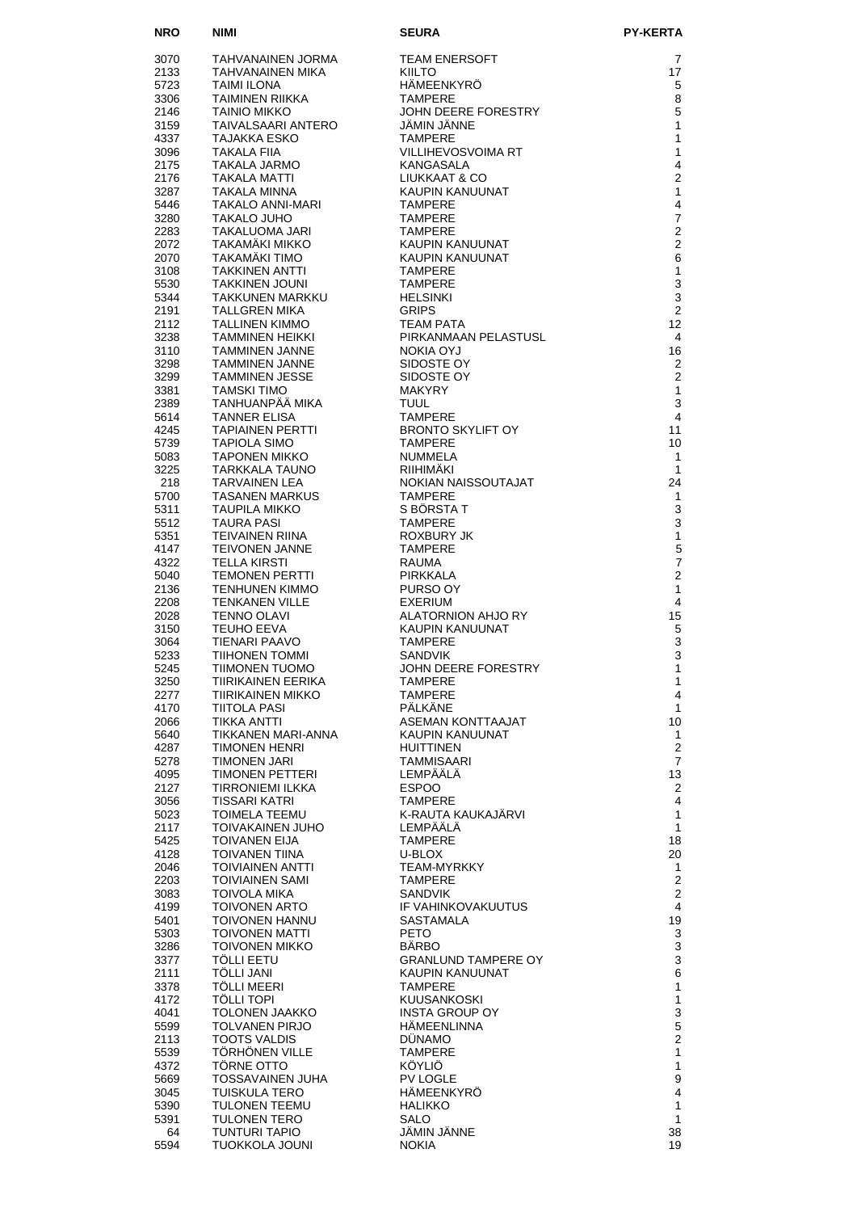| NRO | NIMI | SEURA | PY-KERTA |
|---|---|---|---|
| 3070 | TAHVANAINEN JORMA | TEAM ENERSOFT | 7 |
| 2133 | TAHVANAINEN MIKA | KIILTO | 17 |
| 5723 | TAIMI ILONA | HÄMEENKYRÖ | 5 |
| 3306 | TAIMINEN RIIKKA | TAMPERE | 8 |
| 2146 | TAINIO MIKKO | JOHN DEERE FORESTRY | 5 |
| 3159 | TAIVALSAARI ANTERO | JÄMIN JÄNNE | 1 |
| 4337 | TAJAKKA ESKO | TAMPERE | 1 |
| 3096 | TAKALA FIIA | VILLIHEVOSVOIMA RT | 1 |
| 2175 | TAKALA JARMO | KANGASALA | 4 |
| 2176 | TAKALA MATTI | LIUKKAAT & CO | 2 |
| 3287 | TAKALA MINNA | KAUPIN KANUUNAT | 1 |
| 5446 | TAKALO ANNI-MARI | TAMPERE | 4 |
| 3280 | TAKALO JUHO | TAMPERE | 7 |
| 2283 | TAKALUOMA JARI | TAMPERE | 2 |
| 2072 | TAKAMÄKI MIKKO | KAUPIN KANUUNAT | 2 |
| 2070 | TAKAMÄKI TIMO | KAUPIN KANUUNAT | 6 |
| 3108 | TAKKINEN ANTTI | TAMPERE | 1 |
| 5530 | TAKKINEN JOUNI | TAMPERE | 3 |
| 5344 | TAKKUNEN MARKKU | HELSINKI | 3 |
| 2191 | TALLGREN MIKA | GRIPS | 2 |
| 2112 | TALLINEN KIMMO | TEAM PATA | 12 |
| 3238 | TAMMINEN HEIKKI | PIRKANMAAN PELASTUSL | 4 |
| 3110 | TAMMINEN JANNE | NOKIA OYJ | 16 |
| 3298 | TAMMINEN JANNE | SIDOSTE OY | 2 |
| 3299 | TAMMINEN JESSE | SIDOSTE OY | 2 |
| 3381 | TAMSKI TIMO | MAKYRY | 1 |
| 2389 | TANHUANPÄÄ MIKA | TUUL | 3 |
| 5614 | TANNER ELISA | TAMPERE | 4 |
| 4245 | TAPIAINEN PERTTI | BRONTO SKYLIFT OY | 11 |
| 5739 | TAPIOLA SIMO | TAMPERE | 10 |
| 5083 | TAPONEN MIKKO | NUMMELA | 1 |
| 3225 | TARKKALA TAUNO | RIIHIMÄKI | 1 |
| 218 | TARVAINEN LEA | NOKIAN NAISSOUTAJAT | 24 |
| 5700 | TASANEN MARKUS | TAMPERE | 1 |
| 5311 | TAUPILA MIKKO | S BÖRSTA T | 3 |
| 5512 | TAURA PASI | TAMPERE | 3 |
| 5351 | TEIVAINEN RIINA | ROXBURY JK | 1 |
| 4147 | TEIVONEN JANNE | TAMPERE | 5 |
| 4322 | TELLA KIRSTI | RAUMA | 7 |
| 5040 | TEMONEN PERTTI | PIRKKALA | 2 |
| 2136 | TENHUNEN KIMMO | PURSO OY | 1 |
| 2208 | TENKANEN VILLE | EXERIUM | 4 |
| 2028 | TENNO OLAVI | ALATORNION AHJO RY | 15 |
| 3150 | TEUHO EEVA | KAUPIN KANUUNAT | 5 |
| 3064 | TIENARI PAAVO | TAMPERE | 3 |
| 5233 | TIIHONEN TOMMI | SANDVIK | 3 |
| 5245 | TIIMONEN TUOMO | JOHN DEERE FORESTRY | 1 |
| 3250 | TIIRIKAINEN EERIKA | TAMPERE | 1 |
| 2277 | TIIRIKAINEN MIKKO | TAMPERE | 4 |
| 4170 | TIITOLA PASI | PÄLKÄNE | 1 |
| 2066 | TIKKA ANTTI | ASEMAN KONTTAAJAT | 10 |
| 5640 | TIKKANEN MARI-ANNA | KAUPIN KANUUNAT | 1 |
| 4287 | TIMONEN HENRI | HUITTINEN | 2 |
| 5278 | TIMONEN JARI | TAMMISAARI | 7 |
| 4095 | TIMONEN PETTERI | LEMPÄÄLÄ | 13 |
| 2127 | TIRRONIEMI ILKKA | ESPOO | 2 |
| 3056 | TISSARI KATRI | TAMPERE | 4 |
| 5023 | TOIMELA TEEMU | K-RAUTA KAUKAJÄRVI | 1 |
| 2117 | TOIVAKAINEN JUHO | LEMPÄÄLÄ | 1 |
| 5425 | TOIVANEN EIJA | TAMPERE | 18 |
| 4128 | TOIVANEN TIINA | U-BLOX | 20 |
| 2046 | TOIVIAINEN ANTTI | TEAM-MYRKKY | 1 |
| 2203 | TOIVIAINEN SAMI | TAMPERE | 2 |
| 3083 | TOIVOLA MIKA | SANDVIK | 2 |
| 4199 | TOIVONEN ARTO | IF VAHINKOVAKUUTUS | 4 |
| 5401 | TOIVONEN HANNU | SASTAMALA | 19 |
| 5303 | TOIVONEN MATTI | PETO | 3 |
| 3286 | TOIVONEN MIKKO | BÄRBO | 3 |
| 3377 | TÖLLI EETU | GRANLUND TAMPERE OY | 3 |
| 2111 | TÖLLI JANI | KAUPIN KANUUNAT | 6 |
| 3378 | TÖLLI MEERI | TAMPERE | 1 |
| 4172 | TÖLLI TOPI | KUUSANKOSKI | 1 |
| 4041 | TOLONEN JAAKKO | INSTA GROUP OY | 3 |
| 5599 | TOLVANEN PIRJO | HÄMEENLINNA | 5 |
| 2113 | TOOTS VALDIS | DÜNAMO | 2 |
| 5539 | TÖRHÖNEN VILLE | TAMPERE | 1 |
| 4372 | TÖRNE OTTO | KÖYLIÖ | 1 |
| 5669 | TOSSAVAINEN JUHA | PV LOGLE | 9 |
| 3045 | TUISKULA TERO | HÄMEENKYRÖ | 4 |
| 5390 | TULONEN TEEMU | HALIKKO | 1 |
| 5391 | TULONEN TERO | SALO | 1 |
| 64 | TUNTURI TAPIO | JÄMIN JÄNNE | 38 |
| 5594 | TUOKKOLA JOUNI | NOKIA | 19 |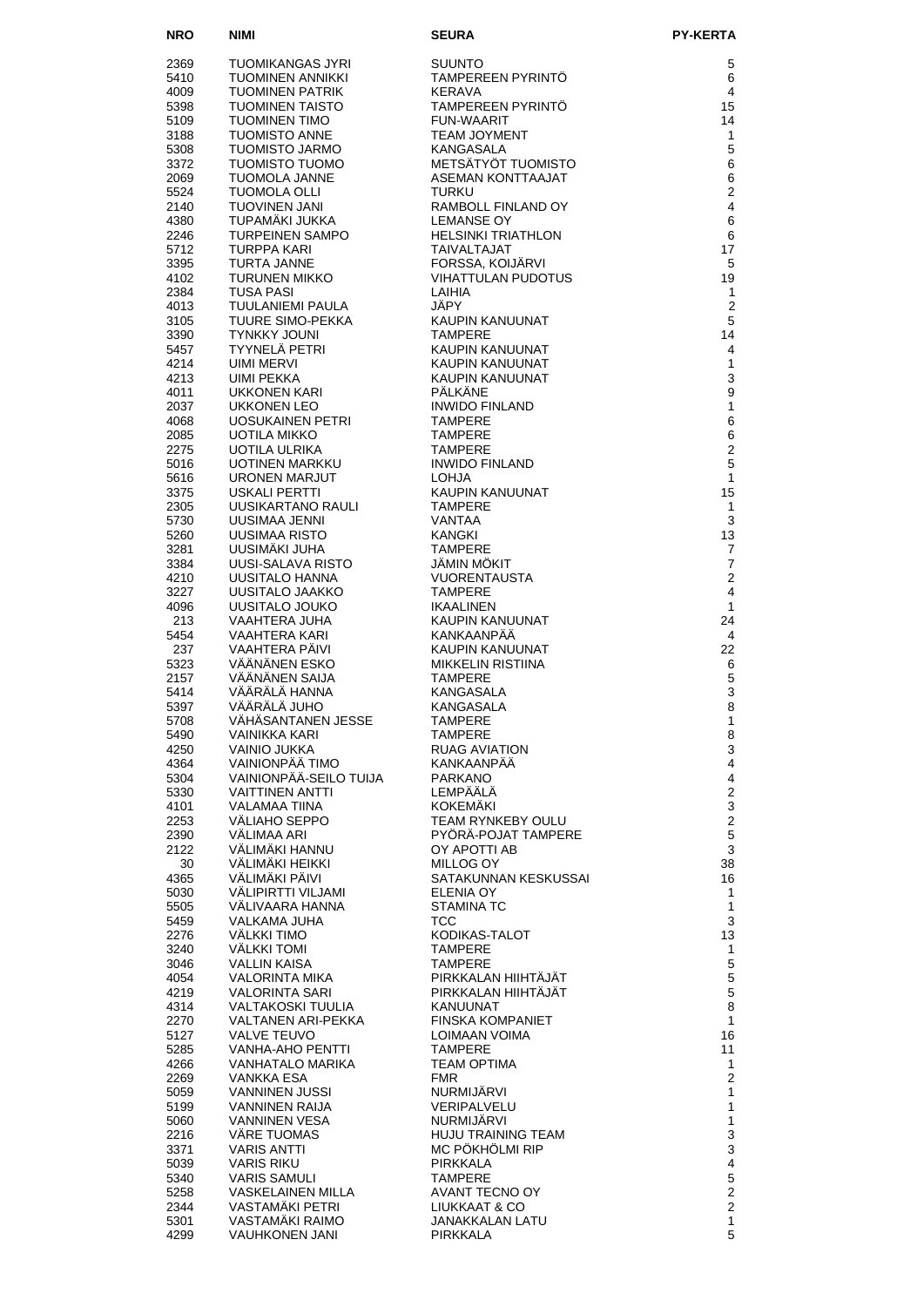| NRO | NIMI | SEURA | PY-KERTA |
| --- | --- | --- | --- |
| 2369 | TUOMIKANGAS JYRI | SUUNTO | 5 |
| 5410 | TUOMINEN ANNIKKI | TAMPEREEN PYRINTÖ | 6 |
| 4009 | TUOMINEN PATRIK | KERAVA | 4 |
| 5398 | TUOMINEN TAISTO | TAMPEREEN PYRINTÖ | 15 |
| 5109 | TUOMINEN TIMO | FUN-WAARIT | 14 |
| 3188 | TUOMISTO ANNE | TEAM JOYMENT | 1 |
| 5308 | TUOMISTO JARMO | KANGASALA | 5 |
| 3372 | TUOMISTO TUOMO | METSÄTYÖT TUOMISTO | 6 |
| 2069 | TUOMOLA JANNE | ASEMAN KONTTAAJAT | 6 |
| 5524 | TUOMOLA OLLI | TURKU | 2 |
| 2140 | TUOVINEN JANI | RAMBOLL FINLAND OY | 4 |
| 4380 | TUPAMÄKI JUKKA | LEMANSE OY | 6 |
| 2246 | TURPEINEN SAMPO | HELSINKI TRIATHLON | 6 |
| 5712 | TURPPA KARI | TAIVALTAJAT | 17 |
| 3395 | TURTA JANNE | FORSSA, KOIJÄRVI | 5 |
| 4102 | TURUNEN MIKKO | VIHATTULAN PUDOTUS | 19 |
| 2384 | TUSA PASI | LAIHIA | 1 |
| 4013 | TUULANIEMI PAULA | JÄPY | 2 |
| 3105 | TUURE SIMO-PEKKA | KAUPIN KANUUNAT | 5 |
| 3390 | TYNKKY JOUNI | TAMPERE | 14 |
| 5457 | TYYNELÄ PETRI | KAUPIN KANUUNAT | 4 |
| 4214 | UIMI MERVI | KAUPIN KANUUNAT | 1 |
| 4213 | UIMI PEKKA | KAUPIN KANUUNAT | 3 |
| 4011 | UKKONEN KARI | PÄLKÄNE | 9 |
| 2037 | UKKONEN LEO | INWIDO FINLAND | 1 |
| 4068 | UOSUKAINEN PETRI | TAMPERE | 6 |
| 2085 | UOTILA MIKKO | TAMPERE | 6 |
| 2275 | UOTILA ULRIKA | TAMPERE | 2 |
| 5016 | UOTINEN MARKKU | INWIDO FINLAND | 5 |
| 5616 | URONEN MARJUT | LOHJA | 1 |
| 3375 | USKALI PERTTI | KAUPIN KANUUNAT | 15 |
| 2305 | UUSIKARTANO RAULI | TAMPERE | 1 |
| 5730 | UUSIMAA JENNI | VANTAA | 3 |
| 5260 | UUSIMAA RISTO | KANGKI | 13 |
| 3281 | UUSIMÄKI JUHA | TAMPERE | 7 |
| 3384 | UUSI-SALAVA RISTO | JÄMIN MÖKIT | 7 |
| 4210 | UUSITALO HANNA | VUORENTAUSTA | 2 |
| 3227 | UUSITALO JAAKKO | TAMPERE | 4 |
| 4096 | UUSITALO JOUKO | IKAALINEN | 1 |
| 213 | VAAHTERA JUHA | KAUPIN KANUUNAT | 24 |
| 5454 | VAAHTERA KARI | KANKAANPÄÄ | 4 |
| 237 | VAAHTERA PÄIVI | KAUPIN KANUUNAT | 22 |
| 5323 | VÄÄNÄNEN ESKO | MIKKELIN RISTIINA | 6 |
| 2157 | VÄÄNÄNEN SAIJA | TAMPERE | 5 |
| 5414 | VÄÄRÄLÄ HANNA | KANGASALA | 3 |
| 5397 | VÄÄRÄLÄ JUHO | KANGASALA | 8 |
| 5708 | VÄHÄSANTANEN JESSE | TAMPERE | 1 |
| 5490 | VAINIKKA KARI | TAMPERE | 8 |
| 4250 | VAINIO JUKKA | RUAG AVIATION | 3 |
| 4364 | VAINIONPÄÄ TIMO | KANKAANPÄÄ | 4 |
| 5304 | VAINIONPÄÄ-SEILO TUIJA | PARKANO | 4 |
| 5330 | VAITTINEN ANTTI | LEMPÄÄLÄ | 2 |
| 4101 | VALAMAA TIINA | KOKEMÄKI | 3 |
| 2253 | VÄLIAHO SEPPO | TEAM RYNKEBY OULU | 2 |
| 2390 | VÄLIMAA ARI | PYÖRÄ-POJAT TAMPERE | 5 |
| 2122 | VÄLIMÄKI HANNU | OY APOTTI AB | 3 |
| 30 | VÄLIMÄKI HEIKKI | MILLOG OY | 38 |
| 4365 | VÄLIMÄKI PÄIVI | SATAKUNNAN KESKUSSAI | 16 |
| 5030 | VÄLIPIRTTI VILJAMI | ELENIA OY | 1 |
| 5505 | VÄLIVAARA HANNA | STAMINA TC | 1 |
| 5459 | VALKAMA JUHA | TCC | 3 |
| 2276 | VÄLKKI TIMO | KODIKAS-TALOT | 13 |
| 3240 | VÄLKKI TOMI | TAMPERE | 1 |
| 3046 | VALLIN KAISA | TAMPERE | 5 |
| 4054 | VALORINTA MIKA | PIRKKALAN HIIHTÄJÄT | 5 |
| 4219 | VALORINTA SARI | PIRKKALAN HIIHTÄJÄT | 5 |
| 4314 | VALTAKOSKI TUULIA | KANUUNAT | 8 |
| 2270 | VALTANEN ARI-PEKKA | FINSKA KOMPANIET | 1 |
| 5127 | VALVE TEUVO | LOIMAAN VOIMA | 16 |
| 5285 | VANHA-AHO PENTTI | TAMPERE | 11 |
| 4266 | VANHATALO MARIKA | TEAM OPTIMA | 1 |
| 2269 | VANKKA ESA | FMR | 2 |
| 5059 | VANNINEN JUSSI | NURMIJÄRVI | 1 |
| 5199 | VANNINEN RAIJA | VERIPALVELU | 1 |
| 5060 | VANNINEN VESA | NURMIJÄRVI | 1 |
| 2216 | VÄRE TUOMAS | HUJU TRAINING TEAM | 3 |
| 3371 | VARIS ANTTI | MC PÖKHÖLMI RIP | 3 |
| 5039 | VARIS RIKU | PIRKKALA | 4 |
| 5340 | VARIS SAMULI | TAMPERE | 5 |
| 5258 | VASKELAINEN MILLA | AVANT TECNO OY | 2 |
| 2344 | VASTAMÄKI PETRI | LIUKKAAT & CO | 2 |
| 5301 | VASTAMÄKI RAIMO | JANAKKALAN LATU | 1 |
| 4299 | VAUHKONEN JANI | PIRKKALA | 5 |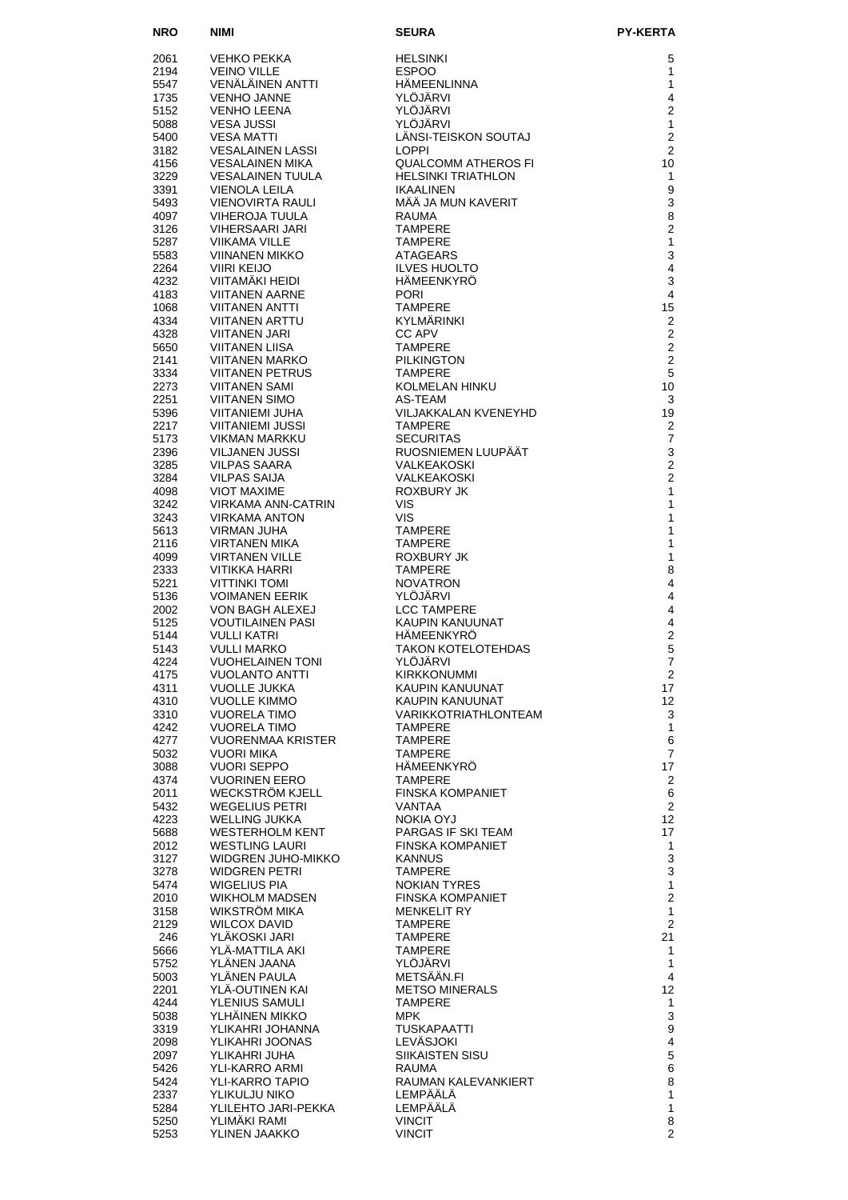| NRO | NIMI | SEURA | PY-KERTA |
|---|---|---|---|
| 2061 | VEHKO PEKKA | HELSINKI | 5 |
| 2194 | VEINO VILLE | ESPOO | 1 |
| 5547 | VENÄLÄINEN ANTTI | HÄMEENLINNA | 1 |
| 1735 | VENHO JANNE | YLÖJÄRVI | 4 |
| 5152 | VENHO LEENA | YLÖJÄRVI | 2 |
| 5088 | VESA JUSSI | YLÖJÄRVI | 1 |
| 5400 | VESA MATTI | LÄNSI-TEISKON SOUTAJ | 2 |
| 3182 | VESALAINEN LASSI | LOPPI | 2 |
| 4156 | VESALAINEN MIKA | QUALCOMM ATHEROS FI | 10 |
| 3229 | VESALAINEN TUULA | HELSINKI TRIATHLON | 1 |
| 3391 | VIENOLA LEILA | IKAALINEN | 9 |
| 5493 | VIENOVIRTA RAULI | MÄÄ JA MUN KAVERIT | 3 |
| 4097 | VIHEROJA TUULA | RAUMA | 8 |
| 3126 | VIHERSAARI JARI | TAMPERE | 2 |
| 5287 | VIIKAMA VILLE | TAMPERE | 1 |
| 5583 | VIINANEN MIKKO | ATAGEARS | 3 |
| 2264 | VIIRI KEIJO | ILVES HUOLTO | 4 |
| 4232 | VIITAMÄKI HEIDI | HÄMEENKYRÖ | 3 |
| 4183 | VIITANEN AARNE | PORI | 4 |
| 1068 | VIITANEN ANTTI | TAMPERE | 15 |
| 4334 | VIITANEN ARTTU | KYLMÄRINKI | 2 |
| 4328 | VIITANEN JARI | CC APV | 2 |
| 5650 | VIITANEN LIISA | TAMPERE | 2 |
| 2141 | VIITANEN MARKO | PILKINGTON | 2 |
| 3334 | VIITANEN PETRUS | TAMPERE | 5 |
| 2273 | VIITANEN SAMI | KOLMELAN HINKU | 10 |
| 2251 | VIITANEN SIMO | AS-TEAM | 3 |
| 5396 | VIITANIEMI JUHA | VILJAKKALAN KVENEYHD | 19 |
| 2217 | VIITANIEMI JUSSI | TAMPERE | 2 |
| 5173 | VIKMAN MARKKU | SECURITAS | 7 |
| 2396 | VILJANEN JUSSI | RUOSNIEMEN LUUPÄÄT | 3 |
| 3285 | VILPAS SAARA | VALKEAKOSKI | 2 |
| 3284 | VILPAS SAIJA | VALKEAKOSKI | 2 |
| 4098 | VIOT MAXIME | ROXBURY JK | 1 |
| 3242 | VIRKAMA ANN-CATRIN | VIS | 1 |
| 3243 | VIRKAMA ANTON | VIS | 1 |
| 5613 | VIRMAN JUHA | TAMPERE | 1 |
| 2116 | VIRTANEN MIKA | TAMPERE | 1 |
| 4099 | VIRTANEN VILLE | ROXBURY JK | 1 |
| 2333 | VITIKKA HARRI | TAMPERE | 8 |
| 5221 | VITTINKI TOMI | NOVATRON | 4 |
| 5136 | VOIMANEN EERIK | YLÖJÄRVI | 4 |
| 2002 | VON BAGH ALEXEJ | LCC TAMPERE | 4 |
| 5125 | VOUTILAINEN PASI | KAUPIN KANUUNAT | 4 |
| 5144 | VULLI KATRI | HÄMEENKYRÖ | 2 |
| 5143 | VULLI MARKO | TAKON KOTELOTEHDAS | 5 |
| 4224 | VUOHELAINEN TONI | YLÖJÄRVI | 7 |
| 4175 | VUOLANTO ANTTI | KIRKKONUMMI | 2 |
| 4311 | VUOLLE JUKKA | KAUPIN KANUUNAT | 17 |
| 4310 | VUOLLE KIMMO | KAUPIN KANUUNAT | 12 |
| 3310 | VUORELA TIMO | VARIKKOTRIATHLONTEAM | 3 |
| 4242 | VUORELA TIMO | TAMPERE | 1 |
| 4277 | VUORENMAA KRISTER | TAMPERE | 6 |
| 5032 | VUORI MIKA | TAMPERE | 7 |
| 3088 | VUORI SEPPO | HÄMEENKYRÖ | 17 |
| 4374 | VUORINEN EERO | TAMPERE | 2 |
| 2011 | WECKSTRÖM KJELL | FINSKA KOMPANIET | 6 |
| 5432 | WEGELIUS PETRI | VANTAA | 2 |
| 4223 | WELLING JUKKA | NOKIA OYJ | 12 |
| 5688 | WESTERHOLM KENT | PARGAS IF SKI TEAM | 17 |
| 2012 | WESTLING LAURI | FINSKA KOMPANIET | 1 |
| 3127 | WIDGREN JUHO-MIKKO | KANNUS | 3 |
| 3278 | WIDGREN PETRI | TAMPERE | 3 |
| 5474 | WIGELIUS PIA | NOKIAN TYRES | 1 |
| 2010 | WIKHOLM MADSEN | FINSKA KOMPANIET | 2 |
| 3158 | WIKSTRÖM MIKA | MENKELIT RY | 1 |
| 2129 | WILCOX DAVID | TAMPERE | 2 |
| 246 | YLÄKOSKI JARI | TAMPERE | 21 |
| 5666 | YLÄ-MATTILA AKI | TAMPERE | 1 |
| 5752 | YLÄNEN JAANA | YLÖJÄRVI | 1 |
| 5003 | YLÄNEN PAULA | METSÄÄN.FI | 4 |
| 2201 | YLÄ-OUTINEN KAI | METSO MINERALS | 12 |
| 4244 | YLENIUS SAMULI | TAMPERE | 1 |
| 5038 | YLHÄINEN MIKKO | MPK | 3 |
| 3319 | YLIKAHRI JOHANNA | TUSKAPAATTI | 9 |
| 2098 | YLIKAHRI JOONAS | LEVÄSJOKI | 4 |
| 2097 | YLIKAHRI JUHA | SIIKAISTEN SISU | 5 |
| 5426 | YLI-KARRO ARMI | RAUMA | 6 |
| 5424 | YLI-KARRO TAPIO | RAUMAN KALEVANKIERT | 8 |
| 2337 | YLIKULJU NIKO | LEMPÄÄLÄ | 1 |
| 5284 | YLILEHTO JARI-PEKKA | LEMPÄÄLÄ | 1 |
| 5250 | YLIMÄKI RAMI | VINCIT | 8 |
| 5253 | YLINEN JAAKKO | VINCIT | 2 |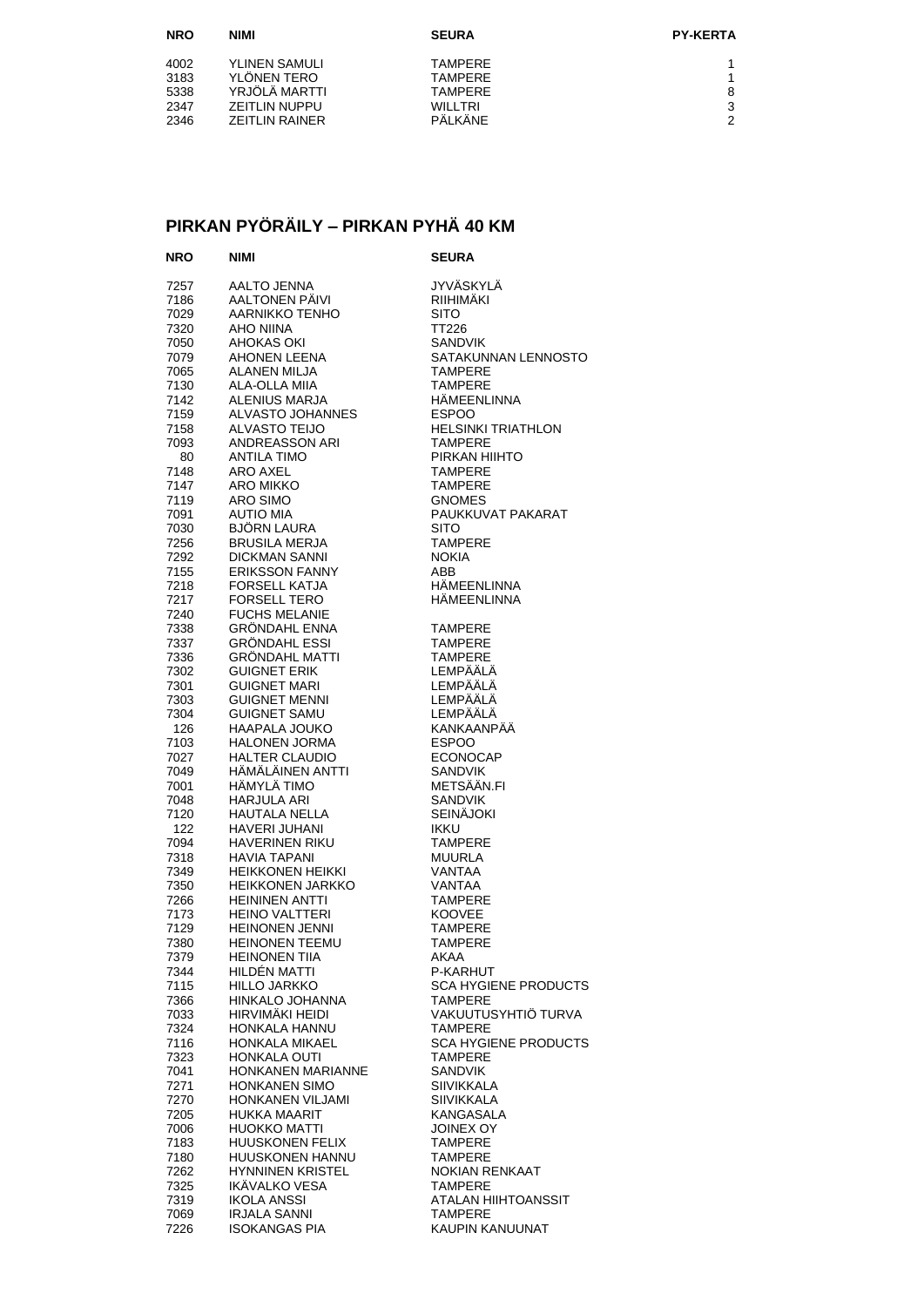| NRO | NIMI | SEURA | PY-KERTA |
|---|---|---|---|
| 4002 | YLINEN SAMULI | TAMPERE | 1 |
| 3183 | YLÖNEN TERO | TAMPERE | 1 |
| 5338 | YRJÖLÄ MARTTI | TAMPERE | 8 |
| 2347 | ZEITLIN NUPPU | WILLTRI | 3 |
| 2346 | ZEITLIN RAINER | PÄLKÄNE | 2 |

## PIRKAN PYÖRÄILY – PIRKAN PYHÄ 40 KM

| NRO | NIMI | SEURA |
|---|---|---|
| 7257 | AALTO JENNA | JYVÄSKYLÄ |
| 7186 | AALTONEN PÄIVI | RIIHIMÄKI |
| 7029 | AARNIKKO TENHO | SITO |
| 7320 | AHO NIINA | TT226 |
| 7050 | AHOKAS OKI | SANDVIK |
| 7079 | AHONEN LEENA | SATAKUNNAN LENNOSTO |
| 7065 | ALANEN MILJA | TAMPERE |
| 7130 | ALA-OLLA MIIA | TAMPERE |
| 7142 | ALENIUS MARJA | HÄMEENLINNA |
| 7159 | ALVASTO JOHANNES | ESPOO |
| 7158 | ALVASTO TEIJO | HELSINKI TRIATHLON |
| 7093 | ANDREASSON ARI | TAMPERE |
| 80 | ANTILA TIMO | PIRKAN HIIHTO |
| 7148 | ARO AXEL | TAMPERE |
| 7147 | ARO MIKKO | TAMPERE |
| 7119 | ARO SIMO | GNOMES |
| 7091 | AUTIO MIA | PAUKKUVAT PAKARAT |
| 7030 | BJÖRN LAURA | SITO |
| 7256 | BRUSILA MERJA | TAMPERE |
| 7292 | DICKMAN SANNI | NOKIA |
| 7155 | ERIKSSON FANNY | ABB |
| 7218 | FORSELL KATJA | HÄMEENLINNA |
| 7217 | FORSELL TERO | HÄMEENLINNA |
| 7240 | FUCHS MELANIE | |
| 7338 | GRÖNDAHL ENNA | TAMPERE |
| 7337 | GRÖNDAHL ESSI | TAMPERE |
| 7336 | GRÖNDAHL MATTI | TAMPERE |
| 7302 | GUIGNET ERIK | LEMPÄÄLÄ |
| 7301 | GUIGNET MARI | LEMPÄÄLÄ |
| 7303 | GUIGNET MENNI | LEMPÄÄLÄ |
| 7304 | GUIGNET SAMU | LEMPÄÄLÄ |
| 126 | HAAPALA JOUKO | KANKAANPÄÄ |
| 7103 | HALONEN JORMA | ESPOO |
| 7027 | HALTER CLAUDIO | ECONOCAP |
| 7049 | HÄMÄLÄINEN ANTTI | SANDVIK |
| 7001 | HÄMYLÄ TIMO | METSÄÄN.FI |
| 7048 | HARJULA ARI | SANDVIK |
| 7120 | HAUTALA NELLA | SEINÄJOKI |
| 122 | HAVERI JUHANI | IKKU |
| 7094 | HAVERINEN RIKU | TAMPERE |
| 7318 | HAVIA TAPANI | MUURLA |
| 7349 | HEIKKONEN HEIKKI | VANTAA |
| 7350 | HEIKKONEN JARKKO | VANTAA |
| 7266 | HEININEN ANTTI | TAMPERE |
| 7173 | HEINO VALTTERI | KOOVEE |
| 7129 | HEINONEN JENNI | TAMPERE |
| 7380 | HEINONEN TEEMU | TAMPERE |
| 7379 | HEINONEN TIIA | AKAA |
| 7344 | HILDÉN MATTI | P-KARHUT |
| 7115 | HILLO JARKKO | SCA HYGIENE PRODUCTS |
| 7366 | HINKALO JOHANNA | TAMPERE |
| 7033 | HIRVIMÄKI HEIDI | VAKUUTUSYHTIÖ TURVA |
| 7324 | HONKALA HANNU | TAMPERE |
| 7116 | HONKALA MIKAEL | SCA HYGIENE PRODUCTS |
| 7323 | HONKALA OUTI | TAMPERE |
| 7041 | HONKANEN MARIANNE | SANDVIK |
| 7271 | HONKANEN SIMO | SIIVIKKALA |
| 7270 | HONKANEN VILJAMI | SIIVIKKALA |
| 7205 | HUKKA MAARIT | KANGASALA |
| 7006 | HUOKKO MATTI | JOINEX OY |
| 7183 | HUUSKONEN FELIX | TAMPERE |
| 7180 | HUUSKONEN HANNU | TAMPERE |
| 7262 | HYNNINEN KRISTEL | NOKIAN RENKAAT |
| 7325 | IKÄVALKO VESA | TAMPERE |
| 7319 | IKOLA ANSSI | ATALAN HIIHTOANSSIT |
| 7069 | IRJALA SANNI | TAMPERE |
| 7226 | ISOKANGAS PIA | KAUPIN KANUUNAT |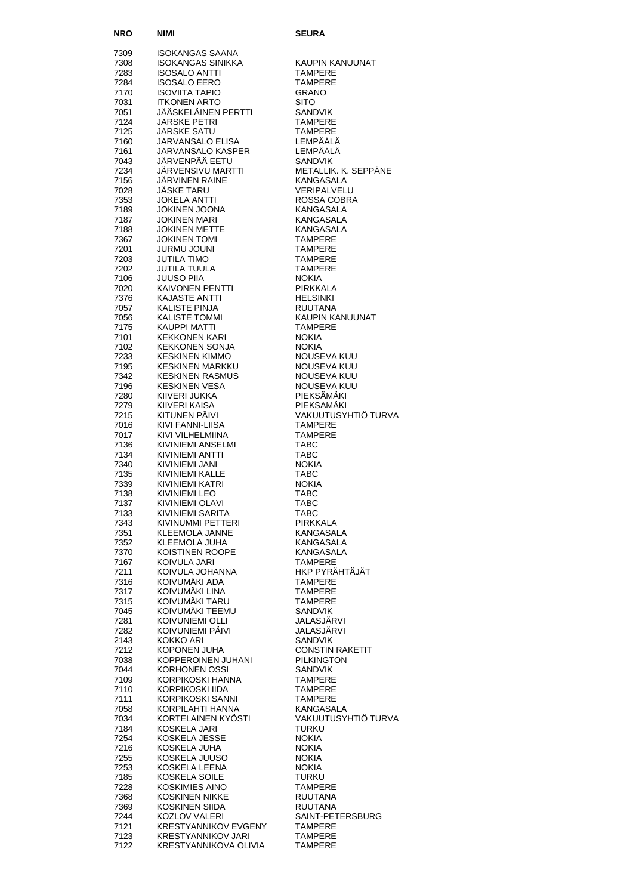| NRO | NIMI | SEURA |
|---|---|---|
| 7309 | ISOKANGAS SAANA | |
| 7308 | ISOKANGAS SINIKKA | KAUPIN KANUUNAT |
| 7283 | ISOSALO ANTTI | TAMPERE |
| 7284 | ISOSALO EERO | TAMPERE |
| 7170 | ISOVIITA TAPIO | GRANO |
| 7031 | ITKONEN ARTO | SITO |
| 7051 | JÄÄSKELÄINEN PERTTI | SANDVIK |
| 7124 | JARSKE PETRI | TAMPERE |
| 7125 | JARSKE SATU | TAMPERE |
| 7160 | JARVANSALO ELISA | LEMPÄÄLÄ |
| 7161 | JARVANSALO KASPER | LEMPÄÄLÄ |
| 7043 | JÄRVENPÄÄ EETU | SANDVIK |
| 7234 | JÄRVENSIVU MARTTI | METALLIK. K. SEPPÄNE |
| 7156 | JÄRVINEN RAINE | KANGASALA |
| 7028 | JÄSKE TARU | VERIPALVELU |
| 7353 | JOKELA ANTTI | ROSSA COBRA |
| 7189 | JOKINEN JOONA | KANGASALA |
| 7187 | JOKINEN MARI | KANGASALA |
| 7188 | JOKINEN METTE | KANGASALA |
| 7367 | JOKINEN TOMI | TAMPERE |
| 7201 | JURMU JOUNI | TAMPERE |
| 7203 | JUTILA TIMO | TAMPERE |
| 7202 | JUTILA TUULA | TAMPERE |
| 7106 | JUUSO PIIA | NOKIA |
| 7020 | KAIVONEN PENTTI | PIRKKALA |
| 7376 | KAJASTE ANTTI | HELSINKI |
| 7057 | KALISTE PINJA | RUUTANA |
| 7056 | KALISTE TOMMI | KAUPIN KANUUNAT |
| 7175 | KAUPPI MATTI | TAMPERE |
| 7101 | KEKKONEN KARI | NOKIA |
| 7102 | KEKKONEN SONJA | NOKIA |
| 7233 | KESKINEN KIMMO | NOUSEVA KUU |
| 7195 | KESKINEN MARKKU | NOUSEVA KUU |
| 7342 | KESKINEN RASMUS | NOUSEVA KUU |
| 7196 | KESKINEN VESA | NOUSEVA KUU |
| 7280 | KIIVERI JUKKA | PIEKSÄMÄKI |
| 7279 | KIIVERI KAISA | PIEKSAMÄKI |
| 7215 | KITUNEN PÄIVI | VAKUUTUSYHTIÖ TURVA |
| 7016 | KIVI FANNI-LIISA | TAMPERE |
| 7017 | KIVI VILHELMIINA | TAMPERE |
| 7136 | KIVINIEMI ANSELMI | TABC |
| 7134 | KIVINIEMI ANTTI | TABC |
| 7340 | KIVINIEMI JANI | NOKIA |
| 7135 | KIVINIEMI KALLE | TABC |
| 7339 | KIVINIEMI KATRI | NOKIA |
| 7138 | KIVINIEMI LEO | TABC |
| 7137 | KIVINIEMI OLAVI | TABC |
| 7133 | KIVINIEMI SARITA | TABC |
| 7343 | KIVINUMMI PETTERI | PIRKKALA |
| 7351 | KLEEMOLA JANNE | KANGASALA |
| 7352 | KLEEMOLA JUHA | KANGASALA |
| 7370 | KOISTINEN ROOPE | KANGASALA |
| 7167 | KOIVULA JARI | TAMPERE |
| 7211 | KOIVULA JOHANNA | HKP PYRÄHTÄJÄT |
| 7316 | KOIVUMÄKI ADA | TAMPERE |
| 7317 | KOIVUMÄKI LINA | TAMPERE |
| 7315 | KOIVUMÄKI TARU | TAMPERE |
| 7045 | KOIVUMÄKI TEEMU | SANDVIK |
| 7281 | KOIVUNIEMI OLLI | JALASJÄRVI |
| 7282 | KOIVUNIEMI PÄIVI | JALASJÄRVI |
| 2143 | KOKKO ARI | SANDVIK |
| 7212 | KOPONEN JUHA | CONSTIN RAKETIT |
| 7038 | KOPPEROINEN JUHANI | PILKINGTON |
| 7044 | KORHONEN OSSI | SANDVIK |
| 7109 | KORPIKOSKI HANNA | TAMPERE |
| 7110 | KORPIKOSKI IIDA | TAMPERE |
| 7111 | KORPIKOSKI SANNI | TAMPERE |
| 7058 | KORPILAHTI HANNA | KANGASALA |
| 7034 | KORTELAINEN KYÖSTI | VAKUUTUSYHTIÖ TURVA |
| 7184 | KOSKELA JARI | TURKU |
| 7254 | KOSKELA JESSE | NOKIA |
| 7216 | KOSKELA JUHA | NOKIA |
| 7255 | KOSKELA JUUSO | NOKIA |
| 7253 | KOSKELA LEENA | NOKIA |
| 7185 | KOSKELA SOILE | TURKU |
| 7228 | KOSKIMIES AINO | TAMPERE |
| 7368 | KOSKINEN NIKKE | RUUTANA |
| 7369 | KOSKINEN SIIDA | RUUTANA |
| 7244 | KOZLOV VALERI | SAINT-PETERSBURG |
| 7121 | KRESTYANNIKOV EVGENY | TAMPERE |
| 7123 | KRESTYANNIKOV JARI | TAMPERE |
| 7122 | KRESTYANNIKOVA OLIVIA | TAMPERE |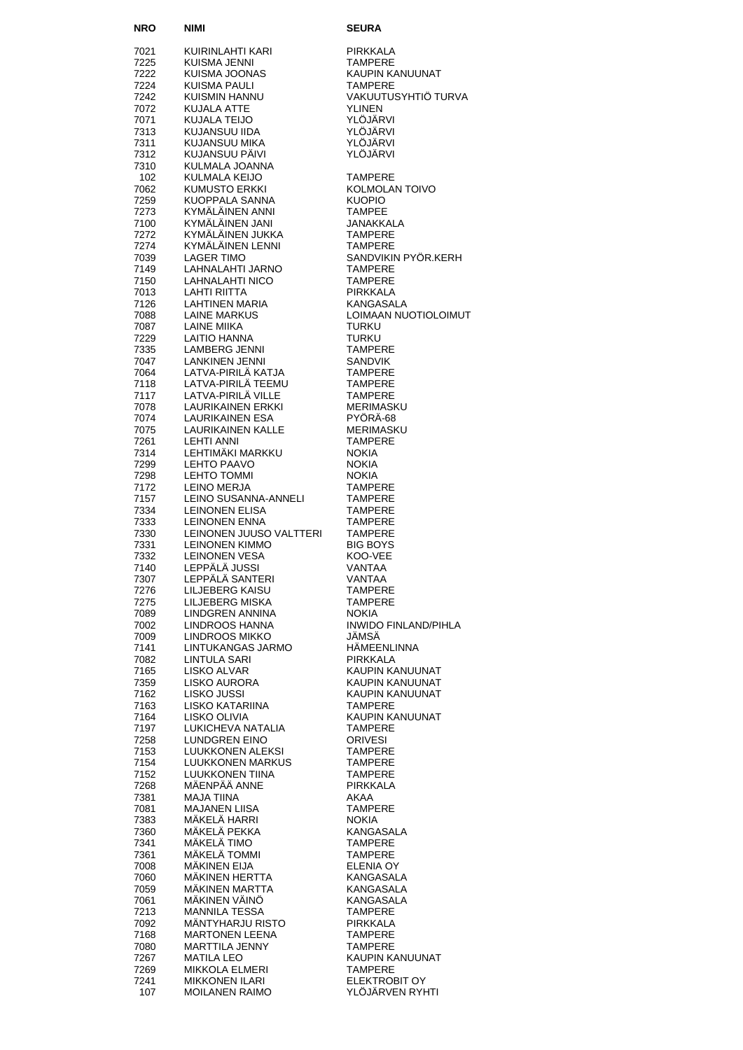| NRO | NIMI | SEURA |
|---|---|---|
| 7021 | KUIRINLAHTI KARI | PIRKKALA |
| 7225 | KUISMA JENNI | TAMPERE |
| 7222 | KUISMA JOONAS | KAUPIN KANUUNAT |
| 7224 | KUISMA PAULI | TAMPERE |
| 7242 | KUISMIN HANNU | VAKUUTUSYHTIÖ TURVA |
| 7072 | KUJALA ATTE | YLINEN |
| 7071 | KUJALA TEIJO | YLÖJÄRVI |
| 7313 | KUJANSUU IIDA | YLÖJÄRVI |
| 7311 | KUJANSUU MIKA | YLÖJÄRVI |
| 7312 | KUJANSUU PÄIVI | YLÖJÄRVI |
| 7310 | KULMALA JOANNA | |
| 102 | KULMALA KEIJO | TAMPERE |
| 7062 | KUMUSTO ERKKI | KOLMOLAN TOIVO |
| 7259 | KUOPPALA SANNA | KUOPIO |
| 7273 | KYMÄLÄINEN ANNI | TAMPEE |
| 7100 | KYMÄLÄINEN JANI | JANAKKALA |
| 7272 | KYMÄLÄINEN JUKKA | TAMPERE |
| 7274 | KYMÄLÄINEN LENNI | TAMPERE |
| 7039 | LAGER TIMO | SANDVIKIN PYÖR.KERH |
| 7149 | LAHNALAHTI JARNO | TAMPERE |
| 7150 | LAHNALAHTI NICO | TAMPERE |
| 7013 | LAHTI RIITTA | PIRKKALA |
| 7126 | LAHTINEN MARIA | KANGASALA |
| 7088 | LAINE MARKUS | LOIMAAN NUOTIOLOIMUT |
| 7087 | LAINE MIIKA | TURKU |
| 7229 | LAITIO HANNA | TURKU |
| 7335 | LAMBERG JENNI | TAMPERE |
| 7047 | LANKINEN JENNI | SANDVIK |
| 7064 | LATVA-PIRILÄ KATJA | TAMPERE |
| 7118 | LATVA-PIRILÄ TEEMU | TAMPERE |
| 7117 | LATVA-PIRILÄ VILLE | TAMPERE |
| 7078 | LAURIKAINEN ERKKI | MERIMASKU |
| 7074 | LAURIKAINEN ESA | PYÖRÄ-68 |
| 7075 | LAURIKAINEN KALLE | MERIMASKU |
| 7261 | LEHTI ANNI | TAMPERE |
| 7314 | LEHTIMÄKI MARKKU | NOKIA |
| 7299 | LEHTO PAAVO | NOKIA |
| 7298 | LEHTO TOMMI | NOKIA |
| 7172 | LEINO MERJA | TAMPERE |
| 7157 | LEINO SUSANNA-ANNELI | TAMPERE |
| 7334 | LEINONEN ELISA | TAMPERE |
| 7333 | LEINONEN ENNA | TAMPERE |
| 7330 | LEINONEN JUUSO VALTTERI | TAMPERE |
| 7331 | LEINONEN KIMMO | BIG BOYS |
| 7332 | LEINONEN VESA | KOO-VEE |
| 7140 | LEPPÄLÄ JUSSI | VANTAA |
| 7307 | LEPPÄLÄ SANTERI | VANTAA |
| 7276 | LILJEBERG KAISU | TAMPERE |
| 7275 | LILJEBERG MISKA | TAMPERE |
| 7089 | LINDGREN ANNINA | NOKIA |
| 7002 | LINDROOS HANNA | INWIDO FINLAND/PIHLA |
| 7009 | LINDROOS MIKKO | JÄMSÄ |
| 7141 | LINTUKANGAS JARMO | HÄMEENLINNA |
| 7082 | LINTULA SARI | PIRKKALA |
| 7165 | LISKO ALVAR | KAUPIN KANUUNAT |
| 7359 | LISKO AURORA | KAUPIN KANUUNAT |
| 7162 | LISKO JUSSI | KAUPIN KANUUNAT |
| 7163 | LISKO KATARIINA | TAMPERE |
| 7164 | LISKO OLIVIA | KAUPIN KANUUNAT |
| 7197 | LUKICHEVA NATALIA | TAMPERE |
| 7258 | LUNDGREN EINO | ORIVESI |
| 7153 | LUUKKONEN ALEKSI | TAMPERE |
| 7154 | LUUKKONEN MARKUS | TAMPERE |
| 7152 | LUUKKONEN TIINA | TAMPERE |
| 7268 | MÄENPÄÄ ANNE | PIRKKALA |
| 7381 | MAJA TIINA | AKAA |
| 7081 | MAJANEN LIISA | TAMPERE |
| 7383 | MÄKELÄ HARRI | NOKIA |
| 7360 | MÄKELÄ PEKKA | KANGASALA |
| 7341 | MÄKELÄ TIMO | TAMPERE |
| 7361 | MÄKELÄ TOMMI | TAMPERE |
| 7008 | MÄKINEN EIJA | ELENIA OY |
| 7060 | MÄKINEN HERTTA | KANGASALA |
| 7059 | MÄKINEN MARTTA | KANGASALA |
| 7061 | MÄKINEN VÄINÖ | KANGASALA |
| 7213 | MANNILA TESSA | TAMPERE |
| 7092 | MÄNTYHARJU RISTO | PIRKKALA |
| 7168 | MARTONEN LEENA | TAMPERE |
| 7080 | MARTTILA JENNY | TAMPERE |
| 7267 | MATILA LEO | KAUPIN KANUUNAT |
| 7269 | MIKKOLA ELMERI | TAMPERE |
| 7241 | MIKKONEN ILARI | ELEKTROBIT OY |
| 107 | MOILANEN RAIMO | YLÖJÄRVEN RYHTI |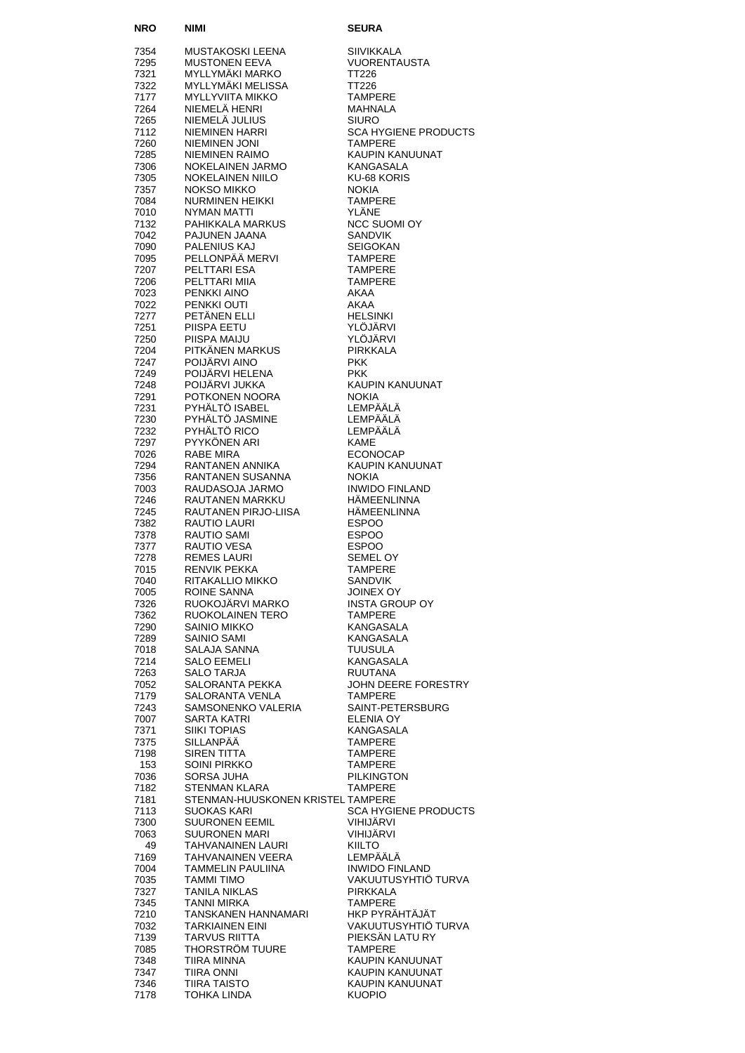| NRO | NIMI | SEURA |
|---|---|---|
| 7354 | MUSTAKOSKI LEENA | SIIVIKKALA |
| 7295 | MUSTONEN EEVA | VUORENTAUSTA |
| 7321 | MYLLYMÄKI MARKO | TT226 |
| 7322 | MYLLYMÄKI MELISSA | TT226 |
| 7177 | MYLLYVIITA MIKKO | TAMPERE |
| 7264 | NIEMELÄ HENRI | MAHNALA |
| 7265 | NIEMELÄ JULIUS | SIURO |
| 7112 | NIEMINEN HARRI | SCA HYGIENE PRODUCTS |
| 7260 | NIEMINEN JONI | TAMPERE |
| 7285 | NIEMINEN RAIMO | KAUPIN KANUUNAT |
| 7306 | NOKELAINEN JARMO | KANGASALA |
| 7305 | NOKELAINEN NIILO | KU-68 KORIS |
| 7357 | NOKSO MIKKO | NOKIA |
| 7084 | NURMINEN HEIKKI | TAMPERE |
| 7010 | NYMAN MATTI | YLÄNE |
| 7132 | PAHIKKALA MARKUS | NCC SUOMI OY |
| 7042 | PAJUNEN JAANA | SANDVIK |
| 7090 | PALENIUS KAJ | SEIGOKAN |
| 7095 | PELLONPÄÄ MERVI | TAMPERE |
| 7207 | PELTTARI ESA | TAMPERE |
| 7206 | PELTTARI MIIA | TAMPERE |
| 7023 | PENKKI AINO | AKAA |
| 7022 | PENKKI OUTI | AKAA |
| 7277 | PETÄNEN ELLI | HELSINKI |
| 7251 | PIISPA EETU | YLÖJÄRVI |
| 7250 | PIISPA MAIJU | YLÖJÄRVI |
| 7204 | PITKÄNEN MARKUS | PIRKKALA |
| 7247 | POIJÄRVI AINO | PKK |
| 7249 | POIJÄRVI HELENA | PKK |
| 7248 | POIJÄRVI JUKKA | KAUPIN KANUUNAT |
| 7291 | POTKONEN NOORA | NOKIA |
| 7231 | PYHÄLTÖ ISABEL | LEMPÄÄLÄ |
| 7230 | PYHÄLTÖ JASMINE | LEMPÄÄLÄ |
| 7232 | PYHÄLTÖ RICO | LEMPÄÄLÄ |
| 7297 | PYYKÖNEN ARI | KAME |
| 7026 | RABE MIRA | ECONOCAP |
| 7294 | RANTANEN ANNIKA | KAUPIN KANUUNAT |
| 7356 | RANTANEN SUSANNA | NOKIA |
| 7003 | RAUDASOJA JARMO | INWIDO FINLAND |
| 7246 | RAUTANEN MARKKU | HÄMEENLINNA |
| 7245 | RAUTANEN PIRJO-LIISA | HÄMEENLINNA |
| 7382 | RAUTIO LAURI | ESPOO |
| 7378 | RAUTIO SAMI | ESPOO |
| 7377 | RAUTIO VESA | ESPOO |
| 7278 | REMES LAURI | SEMEL OY |
| 7015 | RENVIK PEKKA | TAMPERE |
| 7040 | RITAKALLIO MIKKO | SANDVIK |
| 7005 | ROINE SANNA | JOINEX OY |
| 7326 | RUOKOJÄRVI MARKO | INSTA GROUP OY |
| 7362 | RUOKOLAINEN TERO | TAMPERE |
| 7290 | SAINIO MIKKO | KANGASALA |
| 7289 | SAINIO SAMI | KANGASALA |
| 7018 | SALAJA SANNA | TUUSULA |
| 7214 | SALO EEMELI | KANGASALA |
| 7263 | SALO TARJA | RUUTANA |
| 7052 | SALORANTA PEKKA | JOHN DEERE FORESTRY |
| 7179 | SALORANTA VENLA | TAMPERE |
| 7243 | SAMSONENKO VALERIA | SAINT-PETERSBURG |
| 7007 | SARTA KATRI | ELENIA OY |
| 7371 | SIIKI TOPIAS | KANGASALA |
| 7375 | SILLANPÄÄ | TAMPERE |
| 7198 | SIREN TITTA | TAMPERE |
| 153 | SOINI PIRKKO | TAMPERE |
| 7036 | SORSA JUHA | PILKINGTON |
| 7182 | STENMAN KLARA | TAMPERE |
| 7181 | STENMAN-HUUSKONEN KRISTEL | TAMPERE |
| 7113 | SUOKAS KARI | SCA HYGIENE PRODUCTS |
| 7300 | SUURONEN EEMIL | VIHIJÄRVI |
| 7063 | SUURONEN MARI | VIHIJÄRVI |
| 49 | TAHVANAINEN LAURI | KIILTO |
| 7169 | TAHVANAINEN VEERA | LEMPÄÄLÄ |
| 7004 | TAMMELIN PAULIINA | INWIDO FINLAND |
| 7035 | TAMMI TIMO | VAKUUTUSYHTIÖ TURVA |
| 7327 | TANILA NIKLAS | PIRKKALA |
| 7345 | TANNI MIRKA | TAMPERE |
| 7210 | TANSKANEN HANNAMARI | HKP PYRÄHTÄJÄT |
| 7032 | TARKIAINEN EINI | VAKUUTUSYHTIÖ TURVA |
| 7139 | TARVUS RIITTA | PIEKSÄN LATU RY |
| 7085 | THORSTRÖM TUURE | TAMPERE |
| 7348 | TIIRA MINNA | KAUPIN KANUUNAT |
| 7347 | TIIRA ONNI | KAUPIN KANUUNAT |
| 7346 | TIIRA TAISTO | KAUPIN KANUUNAT |
| 7178 | TOHKA LINDA | KUOPIO |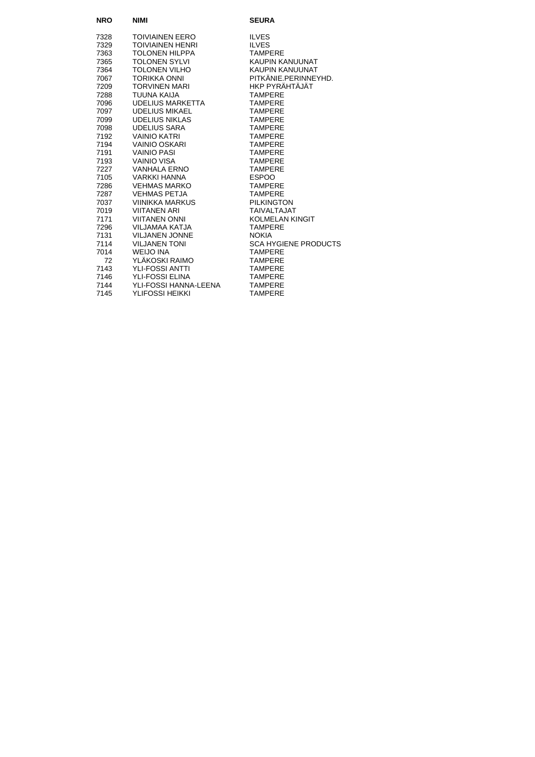| NRO | NIMI | SEURA |
|---|---|---|
| 7328 | TOIVIAINEN EERO | ILVES |
| 7329 | TOIVIAINEN HENRI | ILVES |
| 7363 | TOLONEN HILPPA | TAMPERE |
| 7365 | TOLONEN SYLVI | KAUPIN KANUUNAT |
| 7364 | TOLONEN VILHO | KAUPIN KANUUNAT |
| 7067 | TORIKKA ONNI | PITKÄNIE.PERINNEYHD. |
| 7209 | TORVINEN MARI | HKP PYRÄHTÄJÄT |
| 7288 | TUUNA KAIJA | TAMPERE |
| 7096 | UDELIUS MARKETTA | TAMPERE |
| 7097 | UDELIUS MIKAEL | TAMPERE |
| 7099 | UDELIUS NIKLAS | TAMPERE |
| 7098 | UDELIUS SARA | TAMPERE |
| 7192 | VAINIO KATRI | TAMPERE |
| 7194 | VAINIO OSKARI | TAMPERE |
| 7191 | VAINIO PASI | TAMPERE |
| 7193 | VAINIO VISA | TAMPERE |
| 7227 | VANHALA ERNO | TAMPERE |
| 7105 | VARKKI HANNA | ESPOO |
| 7286 | VEHMAS MARKO | TAMPERE |
| 7287 | VEHMAS PETJA | TAMPERE |
| 7037 | VIINIKKA MARKUS | PILKINGTON |
| 7019 | VIITANEN ARI | TAIVALTAJAT |
| 7171 | VIITANEN ONNI | KOLMELAN KINGIT |
| 7296 | VILJAMAA KATJA | TAMPERE |
| 7131 | VILJANEN JONNE | NOKIA |
| 7114 | VILJANEN TONI | SCA HYGIENE PRODUCTS |
| 7014 | WEIJO INA | TAMPERE |
| 72 | YLÄKOSKI RAIMO | TAMPERE |
| 7143 | YLI-FOSSI ANTTI | TAMPERE |
| 7146 | YLI-FOSSI ELINA | TAMPERE |
| 7144 | YLI-FOSSI HANNA-LEENA | TAMPERE |
| 7145 | YLIFOSSI HEIKKI | TAMPERE |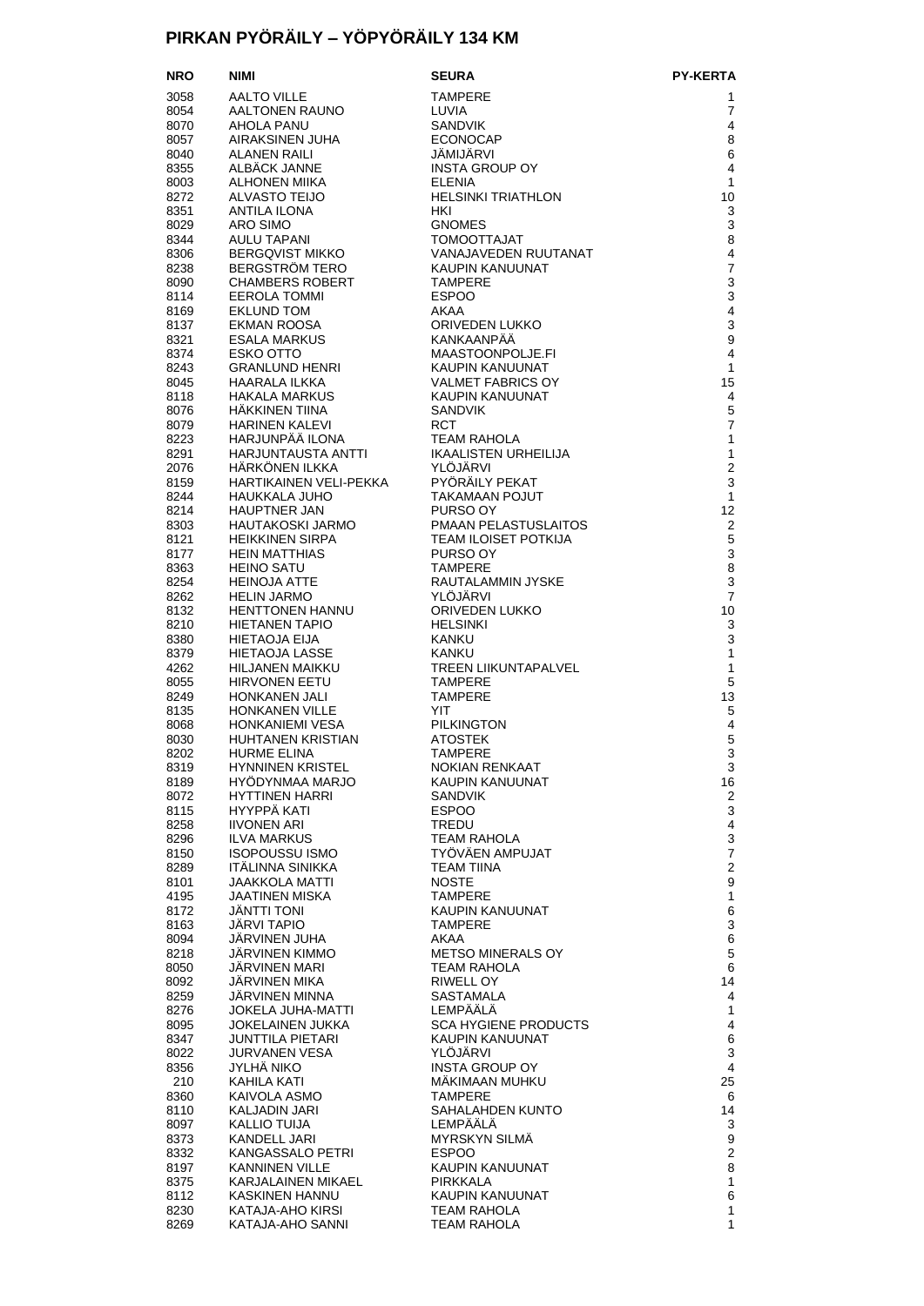# PIRKAN PYÖRÄILY – YÖPYÖRÄILY 134 KM

| NRO | NIMI | SEURA | PY-KERTA |
|---|---|---|---|
| 3058 | AALTO VILLE | TAMPERE | 1 |
| 8054 | AALTONEN RAUNO | LUVIA | 7 |
| 8070 | AHOLA PANU | SANDVIK | 4 |
| 8057 | AIRAKSINEN JUHA | ECONOCAP | 8 |
| 8040 | ALANEN RAILI | JÄMIJÄRVI | 6 |
| 8355 | ALBÄCK JANNE | INSTA GROUP OY | 4 |
| 8003 | ALHONEN MIIKA | ELENIA | 1 |
| 8272 | ALVASTO TEIJO | HELSINKI TRIATHLON | 10 |
| 8351 | ANTILA ILONA | HKI | 3 |
| 8029 | ARO SIMO | GNOMES | 3 |
| 8344 | AULU TAPANI | TOMOOTTAJAT | 8 |
| 8306 | BERGQVIST MIKKO | VANAJAVEDEN RUUTANAT | 4 |
| 8238 | BERGSTRÖM TERO | KAUPIN KANUUNAT | 7 |
| 8090 | CHAMBERS ROBERT | TAMPERE | 3 |
| 8114 | EEROLA TOMMI | ESPOO | 3 |
| 8169 | EKLUND TOM | AKAA | 4 |
| 8137 | EKMAN ROOSA | ORIVEDEN LUKKO | 3 |
| 8321 | ESALA MARKUS | KANKAANPÄÄ | 9 |
| 8374 | ESKO OTTO | MAASTOONPOLJE.FI | 4 |
| 8243 | GRANLUND HENRI | KAUPIN KANUUNAT | 1 |
| 8045 | HAARALA ILKKA | VALMET FABRICS OY | 15 |
| 8118 | HAKALA MARKUS | KAUPIN KANUUNAT | 4 |
| 8076 | HÄKKINEN TIINA | SANDVIK | 5 |
| 8079 | HARINEN KALEVI | RCT | 7 |
| 8223 | HARJUNPÄÄ ILONA | TEAM RAHOLA | 1 |
| 8291 | HARJUNTAUSTA ANTTI | IKAALISTEN URHEILIJA | 1 |
| 2076 | HÄRKÖNEN ILKKA | YLÖJÄRVI | 2 |
| 8159 | HARTIKAINEN VELI-PEKKA | PYÖRÄILY PEKAT | 3 |
| 8244 | HAUKKALA JUHO | TAKAMAAN POJUT | 1 |
| 8214 | HAUPTNER JAN | PURSO OY | 12 |
| 8303 | HAUTAKOSKI JARMO | PMAAN PELASTUSLAITOS | 2 |
| 8121 | HEIKKINEN SIRPA | TEAM ILOISET POTKIJA | 5 |
| 8177 | HEIN MATTHIAS | PURSO OY | 3 |
| 8363 | HEINO SATU | TAMPERE | 8 |
| 8254 | HEINOJA ATTE | RAUTALAMMIN JYSKE | 3 |
| 8262 | HELIN JARMO | YLÖJÄRVI | 7 |
| 8132 | HENTTONEN HANNU | ORIVEDEN LUKKO | 10 |
| 8210 | HIETANEN TAPIO | HELSINKI | 3 |
| 8380 | HIETAOJA EIJA | KANKU | 3 |
| 8379 | HIETAOJA LASSE | KANKU | 1 |
| 4262 | HILJANEN MAIKKU | TREEN LIIKUNTAPALVEL | 1 |
| 8055 | HIRVONEN EETU | TAMPERE | 5 |
| 8249 | HONKANEN JALI | TAMPERE | 13 |
| 8135 | HONKANEN VILLE | YIT | 5 |
| 8068 | HONKANIEMI VESA | PILKINGTON | 4 |
| 8030 | HUHTANEN KRISTIAN | ATOSTEK | 5 |
| 8202 | HURME ELINA | TAMPERE | 3 |
| 8319 | HYNNINEN KRISTEL | NOKIAN RENKAAT | 3 |
| 8189 | HYÖDYNMAA MARJO | KAUPIN KANUUNAT | 16 |
| 8072 | HYTTINEN HARRI | SANDVIK | 2 |
| 8115 | HYYPPÄ KATI | ESPOO | 3 |
| 8258 | IIVONEN ARI | TREDU | 4 |
| 8296 | ILVA MARKUS | TEAM RAHOLA | 3 |
| 8150 | ISOPOUSSU ISMO | TYÖVÄEN AMPUJAT | 7 |
| 8289 | ITÄLINNA SINIKKA | TEAM TIINA | 2 |
| 8101 | JAAKKOLA MATTI | NOSTE | 9 |
| 4195 | JAATINEN MISKA | TAMPERE | 1 |
| 8172 | JÄNTTI TONI | KAUPIN KANUUNAT | 6 |
| 8163 | JÄRVI TAPIO | TAMPERE | 3 |
| 8094 | JÄRVINEN JUHA | AKAA | 6 |
| 8218 | JÄRVINEN KIMMO | METSO MINERALS OY | 5 |
| 8050 | JÄRVINEN MARI | TEAM RAHOLA | 6 |
| 8092 | JÄRVINEN MIKA | RIWELL OY | 14 |
| 8259 | JÄRVINEN MINNA | SASTAMALA | 4 |
| 8276 | JOKELA JUHA-MATTI | LEMPÄÄLÄ | 1 |
| 8095 | JOKELAINEN JUKKA | SCA HYGIENE PRODUCTS | 4 |
| 8347 | JUNTTILA PIETARI | KAUPIN KANUUNAT | 6 |
| 8022 | JURVANEN VESA | YLÖJÄRVI | 3 |
| 8356 | JYLHÄ NIKO | INSTA GROUP OY | 4 |
| 210 | KAHILA KATI | MÄKIMAAN MUHKU | 25 |
| 8360 | KAIVOLA ASMO | TAMPERE | 6 |
| 8110 | KALJADIN JARI | SAHALAHDEN KUNTO | 14 |
| 8097 | KALLIO TUIJA | LEMPÄÄLÄ | 3 |
| 8373 | KANDELL JARI | MYRSKYN SILMÄ | 9 |
| 8332 | KANGASSALO PETRI | ESPOO | 2 |
| 8197 | KANNINEN VILLE | KAUPIN KANUUNAT | 8 |
| 8375 | KARJALAINEN MIKAEL | PIRKKALA | 1 |
| 8112 | KASKINEN HANNU | KAUPIN KANUUNAT | 6 |
| 8230 | KATAJA-AHO KIRSI | TEAM RAHOLA | 1 |
| 8269 | KATAJA-AHO SANNI | TEAM RAHOLA | 1 |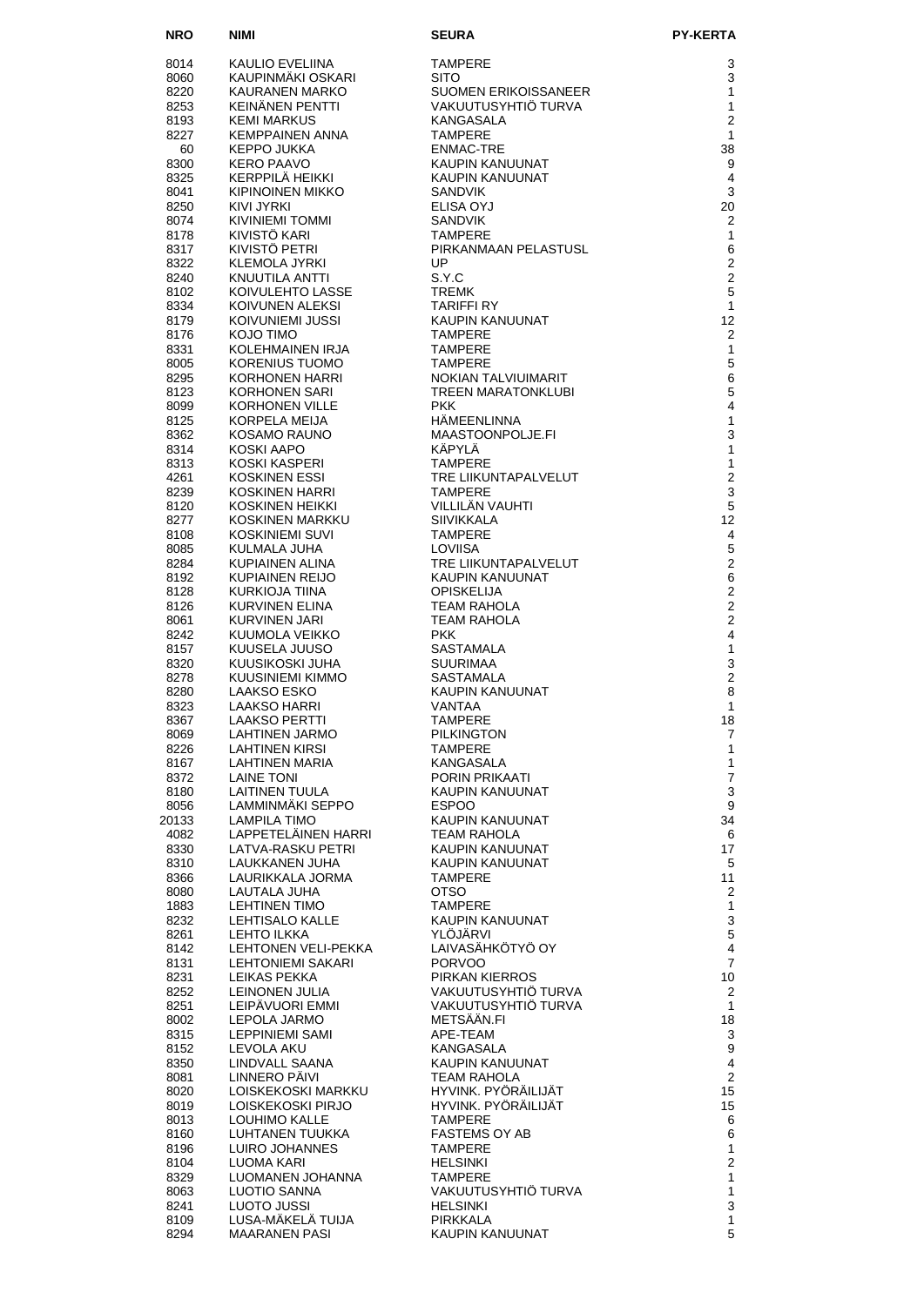| NRO | NIMI | SEURA | PY-KERTA |
|---|---|---|---|
| 8014 | KAULIO EVELIINA | TAMPERE | 3 |
| 8060 | KAUPINMÄKI OSKARI | SITO | 3 |
| 8220 | KAURANEN MARKO | SUOMEN ERIKOISSANEER | 1 |
| 8253 | KEINÄNEN PENTTI | VAKUUTUSYHTIÖ TURVA | 1 |
| 8193 | KEMI MARKUS | KANGASALA | 2 |
| 8227 | KEMPPAINEN ANNA | TAMPERE | 1 |
| 60 | KEPPO JUKKA | ENMAC-TRE | 38 |
| 8300 | KERO PAAVO | KAUPIN KANUUNAT | 9 |
| 8325 | KERPPILÄ HEIKKI | KAUPIN KANUUNAT | 4 |
| 8041 | KIPINOINEN MIKKO | SANDVIK | 3 |
| 8250 | KIVI JYRKI | ELISA OYJ | 20 |
| 8074 | KIVINIEMI TOMMI | SANDVIK | 2 |
| 8178 | KIVISTÖ KARI | TAMPERE | 1 |
| 8317 | KIVISTÖ PETRI | PIRKANMAAN PELASTUSL | 6 |
| 8322 | KLEMOLA JYRKI | UP | 2 |
| 8240 | KNUUTILA ANTTI | S.Y.C | 2 |
| 8102 | KOIVULEHTO LASSE | TREMK | 5 |
| 8334 | KOIVUNEN ALEKSI | TARIFFI RY | 1 |
| 8179 | KOIVUNIEMI JUSSI | KAUPIN KANUUNAT | 12 |
| 8176 | KOJO TIMO | TAMPERE | 2 |
| 8331 | KOLEHMAINEN IRJA | TAMPERE | 1 |
| 8005 | KORENIUS TUOMO | TAMPERE | 5 |
| 8295 | KORHONEN HARRI | NOKIAN TALVIUIMARIT | 6 |
| 8123 | KORHONEN SARI | TREEN MARATONKLUBI | 5 |
| 8099 | KORHONEN VILLE | PKK | 4 |
| 8125 | KORPELA MEIJA | HÄMEENLINNA | 1 |
| 8362 | KOSAMO RAUNO | MAASTOONPOLJE.FI | 3 |
| 8314 | KOSKI AAPO | KÄPYLÄ | 1 |
| 8313 | KOSKI KASPERI | TAMPERE | 1 |
| 4261 | KOSKINEN ESSI | TRE LIIKUNTAPALVELUT | 2 |
| 8239 | KOSKINEN HARRI | TAMPERE | 3 |
| 8120 | KOSKINEN HEIKKI | VILLILÄN VAUHTI | 5 |
| 8277 | KOSKINEN MARKKU | SIIVIKKALA | 12 |
| 8108 | KOSKINIEMI SUVI | TAMPERE | 4 |
| 8085 | KULMALA JUHA | LOVIISA | 5 |
| 8284 | KUPIAINEN ALINA | TRE LIIKUNTAPALVELUT | 2 |
| 8192 | KUPIAINEN REIJO | KAUPIN KANUUNAT | 6 |
| 8128 | KURKIOJA TIINA | OPISKELIJA | 2 |
| 8126 | KURVINEN ELINA | TEAM RAHOLA | 2 |
| 8061 | KURVINEN JARI | TEAM RAHOLA | 2 |
| 8242 | KUUMOLA VEIKKO | PKK | 4 |
| 8157 | KUUSELA JUUSO | SASTAMALA | 1 |
| 8320 | KUUSIKOSKI JUHA | SUURIMAA | 3 |
| 8278 | KUUSINIEMI KIMMO | SASTAMALA | 2 |
| 8280 | LAAKSO ESKO | KAUPIN KANUUNAT | 8 |
| 8323 | LAAKSO HARRI | VANTAA | 1 |
| 8367 | LAAKSO PERTTI | TAMPERE | 18 |
| 8069 | LAHTINEN JARMO | PILKINGTON | 7 |
| 8226 | LAHTINEN KIRSI | TAMPERE | 1 |
| 8167 | LAHTINEN MARIA | KANGASALA | 1 |
| 8372 | LAINE TONI | PORIN PRIKAATI | 7 |
| 8180 | LAITINEN TUULA | KAUPIN KANUUNAT | 3 |
| 8056 | LAMMINMÄKI SEPPO | ESPOO | 9 |
| 20133 | LAMPILA TIMO | KAUPIN KANUUNAT | 34 |
| 4082 | LAPPETELÄINEN HARRI | TEAM RAHOLA | 6 |
| 8330 | LATVA-RASKU PETRI | KAUPIN KANUUNAT | 17 |
| 8310 | LAUKKANEN JUHA | KAUPIN KANUUNAT | 5 |
| 8366 | LAURIKKALA JORMA | TAMPERE | 11 |
| 8080 | LAUTALA JUHA | OTSO | 2 |
| 1883 | LEHTINEN TIMO | TAMPERE | 1 |
| 8232 | LEHTISALO KALLE | KAUPIN KANUUNAT | 3 |
| 8261 | LEHTO ILKKA | YLÖJÄRVI | 5 |
| 8142 | LEHTONEN VELI-PEKKA | LAIVASÄHKÖTYÖ OY | 4 |
| 8131 | LEHTONIEMI SAKARI | PORVOO | 7 |
| 8231 | LEIKAS PEKKA | PIRKAN KIERROS | 10 |
| 8252 | LEINONEN JULIA | VAKUUTUSYHTIÖ TURVA | 2 |
| 8251 | LEIPÄVUORI EMMI | VAKUUTUSYHTIÖ TURVA | 1 |
| 8002 | LEPOLA JARMO | METSÄÄN.FI | 18 |
| 8315 | LEPPINIEMI SAMI | APE-TEAM | 3 |
| 8152 | LEVOLA AKU | KANGASALA | 9 |
| 8350 | LINDVALL SAANA | KAUPIN KANUUNAT | 4 |
| 8081 | LINNERO PÄIVI | TEAM RAHOLA | 2 |
| 8020 | LOISKEKOSKI MARKKU | HYVINK. PYÖRÄILIJÄT | 15 |
| 8019 | LOISKEKOSKI PIRJO | HYVINK. PYÖRÄILIJÄT | 15 |
| 8013 | LOUHIMO KALLE | TAMPERE | 6 |
| 8160 | LUHTANEN TUUKKA | FASTEMS OY AB | 6 |
| 8196 | LUIRO JOHANNES | TAMPERE | 1 |
| 8104 | LUOMA KARI | HELSINKI | 2 |
| 8329 | LUOMANEN JOHANNA | TAMPERE | 1 |
| 8063 | LUOTIO SANNA | VAKUUTUSYHTIÖ TURVA | 1 |
| 8241 | LUOTO JUSSI | HELSINKI | 3 |
| 8109 | LUSA-MÄKELÄ TUIJA | PIRKKALA | 1 |
| 8294 | MAARANEN PASI | KAUPIN KANUUNAT | 5 |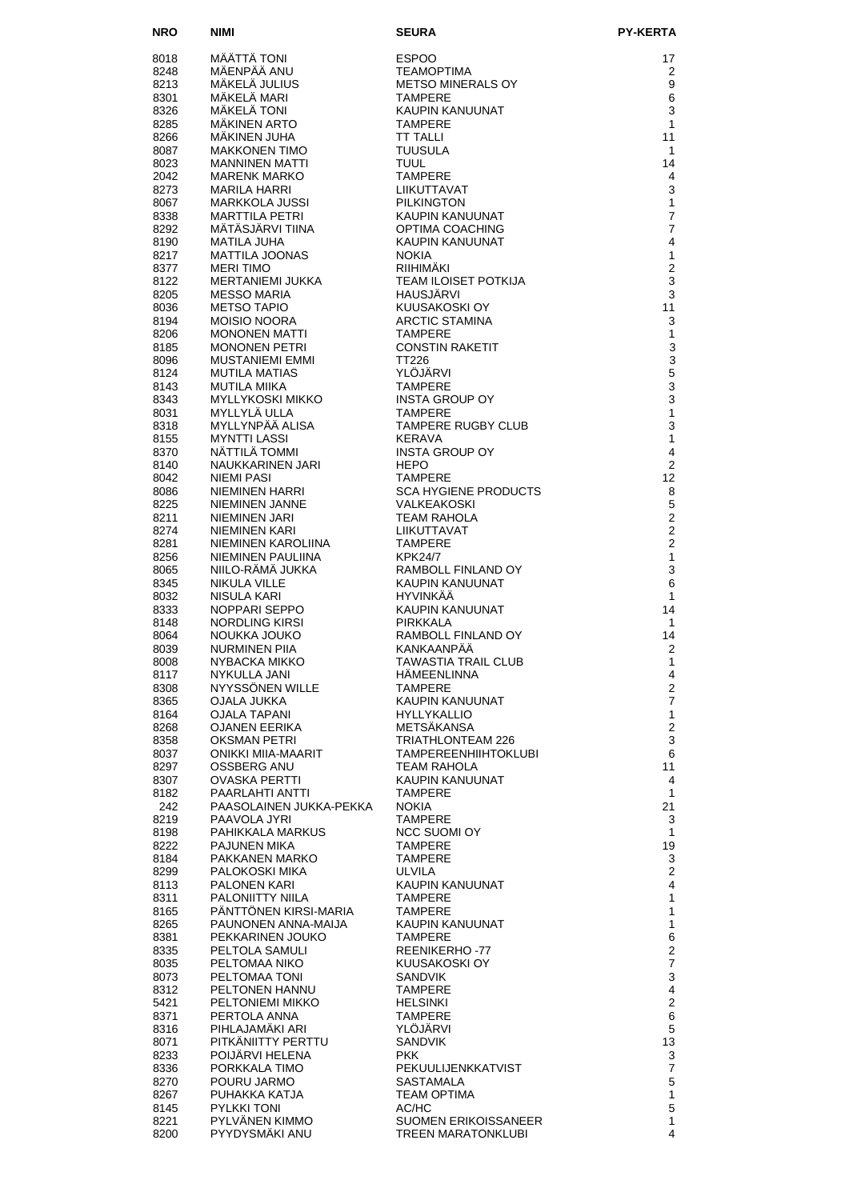| NRO | NIMI | SEURA | PY-KERTA |
|---|---|---|---|
| 8018 | MÄÄTTÄ TONI | ESPOO | 17 |
| 8248 | MÄENPÄÄ ANU | TEAMOPTIMA | 2 |
| 8213 | MÄKELÄ JULIUS | METSO MINERALS OY | 9 |
| 8301 | MÄKELÄ MARI | TAMPERE | 6 |
| 8326 | MÄKELÄ TONI | KAUPIN KANUUNAT | 3 |
| 8285 | MÄKINEN ARTO | TAMPERE | 1 |
| 8266 | MÄKINEN JUHA | TT TALLI | 11 |
| 8087 | MAKKONEN TIMO | TUUSULA | 1 |
| 8023 | MANNINEN MATTI | TUUL | 14 |
| 2042 | MARENK MARKO | TAMPERE | 4 |
| 8273 | MARILA HARRI | LIIKUTTAVAT | 3 |
| 8067 | MARKKOLA JUSSI | PILKINGTON | 1 |
| 8338 | MARTTILA PETRI | KAUPIN KANUUNAT | 7 |
| 8292 | MÄTÄSJÄRVI TIINA | OPTIMA COACHING | 7 |
| 8190 | MATILA JUHA | KAUPIN KANUUNAT | 4 |
| 8217 | MATTILA JOONAS | NOKIA | 1 |
| 8377 | MERI TIMO | RIIHIMÄKI | 2 |
| 8122 | MERTANIEMI JUKKA | TEAM ILOISET POTKIJA | 3 |
| 8205 | MESSO MARIA | HAUSJÄRVI | 3 |
| 8036 | METSO TAPIO | KUUSAKOSKI OY | 11 |
| 8194 | MOISIO NOORA | ARCTIC STAMINA | 3 |
| 8206 | MONONEN MATTI | TAMPERE | 1 |
| 8185 | MONONEN PETRI | CONSTIN RAKETIT | 3 |
| 8096 | MUSTANIEMI EMMI | TT226 | 3 |
| 8124 | MUTILA MATIAS | YLÖJÄRVI | 5 |
| 8143 | MUTILA MIIKA | TAMPERE | 3 |
| 8343 | MYLLYKOSKI MIKKO | INSTA GROUP OY | 3 |
| 8031 | MYLLYLÄ ULLA | TAMPERE | 1 |
| 8318 | MYLLYNPÄÄ ALISA | TAMPERE RUGBY CLUB | 3 |
| 8155 | MYNTTI LASSI | KERAVA | 1 |
| 8370 | NÄTTILÄ TOMMI | INSTA GROUP OY | 4 |
| 8140 | NAUKKARINEN JARI | HEPO | 2 |
| 8042 | NIEMI PASI | TAMPERE | 12 |
| 8086 | NIEMINEN HARRI | SCA HYGIENE PRODUCTS | 8 |
| 8225 | NIEMINEN JANNE | VALKEAKOSKI | 5 |
| 8211 | NIEMINEN JARI | TEAM RAHOLA | 2 |
| 8274 | NIEMINEN KARI | LIIKUTTAVAT | 2 |
| 8281 | NIEMINEN KAROLIINA | TAMPERE | 2 |
| 8256 | NIEMINEN PAULIINA | KPK24/7 | 1 |
| 8065 | NIILO-RÄMÄ JUKKA | RAMBOLL FINLAND OY | 3 |
| 8345 | NIKULA VILLE | KAUPIN KANUUNAT | 6 |
| 8032 | NISULA KARI | HYVINKÄÄ | 1 |
| 8333 | NOPPARI SEPPO | KAUPIN KANUUNAT | 14 |
| 8148 | NORDLING KIRSI | PIRKKALA | 1 |
| 8064 | NOUKKA JOUKO | RAMBOLL FINLAND OY | 14 |
| 8039 | NURMINEN PIIA | KANKAANPÄÄ | 2 |
| 8008 | NYBACKA MIKKO | TAWASTIA TRAIL CLUB | 1 |
| 8117 | NYKULLA JANI | HÄMEENLINNA | 4 |
| 8308 | NYYSSÖNEN WILLE | TAMPERE | 2 |
| 8365 | OJALA JUKKA | KAUPIN KANUUNAT | 7 |
| 8164 | OJALA TAPANI | HYLLYKALLIO | 1 |
| 8268 | OJANEN EERIKA | METSÄKANSA | 2 |
| 8358 | OKSMAN PETRI | TRIATHLONTEAM 226 | 3 |
| 8037 | ONIKKI MIIA-MAARIT | TAMPEREENHIIHTOKLUBI | 6 |
| 8297 | OSSBERG ANU | TEAM RAHOLA | 11 |
| 8307 | OVASKA PERTTI | KAUPIN KANUUNAT | 4 |
| 8182 | PAARLAHTI ANTTI | TAMPERE | 1 |
| 242 | PAASOLAINEN JUKKA-PEKKA | NOKIA | 21 |
| 8219 | PAAVOLA JYRI | TAMPERE | 3 |
| 8198 | PAHIKKALA MARKUS | NCC SUOMI OY | 1 |
| 8222 | PAJUNEN MIKA | TAMPERE | 19 |
| 8184 | PAKKANEN MARKO | TAMPERE | 3 |
| 8299 | PALOKOSKI MIKA | ULVILA | 2 |
| 8113 | PALONEN KARI | KAUPIN KANUUNAT | 4 |
| 8311 | PALONIITTY NIILA | TAMPERE | 1 |
| 8165 | PÄNTTÖNEN KIRSI-MARIA | TAMPERE | 1 |
| 8265 | PAUNONEN ANNA-MAIJA | KAUPIN KANUUNAT | 1 |
| 8381 | PEKKARINEN JOUKO | TAMPERE | 6 |
| 8335 | PELTOLA SAMULI | REENIKERHO -77 | 2 |
| 8035 | PELTOMAA NIKO | KUUSAKOSKI OY | 7 |
| 8073 | PELTOMAA TONI | SANDVIK | 3 |
| 8312 | PELTONEN HANNU | TAMPERE | 4 |
| 5421 | PELTONIEMI MIKKO | HELSINKI | 2 |
| 8371 | PERTOLA ANNA | TAMPERE | 6 |
| 8316 | PIHLAJAMÄKI ARI | YLÖJÄRVI | 5 |
| 8071 | PITKÄNIITTY PERTTU | SANDVIK | 13 |
| 8233 | POIJÄRVI HELENA | PKK | 3 |
| 8336 | PORKKALA TIMO | PEKUULIJENKKATVIST | 7 |
| 8270 | POURU JARMO | SASTAMALA | 5 |
| 8267 | PUHAKKA KATJA | TEAM OPTIMA | 1 |
| 8145 | PYLKKI TONI | AC/HC | 5 |
| 8221 | PYLVÄNEN KIMMO | SUOMEN ERIKOISSANEER | 1 |
| 8200 | PYYDYSMÄKI ANU | TREEN MARATONKLUBI | 4 |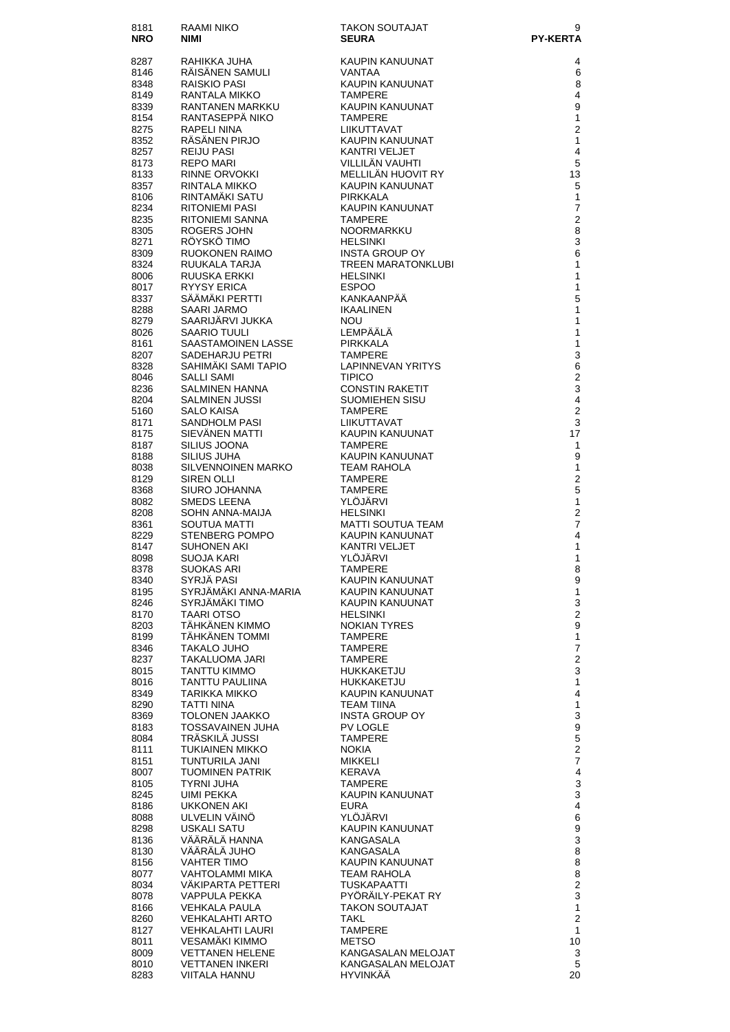| 8181 | RAAMI NIKO | TAKON SOUTAJAT | 9 |
|---|---|---|---|
| **NRO** | **NIMI** | **SEURA** | **PY-KERTA** |
| 8287 | RAHIKKA JUHA | KAUPIN KANUUNAT | 4 |
| 8146 | RÄISÄNEN SAMULI | VANTAA | 6 |
| 8348 | RAISKIO PASI | KAUPIN KANUUNAT | 8 |
| 8149 | RANTALA MIKKO | TAMPERE | 4 |
| 8339 | RANTANEN MARKKU | KAUPIN KANUUNAT | 9 |
| 8154 | RANTASEPPÄ NIKO | TAMPERE | 1 |
| 8275 | RAPELI NINA | LIIKUTTAVAT | 2 |
| 8352 | RÄSÄNEN PIRJO | KAUPIN KANUUNAT | 1 |
| 8257 | REIJU PASI | KANTRI VELJET | 4 |
| 8173 | REPO MARI | VILLILÄN VAUHTI | 5 |
| 8133 | RINNE ORVOKKI | MELLILÄN HUOVIT RY | 13 |
| 8357 | RINTALA MIKKO | KAUPIN KANUUNAT | 5 |
| 8106 | RINTAMÄKI SATU | PIRKKALA | 1 |
| 8234 | RITONIEMI PASI | KAUPIN KANUUNAT | 7 |
| 8235 | RITONIEMI SANNA | TAMPERE | 2 |
| 8305 | ROGERS JOHN | NOORMARKKU | 8 |
| 8271 | RÖYSKÖ TIMO | HELSINKI | 3 |
| 8309 | RUOKONEN RAIMO | INSTA GROUP OY | 6 |
| 8324 | RUUKALA TARJA | TREEN MARATONKLUBI | 1 |
| 8006 | RUUSKA ERKKI | HELSINKI | 1 |
| 8017 | RYYSY ERICA | ESPOO | 1 |
| 8337 | SÄÄMÄKI PERTTI | KANKAANPÄÄ | 5 |
| 8288 | SAARI JARMO | IKAALINEN | 1 |
| 8279 | SAARIJÄRVI JUKKA | NOU | 1 |
| 8026 | SAARIO TUULI | LEMPÄÄLÄ | 1 |
| 8161 | SAASTAMOINEN LASSE | PIRKKALA | 1 |
| 8207 | SADEHARJU PETRI | TAMPERE | 3 |
| 8328 | SAHIMÄKI SAMI TAPIO | LAPINNEVAN YRITYS | 6 |
| 8046 | SALLI SAMI | TIPICO | 2 |
| 8236 | SALMINEN HANNA | CONSTIN RAKETIT | 3 |
| 8204 | SALMINEN JUSSI | SUOMIEHEN SISU | 4 |
| 5160 | SALO KAISA | TAMPERE | 2 |
| 8171 | SANDHOLM PASI | LIIKUTTAVAT | 3 |
| 8175 | SIEVÄNEN MATTI | KAUPIN KANUUNAT | 17 |
| 8187 | SILIUS JOONA | TAMPERE | 1 |
| 8188 | SILIUS JUHA | KAUPIN KANUUNAT | 9 |
| 8038 | SILVENNOINEN MARKO | TEAM RAHOLA | 1 |
| 8129 | SIREN OLLI | TAMPERE | 2 |
| 8368 | SIURO JOHANNA | TAMPERE | 5 |
| 8082 | SMEDS LEENA | YLÖJÄRVI | 1 |
| 8208 | SOHN ANNA-MAIJA | HELSINKI | 2 |
| 8361 | SOUTUA MATTI | MATTI SOUTUA TEAM | 7 |
| 8229 | STENBERG POMPO | KAUPIN KANUUNAT | 4 |
| 8147 | SUHONEN AKI | KANTRI VELJET | 1 |
| 8098 | SUOJA KARI | YLÖJÄRVI | 1 |
| 8378 | SUOKAS ARI | TAMPERE | 8 |
| 8340 | SYRJÄ PASI | KAUPIN KANUUNAT | 9 |
| 8195 | SYRJÄMÄKI ANNA-MARIA | KAUPIN KANUUNAT | 1 |
| 8246 | SYRJÄMÄKI TIMO | KAUPIN KANUUNAT | 3 |
| 8170 | TAARI OTSO | HELSINKI | 2 |
| 8203 | TÄHKÄNEN KIMMO | NOKIAN TYRES | 9 |
| 8199 | TÄHKÄNEN TOMMI | TAMPERE | 1 |
| 8346 | TAKALO JUHO | TAMPERE | 7 |
| 8237 | TAKALUOMA JARI | TAMPERE | 2 |
| 8015 | TANTTU KIMMO | HUKKAKETJU | 3 |
| 8016 | TANTTU PAULIINA | HUKKAKETJU | 1 |
| 8349 | TARIKKA MIKKO | KAUPIN KANUUNAT | 4 |
| 8290 | TATTI NINA | TEAM TIINA | 1 |
| 8369 | TOLONEN JAAKKO | INSTA GROUP OY | 3 |
| 8183 | TOSSAVAINEN JUHA | PV LOGLE | 9 |
| 8084 | TRÄSKILÄ JUSSI | TAMPERE | 5 |
| 8111 | TUKIAINEN MIKKO | NOKIA | 2 |
| 8151 | TUNTURILA JANI | MIKKELI | 7 |
| 8007 | TUOMINEN PATRIK | KERAVA | 4 |
| 8105 | TYRNI JUHA | TAMPERE | 3 |
| 8245 | UIMI PEKKA | KAUPIN KANUUNAT | 3 |
| 8186 | UKKONEN AKI | EURA | 4 |
| 8088 | ULVELIN VÄINÖ | YLÖJÄRVI | 6 |
| 8298 | USKALI SATU | KAUPIN KANUUNAT | 9 |
| 8136 | VÄÄRÄLÄ HANNA | KANGASALA | 3 |
| 8130 | VÄÄRÄLÄ JUHO | KANGASALA | 8 |
| 8156 | VAHTER TIMO | KAUPIN KANUUNAT | 8 |
| 8077 | VAHTOLAMMI MIKA | TEAM RAHOLA | 8 |
| 8034 | VÄKIPARTA PETTERI | TUSKAPAATTI | 2 |
| 8078 | VAPPULA PEKKA | PYÖRÄILY-PEKAT RY | 3 |
| 8166 | VEHKALA PAULA | TAKON SOUTAJAT | 1 |
| 8260 | VEHKALAHTI ARTO | TAKL | 2 |
| 8127 | VEHKALAHTI LAURI | TAMPERE | 1 |
| 8011 | VESAMÄKI KIMMO | METSO | 10 |
| 8009 | VETTANEN HELENE | KANGASALAN MELOJAT | 3 |
| 8010 | VETTANEN INKERI | KANGASALAN MELOJAT | 5 |
| 8283 | VIITALA HANNU | HYVINKÄÄ | 20 |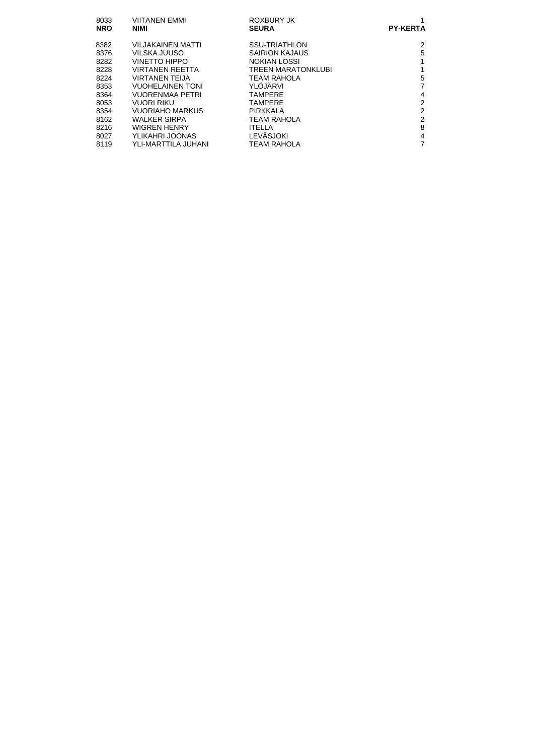| NRO | NIMI | SEURA | PY-KERTA |
|---|---|---|---|
| 8033 | VIITANEN EMMI | ROXBURY JK | 1 |
| 8382 | VILJAKAINEN MATTI | SSU-TRIATHLON | 2 |
| 8376 | VILSKA JUUSO | SAIRION KAJAUS | 5 |
| 8282 | VINETTO HIPPO | NOKIAN LOSSI | 1 |
| 8228 | VIRTANEN REETTA | TREEN MARATONKLUBI | 1 |
| 8224 | VIRTANEN TEIJA | TEAM RAHOLA | 5 |
| 8353 | VUOHELAINEN TONI | YLÖJÄRVI | 7 |
| 8364 | VUORENMAA PETRI | TAMPERE | 4 |
| 8053 | VUORI RIKU | TAMPERE | 2 |
| 8354 | VUORIAHO MARKUS | PIRKKALA | 2 |
| 8162 | WALKER SIRPA | TEAM RAHOLA | 2 |
| 8216 | WIGREN HENRY | ITELLA | 8 |
| 8027 | YLIKAHRI JOONAS | LEVÄSJOKI | 4 |
| 8119 | YLI-MARTTILA JUHANI | TEAM RAHOLA | 7 |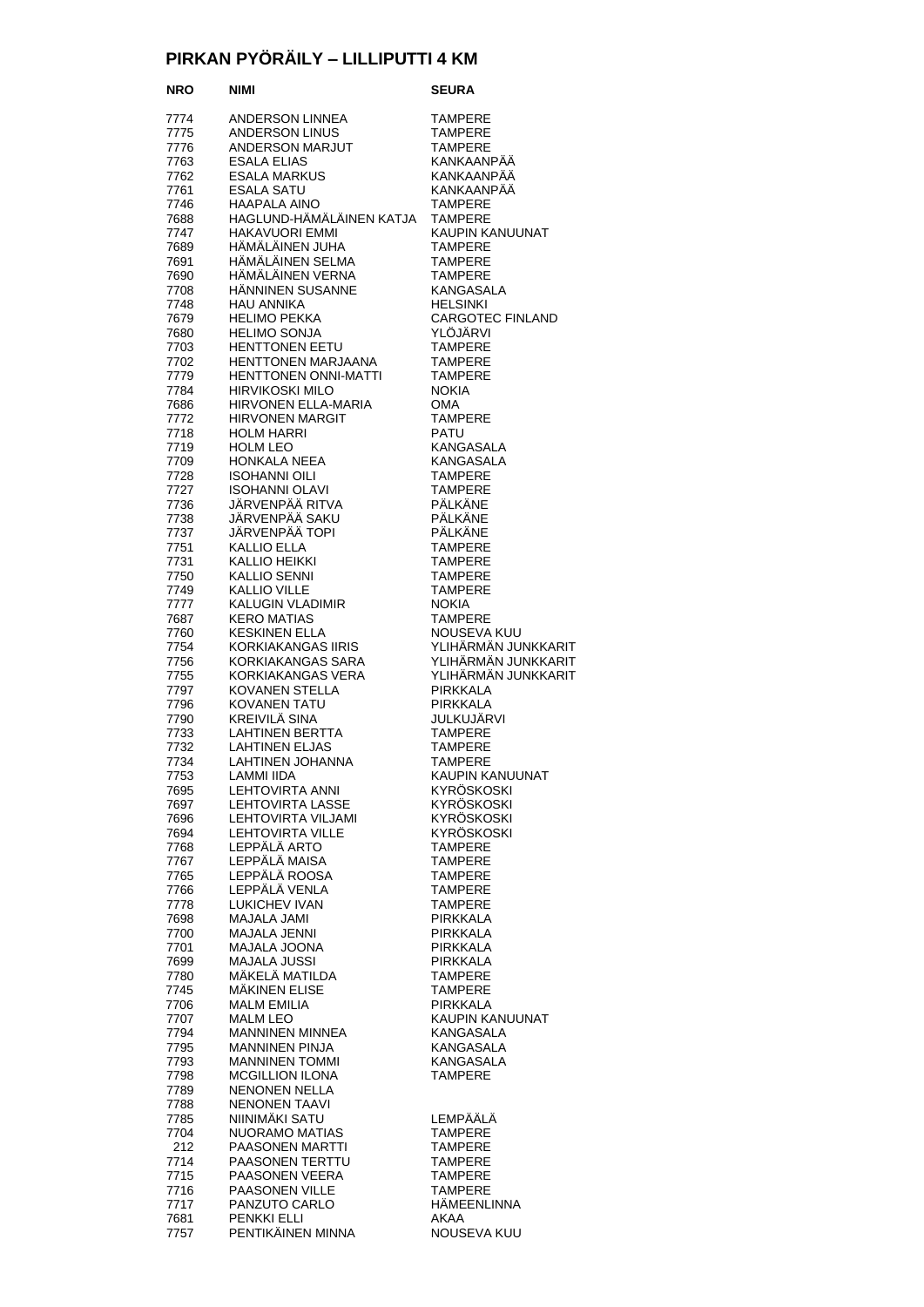# PIRKAN PYÖRÄILY – LILLIPUTTI 4 KM

| NRO | NIMI | SEURA |
|---|---|---|
| 7774 | ANDERSON LINNEA | TAMPERE |
| 7775 | ANDERSON LINUS | TAMPERE |
| 7776 | ANDERSON MARJUT | TAMPERE |
| 7763 | ESALA ELIAS | KANKAANPÄÄ |
| 7762 | ESALA MARKUS | KANKAANPÄÄ |
| 7761 | ESALA SATU | KANKAANPÄÄ |
| 7746 | HAAPALA AINO | TAMPERE |
| 7688 | HAGLUND-HÄMÄLÄINEN KATJA | TAMPERE |
| 7747 | HAKAVUORI EMMI | KAUPIN KANUUNAT |
| 7689 | HÄMÄLÄINEN JUHA | TAMPERE |
| 7691 | HÄMÄLÄINEN SELMA | TAMPERE |
| 7690 | HÄMÄLÄINEN VERNA | TAMPERE |
| 7708 | HÄNNINEN SUSANNE | KANGASALA |
| 7748 | HAU ANNIKA | HELSINKI |
| 7679 | HELIMO PEKKA | CARGOTEC FINLAND |
| 7680 | HELIMO SONJA | YLÖJÄRVI |
| 7703 | HENTTONEN EETU | TAMPERE |
| 7702 | HENTTONEN MARJAANA | TAMPERE |
| 7779 | HENTTONEN ONNI-MATTI | TAMPERE |
| 7784 | HIRVIKOSKI MILO | NOKIA |
| 7686 | HIRVONEN ELLA-MARIA | OMA |
| 7772 | HIRVONEN MARGIT | TAMPERE |
| 7718 | HOLM HARRI | PATU |
| 7719 | HOLM LEO | KANGASALA |
| 7709 | HONKALA NEEA | KANGASALA |
| 7728 | ISOHANNI OILI | TAMPERE |
| 7727 | ISOHANNI OLAVI | TAMPERE |
| 7736 | JÄRVENPÄÄ RITVA | PÄLKÄNE |
| 7738 | JÄRVENPÄÄ SAKU | PÄLKÄNE |
| 7737 | JÄRVENPÄÄ TOPI | PÄLKÄNE |
| 7751 | KALLIO ELLA | TAMPERE |
| 7731 | KALLIO HEIKKI | TAMPERE |
| 7750 | KALLIO SENNI | TAMPERE |
| 7749 | KALLIO VILLE | TAMPERE |
| 7777 | KALUGIN VLADIMIR | NOKIA |
| 7687 | KERO MATIAS | TAMPERE |
| 7760 | KESKINEN ELLA | NOUSEVA KUU |
| 7754 | KORKIAKANGAS IIRIS | YLIHÄRMÄN JUNKKARIT |
| 7756 | KORKIAKANGAS SARA | YLIHÄRMÄN JUNKKARIT |
| 7755 | KORKIAKANGAS VERA | YLIHÄRMÄN JUNKKARIT |
| 7797 | KOVANEN STELLA | PIRKKALA |
| 7796 | KOVANEN TATU | PIRKKALA |
| 7790 | KREIVILÄ SINA | JULKUJÄRVI |
| 7733 | LAHTINEN BERTTA | TAMPERE |
| 7732 | LAHTINEN ELJAS | TAMPERE |
| 7734 | LAHTINEN JOHANNA | TAMPERE |
| 7753 | LAMMI IIDA | KAUPIN KANUUNAT |
| 7695 | LEHTOVIRTA ANNI | KYRÖSKOSKI |
| 7697 | LEHTOVIRTA LASSE | KYRÖSKOSKI |
| 7696 | LEHTOVIRTA VILJAMI | KYRÖSKOSKI |
| 7694 | LEHTOVIRTA VILLE | KYRÖSKOSKI |
| 7768 | LEPPÄLÄ ARTO | TAMPERE |
| 7767 | LEPPÄLÄ MAISA | TAMPERE |
| 7765 | LEPPÄLÄ ROOSA | TAMPERE |
| 7766 | LEPPÄLÄ VENLA | TAMPERE |
| 7778 | LUKICHEV IVAN | TAMPERE |
| 7698 | MAJALA JAMI | PIRKKALA |
| 7700 | MAJALA JENNI | PIRKKALA |
| 7701 | MAJALA JOONA | PIRKKALA |
| 7699 | MAJALA JUSSI | PIRKKALA |
| 7780 | MÄKELÄ MATILDA | TAMPERE |
| 7745 | MÄKINEN ELISE | TAMPERE |
| 7706 | MALM EMILIA | PIRKKALA |
| 7707 | MALM LEO | KAUPIN KANUUNAT |
| 7794 | MANNINEN MINNEA | KANGASALA |
| 7795 | MANNINEN PINJA | KANGASALA |
| 7793 | MANNINEN TOMMI | KANGASALA |
| 7798 | MCGILLION ILONA | TAMPERE |
| 7789 | NENONEN NELLA | |
| 7788 | NENONEN TAAVI | |
| 7785 | NIINIMÄKI SATU | LEMPÄÄLÄ |
| 7704 | NUORAMO MATIAS | TAMPERE |
| 212 | PAASONEN MARTTI | TAMPERE |
| 7714 | PAASONEN TERTTU | TAMPERE |
| 7715 | PAASONEN VEERA | TAMPERE |
| 7716 | PAASONEN VILLE | TAMPERE |
| 7717 | PANZUTO CARLO | HÄMEENLINNA |
| 7681 | PENKKI ELLI | AKAA |
| 7757 | PENTIKÄINEN MINNA | NOUSEVA KUU |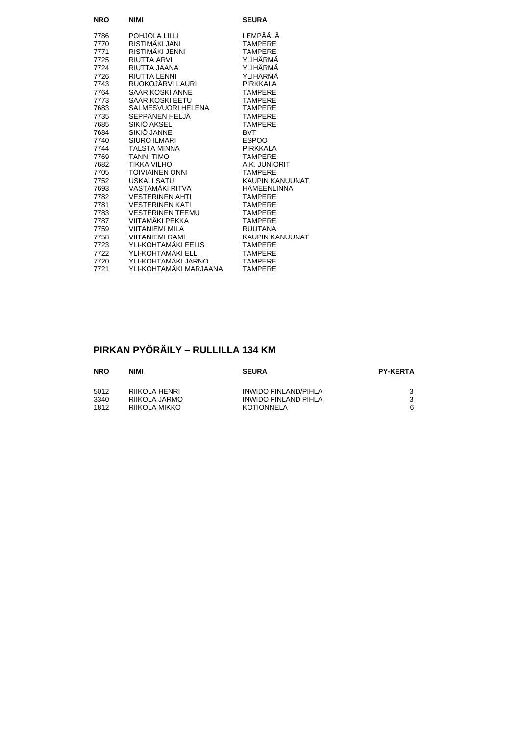| NRO | NIMI | SEURA |
|---|---|---|
| 7786 | POHJOLA LILLI | LEMPÄÄLÄ |
| 7770 | RISTIMÄKI JANI | TAMPERE |
| 7771 | RISTIMÄKI JENNI | TAMPERE |
| 7725 | RIUTTA ARVI | YLIHÄRMÄ |
| 7724 | RIUTTA JAANA | YLIHÄRMÄ |
| 7726 | RIUTTA LENNI | YLIHÄRMÄ |
| 7743 | RUOKOJÄRVI LAURI | PIRKKALA |
| 7764 | SAARIKOSKI ANNE | TAMPERE |
| 7773 | SAARIKOSKI EETU | TAMPERE |
| 7683 | SALMESVUORI HELENA | TAMPERE |
| 7735 | SEPPÄNEN HELJÄ | TAMPERE |
| 7685 | SIKIÖ AKSELI | TAMPERE |
| 7684 | SIKIÖ JANNE | BVT |
| 7740 | SIURO ILMARI | ESPOO |
| 7744 | TALSTA MINNA | PIRKKALA |
| 7769 | TANNI TIMO | TAMPERE |
| 7682 | TIKKA VILHO | A.K. JUNIORIT |
| 7705 | TOIVIAINEN ONNI | TAMPERE |
| 7752 | USKALI SATU | KAUPIN KANUUNAT |
| 7693 | VASTAMÄKI RITVA | HÄMEENLINNA |
| 7782 | VESTERINEN AHTI | TAMPERE |
| 7781 | VESTERINEN KATI | TAMPERE |
| 7783 | VESTERINEN TEEMU | TAMPERE |
| 7787 | VIITAMÄKI PEKKA | TAMPERE |
| 7759 | VIITANIEMI MILA | RUUTANA |
| 7758 | VIITANIEMI RAMI | KAUPIN KANUUNAT |
| 7723 | YLI-KOHTAMÄKI EELIS | TAMPERE |
| 7722 | YLI-KOHTAMÄKI ELLI | TAMPERE |
| 7720 | YLI-KOHTAMÄKI JARNO | TAMPERE |
| 7721 | YLI-KOHTAMÄKI MARJAANA | TAMPERE |

## PIRKAN PYÖRÄILY – RULLILLA 134 KM

| NRO | NIMI | SEURA | PY-KERTA |
|---|---|---|---|
| 5012 | RIIKOLA HENRI | INWIDO FINLAND/PIHLA | 3 |
| 3340 | RIIKOLA JARMO | INWIDO FINLAND PIHLA | 3 |
| 1812 | RIIKOLA MIKKO | KOTIONNELA | 6 |